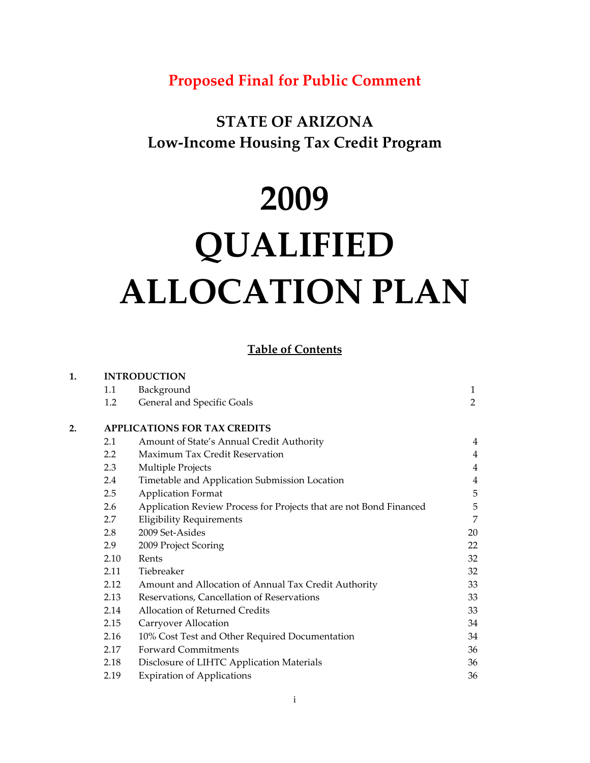**Proposed Final for Public Comment**

# STATE OF ARIZONA
# Low-Income Housing Tax Credit Program

# 2009 QUALIFIED ALLOCATION PLAN

## Table of Contents

| | | | |
|---|---|---|---|
| **1.** | **INTRODUCTION** | | |
| | 1.1 | Background | 1 |
| | 1.2 | General and Specific Goals | 2 |
| **2.** | **APPLICATIONS FOR TAX CREDITS** | | |
| | 2.1 | Amount of State's Annual Credit Authority | 4 |
| | 2.2 | Maximum Tax Credit Reservation | 4 |
| | 2.3 | Multiple Projects | 4 |
| | 2.4 | Timetable and Application Submission Location | 4 |
| | 2.5 | Application Format | 5 |
| | 2.6 | Application Review Process for Projects that are not Bond Financed | 5 |
| | 2.7 | Eligibility Requirements | 7 |
| | 2.8 | 2009 Set-Asides | 20 |
| | 2.9 | 2009 Project Scoring | 22 |
| | 2.10 | Rents | 32 |
| | 2.11 | Tiebreaker | 32 |
| | 2.12 | Amount and Allocation of Annual Tax Credit Authority | 33 |
| | 2.13 | Reservations, Cancellation of Reservations | 33 |
| | 2.14 | Allocation of Returned Credits | 33 |
| | 2.15 | Carryover Allocation | 34 |
| | 2.16 | 10% Cost Test and Other Required Documentation | 34 |
| | 2.17 | Forward Commitments | 36 |
| | 2.18 | Disclosure of LIHTC Application Materials | 36 |
| | 2.19 | Expiration of Applications | 36 |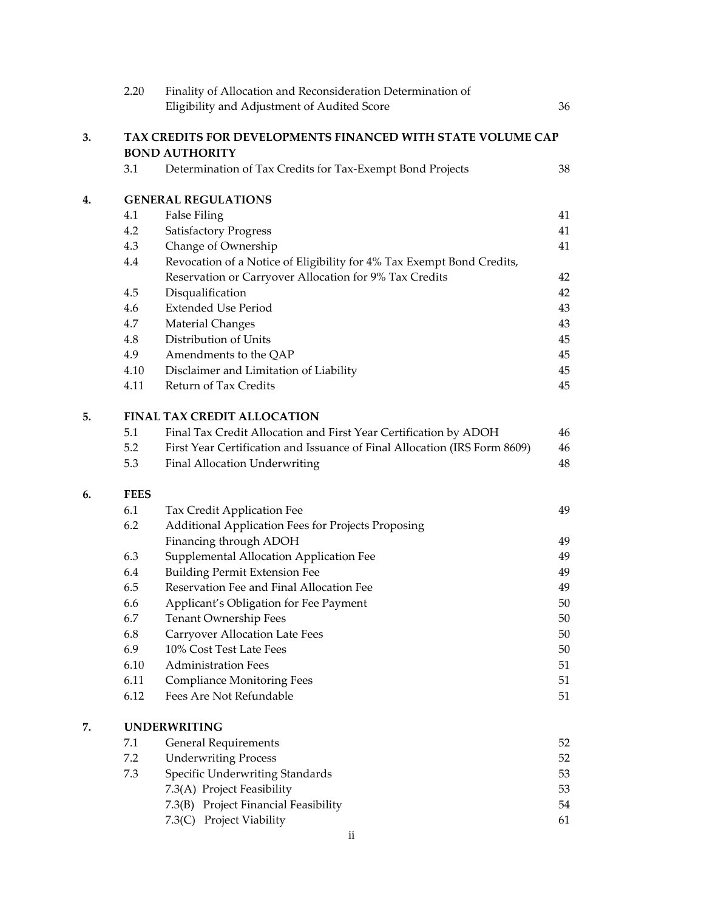| | | | |
|---|---|---|---|
| | 2.20 | Finality of Allocation and Reconsideration Determination of Eligibility and Adjustment of Audited Score | 36 |
| **3.** | **TAX CREDITS FOR DEVELOPMENTS FINANCED WITH STATE VOLUME CAP BOND AUTHORITY** | | |
| | 3.1 | Determination of Tax Credits for Tax-Exempt Bond Projects | 38 |
| **4.** | **GENERAL REGULATIONS** | | |
| | 4.1 | False Filing | 41 |
| | 4.2 | Satisfactory Progress | 41 |
| | 4.3 | Change of Ownership | 41 |
| | 4.4 | Revocation of a Notice of Eligibility for 4% Tax Exempt Bond Credits, Reservation or Carryover Allocation for 9% Tax Credits | 42 |
| | 4.5 | Disqualification | 42 |
| | 4.6 | Extended Use Period | 43 |
| | 4.7 | Material Changes | 43 |
| | 4.8 | Distribution of Units | 45 |
| | 4.9 | Amendments to the QAP | 45 |
| | 4.10 | Disclaimer and Limitation of Liability | 45 |
| | 4.11 | Return of Tax Credits | 45 |
| **5.** | **FINAL TAX CREDIT ALLOCATION** | | |
| | 5.1 | Final Tax Credit Allocation and First Year Certification by ADOH | 46 |
| | 5.2 | First Year Certification and Issuance of Final Allocation (IRS Form 8609) | 46 |
| | 5.3 | Final Allocation Underwriting | 48 |
| **6.** | **FEES** | | |
| | 6.1 | Tax Credit Application Fee | 49 |
| | 6.2 | Additional Application Fees for Projects Proposing Financing through ADOH | 49 |
| | 6.3 | Supplemental Allocation Application Fee | 49 |
| | 6.4 | Building Permit Extension Fee | 49 |
| | 6.5 | Reservation Fee and Final Allocation Fee | 49 |
| | 6.6 | Applicant's Obligation for Fee Payment | 50 |
| | 6.7 | Tenant Ownership Fees | 50 |
| | 6.8 | Carryover Allocation Late Fees | 50 |
| | 6.9 | 10% Cost Test Late Fees | 50 |
| | 6.10 | Administration Fees | 51 |
| | 6.11 | Compliance Monitoring Fees | 51 |
| | 6.12 | Fees Are Not Refundable | 51 |
| **7.** | **UNDERWRITING** | | |
| | 7.1 | General Requirements | 52 |
| | 7.2 | Underwriting Process | 52 |
| | 7.3 | Specific Underwriting Standards | 53 |
| | | 7.3(A) Project Feasibility | 53 |
| | | 7.3(B) Project Financial Feasibility | 54 |
| | | 7.3(C) Project Viability | 61 |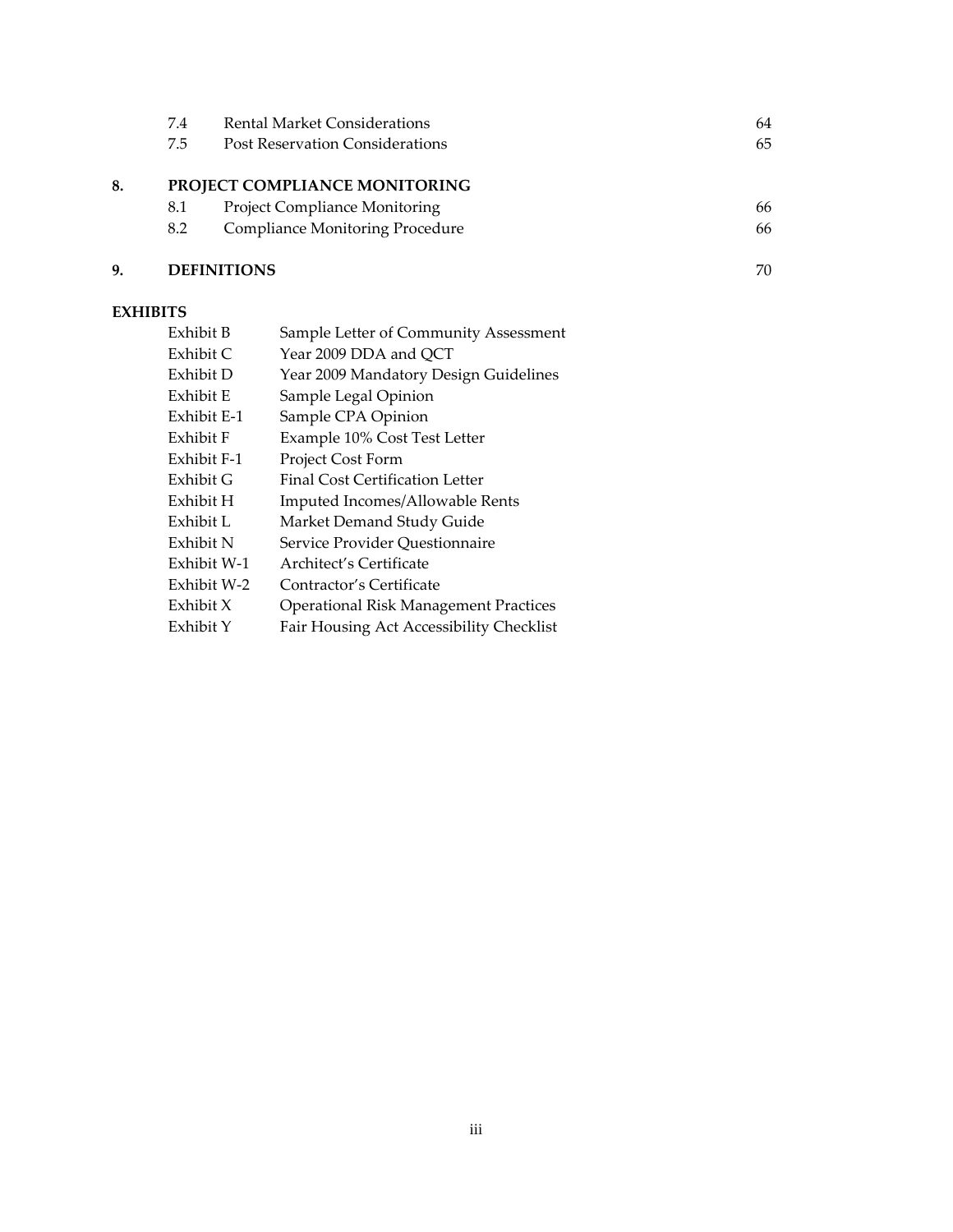| | | |
|---|---|---|
| 7.4 | Rental Market Considerations | 64 |
| 7.5 | Post Reservation Considerations | 65 |

**8. PROJECT COMPLIANCE MONITORING**

| | | |
|---|---|---|
| 8.1 | Project Compliance Monitoring | 66 |
| 8.2 | Compliance Monitoring Procedure | 66 |

**9. DEFINITIONS** 70

**EXHIBITS**

| | |
|---|---|
| Exhibit B | Sample Letter of Community Assessment |
| Exhibit C | Year 2009 DDA and QCT |
| Exhibit D | Year 2009 Mandatory Design Guidelines |
| Exhibit E | Sample Legal Opinion |
| Exhibit E-1 | Sample CPA Opinion |
| Exhibit F | Example 10% Cost Test Letter |
| Exhibit F-1 | Project Cost Form |
| Exhibit G | Final Cost Certification Letter |
| Exhibit H | Imputed Incomes/Allowable Rents |
| Exhibit L | Market Demand Study Guide |
| Exhibit N | Service Provider Questionnaire |
| Exhibit W-1 | Architect's Certificate |
| Exhibit W-2 | Contractor's Certificate |
| Exhibit X | Operational Risk Management Practices |
| Exhibit Y | Fair Housing Act Accessibility Checklist |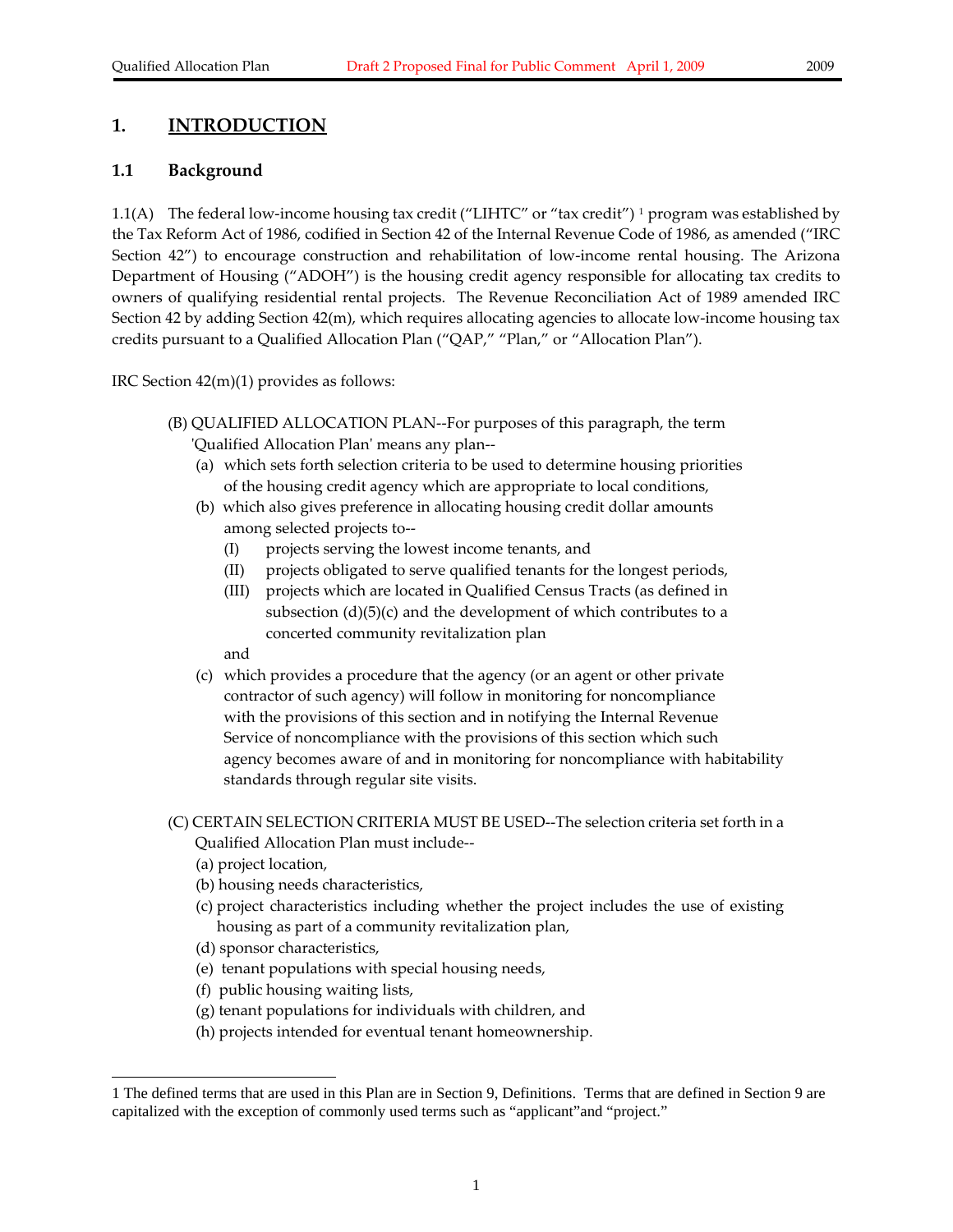# 1. INTRODUCTION

## 1.1 Background

1.1(A) The federal low-income housing tax credit ("LIHTC" or "tax credit") [1] program was established by the Tax Reform Act of 1986, codified in Section 42 of the Internal Revenue Code of 1986, as amended ("IRC Section 42") to encourage construction and rehabilitation of low-income rental housing. The Arizona Department of Housing ("ADOH") is the housing credit agency responsible for allocating tax credits to owners of qualifying residential rental projects. The Revenue Reconciliation Act of 1989 amended IRC Section 42 by adding Section 42(m), which requires allocating agencies to allocate low-income housing tax credits pursuant to a Qualified Allocation Plan ("QAP," "Plan," or "Allocation Plan").

IRC Section 42(m)(1) provides as follows:

> (B) QUALIFIED ALLOCATION PLAN--For purposes of this paragraph, the term 'Qualified Allocation Plan' means any plan--
>
> (a) which sets forth selection criteria to be used to determine housing priorities of the housing credit agency which are appropriate to local conditions,
>
> (b) which also gives preference in allocating housing credit dollar amounts among selected projects to--
>
> (I) projects serving the lowest income tenants, and
>
> (II) projects obligated to serve qualified tenants for the longest periods,
>
> (III) projects which are located in Qualified Census Tracts (as defined in subsection (d)(5)(c) and the development of which contributes to a concerted community revitalization plan
>
> and
>
> (c) which provides a procedure that the agency (or an agent or other private contractor of such agency) will follow in monitoring for noncompliance with the provisions of this section and in notifying the Internal Revenue Service of noncompliance with the provisions of this section which such agency becomes aware of and in monitoring for noncompliance with habitability standards through regular site visits.
>
> (C) CERTAIN SELECTION CRITERIA MUST BE USED--The selection criteria set forth in a Qualified Allocation Plan must include--
>
> (a) project location,
>
> (b) housing needs characteristics,
>
> (c) project characteristics including whether the project includes the use of existing housing as part of a community revitalization plan,
>
> (d) sponsor characteristics,
>
> (e) tenant populations with special housing needs,
>
> (f) public housing waiting lists,
>
> (g) tenant populations for individuals with children, and
>
> (h) projects intended for eventual tenant homeownership.

---

[1] The defined terms that are used in this Plan are in Section 9, Definitions. Terms that are defined in Section 9 are capitalized with the exception of commonly used terms such as "applicant"and "project."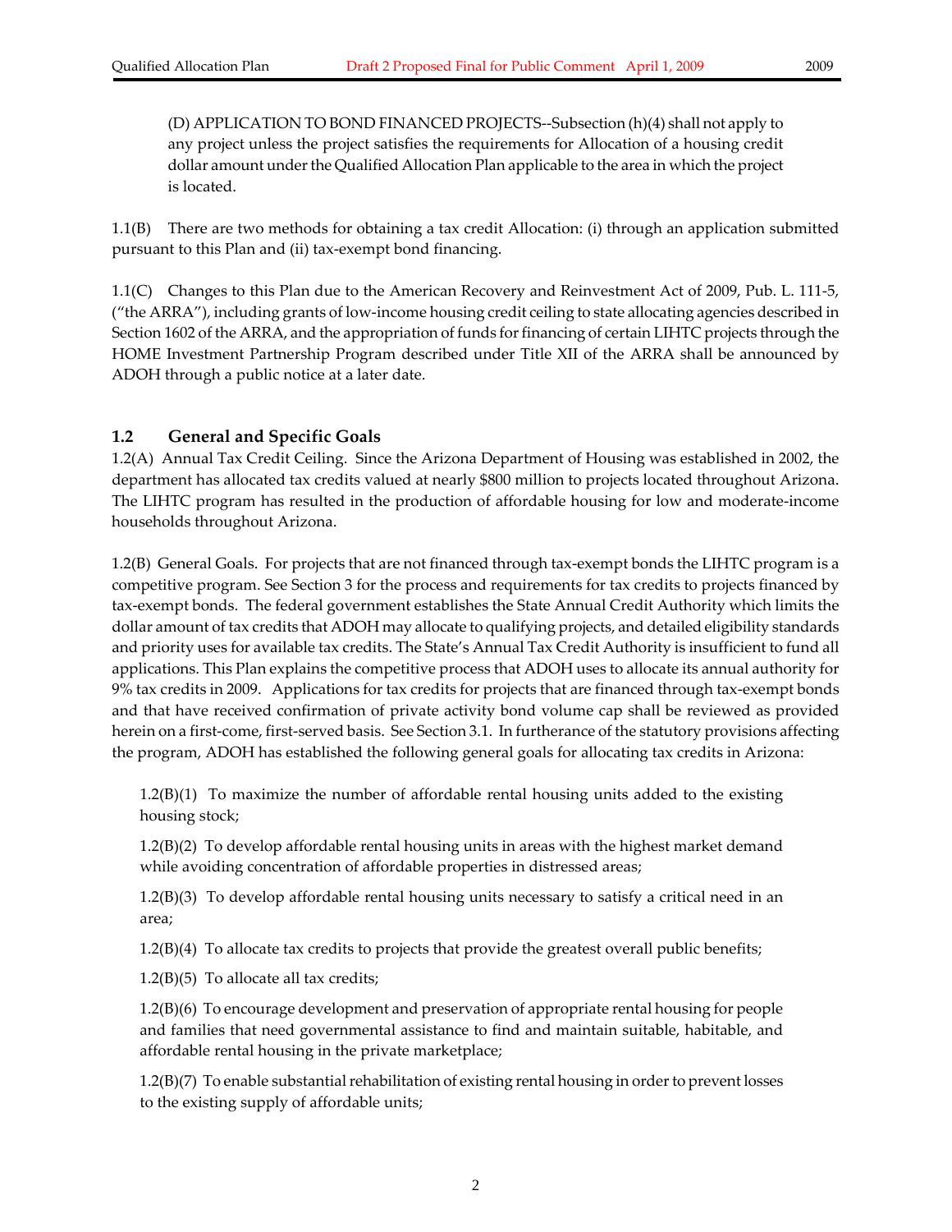(D) APPLICATION TO BOND FINANCED PROJECTS--Subsection (h)(4) shall not apply to any project unless the project satisfies the requirements for Allocation of a housing credit dollar amount under the Qualified Allocation Plan applicable to the area in which the project is located.

1.1(B) There are two methods for obtaining a tax credit Allocation: (i) through an application submitted pursuant to this Plan and (ii) tax-exempt bond financing.

1.1(C) Changes to this Plan due to the American Recovery and Reinvestment Act of 2009, Pub. L. 111-5, ("the ARRA"), including grants of low-income housing credit ceiling to state allocating agencies described in Section 1602 of the ARRA, and the appropriation of funds for financing of certain LIHTC projects through the HOME Investment Partnership Program described under Title XII of the ARRA shall be announced by ADOH through a public notice at a later date.

## 1.2 General and Specific Goals

1.2(A) Annual Tax Credit Ceiling. Since the Arizona Department of Housing was established in 2002, the department has allocated tax credits valued at nearly $800 million to projects located throughout Arizona. The LIHTC program has resulted in the production of affordable housing for low and moderate-income households throughout Arizona.

1.2(B) General Goals. For projects that are not financed through tax-exempt bonds the LIHTC program is a competitive program. See Section 3 for the process and requirements for tax credits to projects financed by tax-exempt bonds. The federal government establishes the State Annual Credit Authority which limits the dollar amount of tax credits that ADOH may allocate to qualifying projects, and detailed eligibility standards and priority uses for available tax credits. The State's Annual Tax Credit Authority is insufficient to fund all applications. This Plan explains the competitive process that ADOH uses to allocate its annual authority for 9% tax credits in 2009. Applications for tax credits for projects that are financed through tax-exempt bonds and that have received confirmation of private activity bond volume cap shall be reviewed as provided herein on a first-come, first-served basis. See Section 3.1. In furtherance of the statutory provisions affecting the program, ADOH has established the following general goals for allocating tax credits in Arizona:

1.2(B)(1) To maximize the number of affordable rental housing units added to the existing housing stock;

1.2(B)(2) To develop affordable rental housing units in areas with the highest market demand while avoiding concentration of affordable properties in distressed areas;

1.2(B)(3) To develop affordable rental housing units necessary to satisfy a critical need in an area;

1.2(B)(4) To allocate tax credits to projects that provide the greatest overall public benefits;

1.2(B)(5) To allocate all tax credits;

1.2(B)(6) To encourage development and preservation of appropriate rental housing for people and families that need governmental assistance to find and maintain suitable, habitable, and affordable rental housing in the private marketplace;

1.2(B)(7) To enable substantial rehabilitation of existing rental housing in order to prevent losses to the existing supply of affordable units;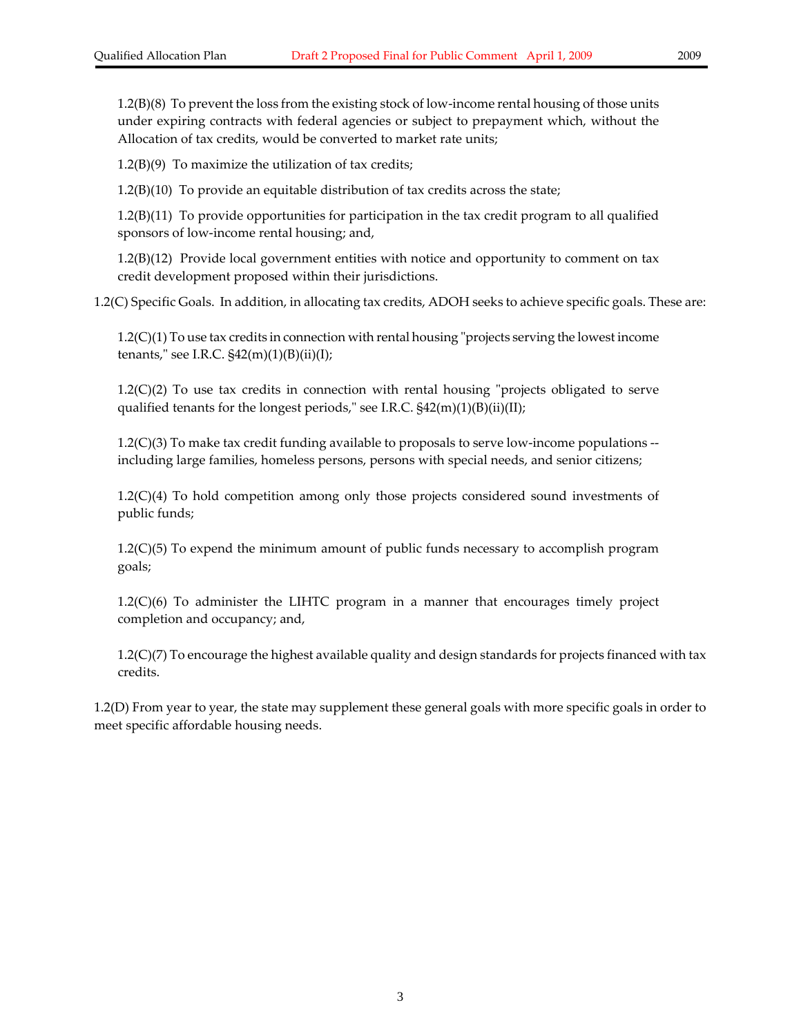1.2(B)(8) To prevent the loss from the existing stock of low-income rental housing of those units under expiring contracts with federal agencies or subject to prepayment which, without the Allocation of tax credits, would be converted to market rate units;

1.2(B)(9) To maximize the utilization of tax credits;

1.2(B)(10) To provide an equitable distribution of tax credits across the state;

1.2(B)(11) To provide opportunities for participation in the tax credit program to all qualified sponsors of low-income rental housing; and,

1.2(B)(12) Provide local government entities with notice and opportunity to comment on tax credit development proposed within their jurisdictions.

1.2(C) Specific Goals. In addition, in allocating tax credits, ADOH seeks to achieve specific goals. These are:

1.2(C)(1) To use tax credits in connection with rental housing "projects serving the lowest income tenants," see I.R.C. §42(m)(1)(B)(ii)(I);

1.2(C)(2) To use tax credits in connection with rental housing "projects obligated to serve qualified tenants for the longest periods," see I.R.C. §42(m)(1)(B)(ii)(II);

1.2(C)(3) To make tax credit funding available to proposals to serve low-income populations -- including large families, homeless persons, persons with special needs, and senior citizens;

1.2(C)(4) To hold competition among only those projects considered sound investments of public funds;

1.2(C)(5) To expend the minimum amount of public funds necessary to accomplish program goals;

1.2(C)(6) To administer the LIHTC program in a manner that encourages timely project completion and occupancy; and,

1.2(C)(7) To encourage the highest available quality and design standards for projects financed with tax credits.

1.2(D) From year to year, the state may supplement these general goals with more specific goals in order to meet specific affordable housing needs.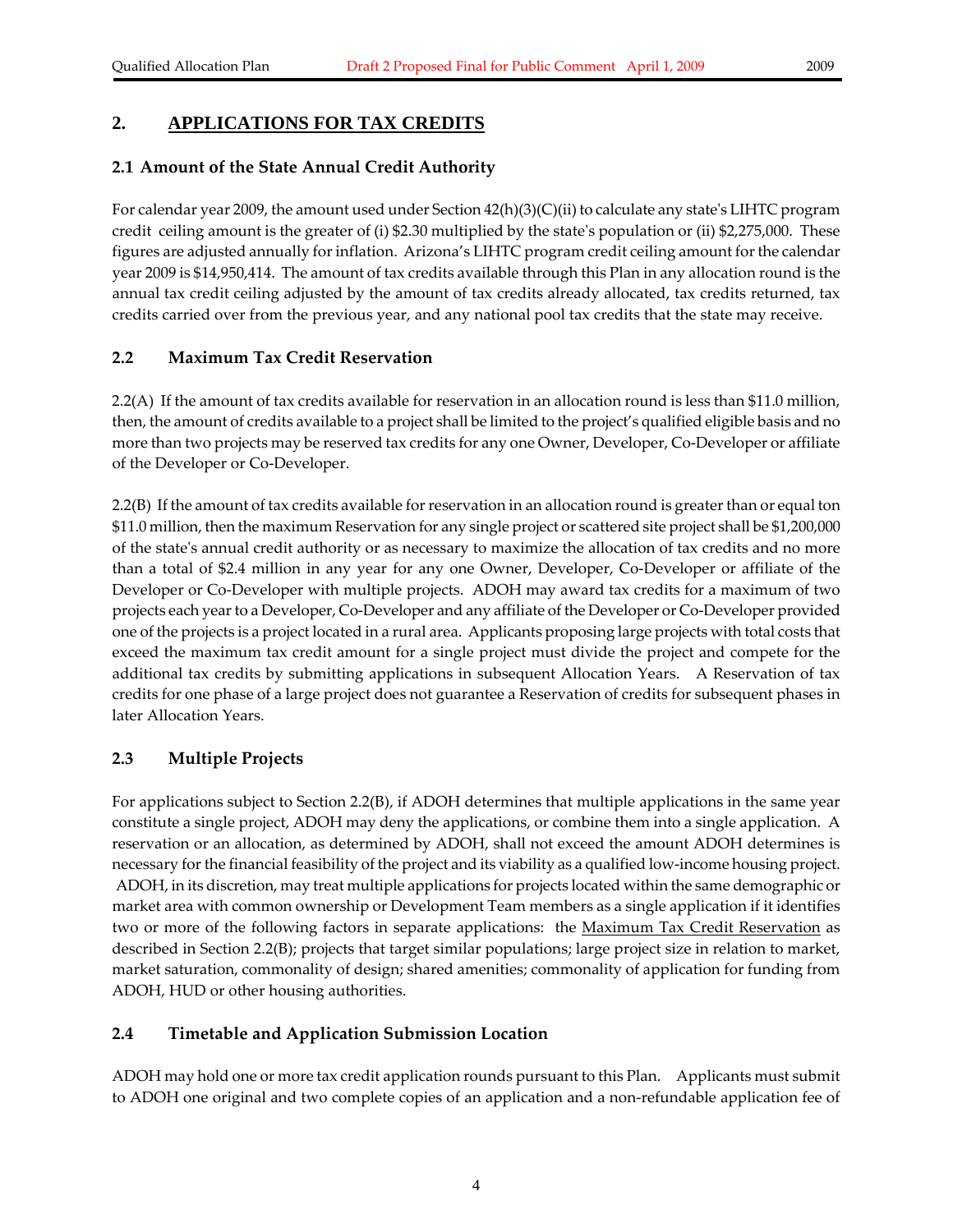## 2. APPLICATIONS FOR TAX CREDITS

### 2.1 Amount of the State Annual Credit Authority

For calendar year 2009, the amount used under Section 42(h)(3)(C)(ii) to calculate any state's LIHTC program credit ceiling amount is the greater of (i) $2.30 multiplied by the state's population or (ii) $2,275,000. These figures are adjusted annually for inflation. Arizona's LIHTC program credit ceiling amount for the calendar year 2009 is $14,950,414. The amount of tax credits available through this Plan in any allocation round is the annual tax credit ceiling adjusted by the amount of tax credits already allocated, tax credits returned, tax credits carried over from the previous year, and any national pool tax credits that the state may receive.

### 2.2 Maximum Tax Credit Reservation

2.2(A) If the amount of tax credits available for reservation in an allocation round is less than $11.0 million, then, the amount of credits available to a project shall be limited to the project's qualified eligible basis and no more than two projects may be reserved tax credits for any one Owner, Developer, Co-Developer or affiliate of the Developer or Co-Developer.

2.2(B) If the amount of tax credits available for reservation in an allocation round is greater than or equal ton $11.0 million, then the maximum Reservation for any single project or scattered site project shall be $1,200,000 of the state's annual credit authority or as necessary to maximize the allocation of tax credits and no more than a total of $2.4 million in any year for any one Owner, Developer, Co-Developer or affiliate of the Developer or Co-Developer with multiple projects. ADOH may award tax credits for a maximum of two projects each year to a Developer, Co-Developer and any affiliate of the Developer or Co-Developer provided one of the projects is a project located in a rural area. Applicants proposing large projects with total costs that exceed the maximum tax credit amount for a single project must divide the project and compete for the additional tax credits by submitting applications in subsequent Allocation Years. A Reservation of tax credits for one phase of a large project does not guarantee a Reservation of credits for subsequent phases in later Allocation Years.

### 2.3 Multiple Projects

For applications subject to Section 2.2(B), if ADOH determines that multiple applications in the same year constitute a single project, ADOH may deny the applications, or combine them into a single application. A reservation or an allocation, as determined by ADOH, shall not exceed the amount ADOH determines is necessary for the financial feasibility of the project and its viability as a qualified low-income housing project. ADOH, in its discretion, may treat multiple applications for projects located within the same demographic or market area with common ownership or Development Team members as a single application if it identifies two or more of the following factors in separate applications: the Maximum Tax Credit Reservation as described in Section 2.2(B); projects that target similar populations; large project size in relation to market, market saturation, commonality of design; shared amenities; commonality of application for funding from ADOH, HUD or other housing authorities.

### 2.4 Timetable and Application Submission Location

ADOH may hold one or more tax credit application rounds pursuant to this Plan. Applicants must submit to ADOH one original and two complete copies of an application and a non-refundable application fee of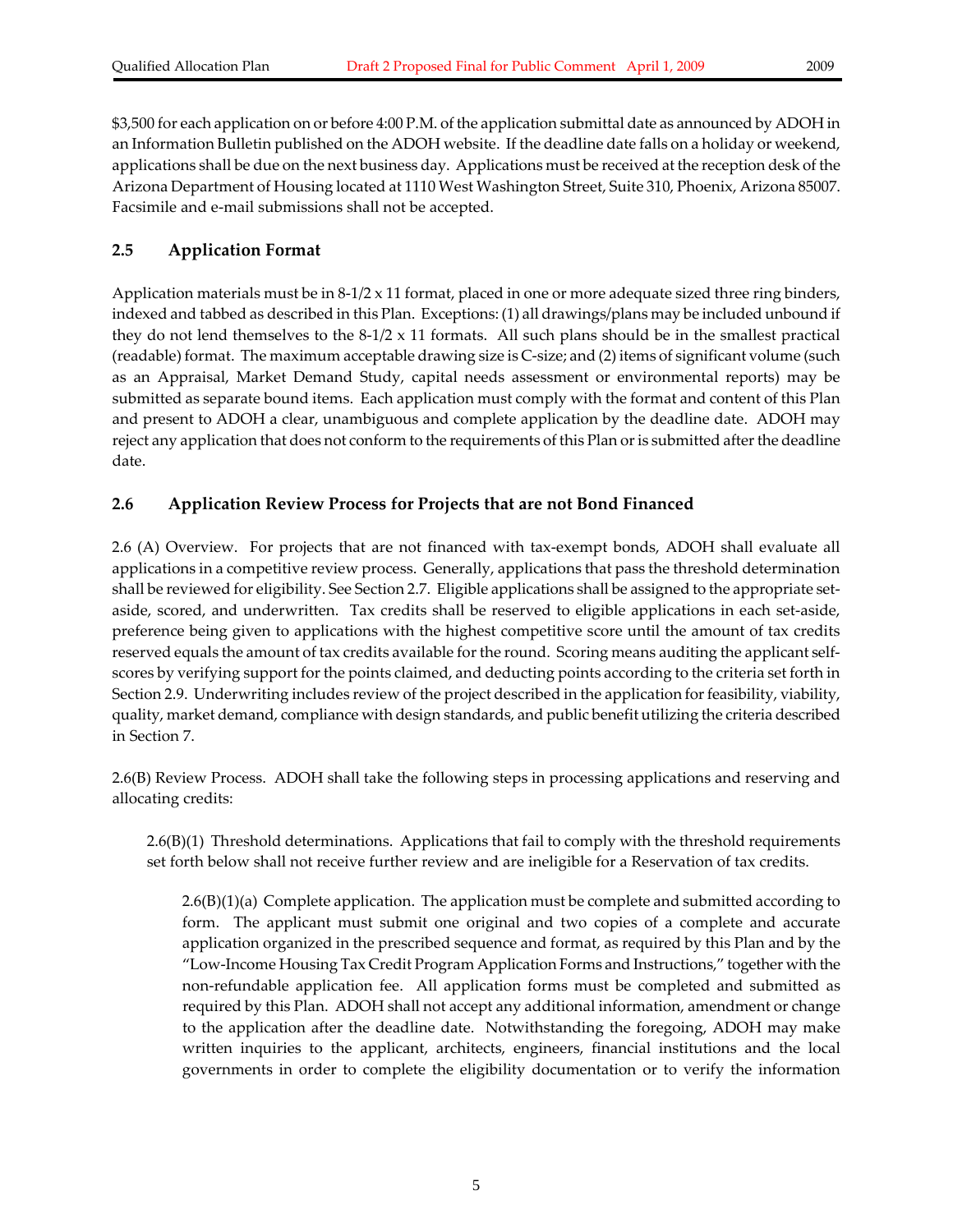$3,500 for each application on or before 4:00 P.M. of the application submittal date as announced by ADOH in an Information Bulletin published on the ADOH website. If the deadline date falls on a holiday or weekend, applications shall be due on the next business day. Applications must be received at the reception desk of the Arizona Department of Housing located at 1110 West Washington Street, Suite 310, Phoenix, Arizona 85007. Facsimile and e-mail submissions shall not be accepted.

### 2.5 Application Format

Application materials must be in 8-1/2 x 11 format, placed in one or more adequate sized three ring binders, indexed and tabbed as described in this Plan. Exceptions: (1) all drawings/plans may be included unbound if they do not lend themselves to the 8-1/2 x 11 formats. All such plans should be in the smallest practical (readable) format. The maximum acceptable drawing size is C-size; and (2) items of significant volume (such as an Appraisal, Market Demand Study, capital needs assessment or environmental reports) may be submitted as separate bound items. Each application must comply with the format and content of this Plan and present to ADOH a clear, unambiguous and complete application by the deadline date. ADOH may reject any application that does not conform to the requirements of this Plan or is submitted after the deadline date.

### 2.6 Application Review Process for Projects that are not Bond Financed

2.6 (A) Overview. For projects that are not financed with tax-exempt bonds, ADOH shall evaluate all applications in a competitive review process. Generally, applications that pass the threshold determination shall be reviewed for eligibility. See Section 2.7. Eligible applications shall be assigned to the appropriate set-aside, scored, and underwritten. Tax credits shall be reserved to eligible applications in each set-aside, preference being given to applications with the highest competitive score until the amount of tax credits reserved equals the amount of tax credits available for the round. Scoring means auditing the applicant self-scores by verifying support for the points claimed, and deducting points according to the criteria set forth in Section 2.9. Underwriting includes review of the project described in the application for feasibility, viability, quality, market demand, compliance with design standards, and public benefit utilizing the criteria described in Section 7.

2.6(B) Review Process. ADOH shall take the following steps in processing applications and reserving and allocating credits:

2.6(B)(1) Threshold determinations. Applications that fail to comply with the threshold requirements set forth below shall not receive further review and are ineligible for a Reservation of tax credits.

2.6(B)(1)(a) Complete application. The application must be complete and submitted according to form. The applicant must submit one original and two copies of a complete and accurate application organized in the prescribed sequence and format, as required by this Plan and by the "Low-Income Housing Tax Credit Program Application Forms and Instructions," together with the non-refundable application fee. All application forms must be completed and submitted as required by this Plan. ADOH shall not accept any additional information, amendment or change to the application after the deadline date. Notwithstanding the foregoing, ADOH may make written inquiries to the applicant, architects, engineers, financial institutions and the local governments in order to complete the eligibility documentation or to verify the information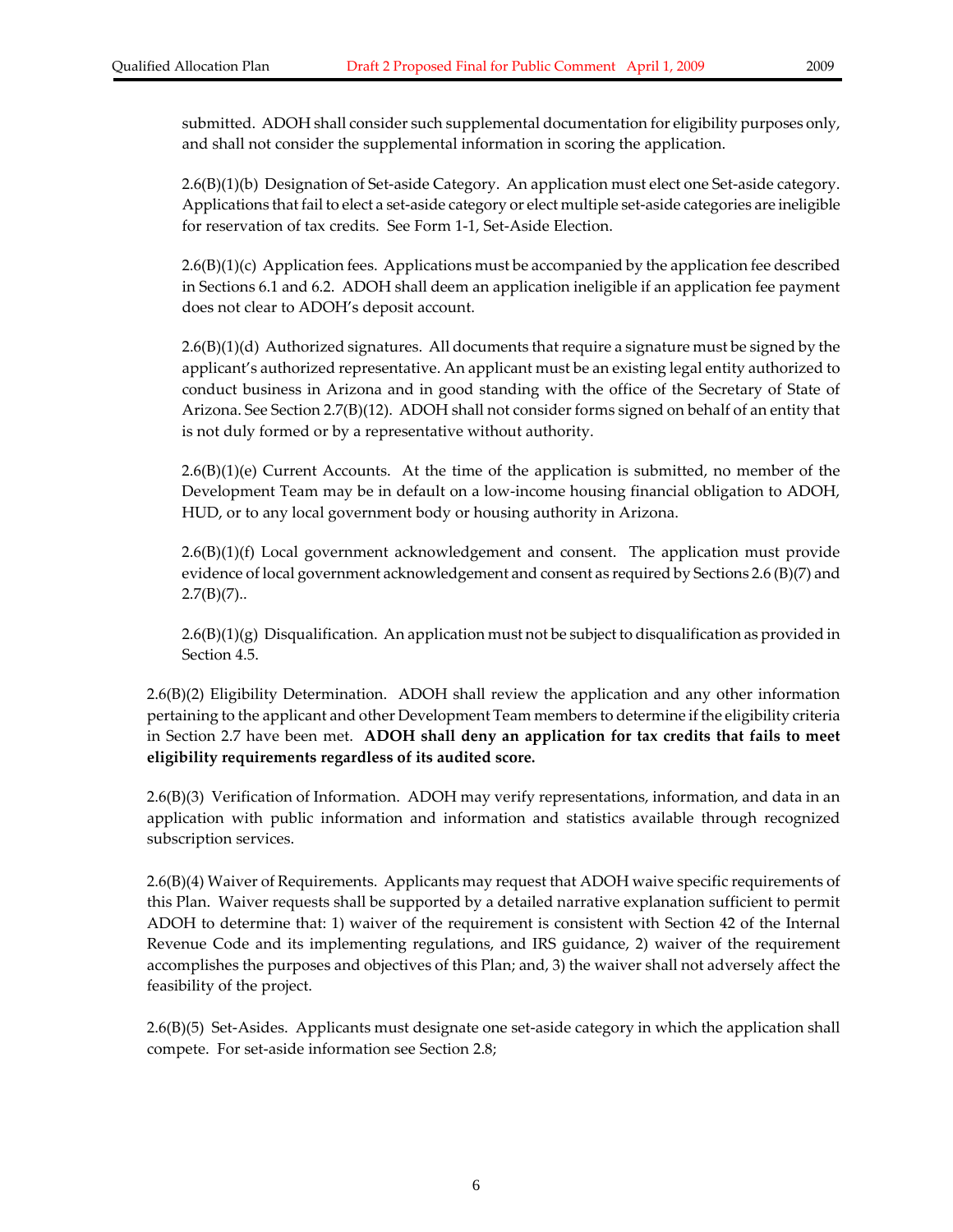submitted. ADOH shall consider such supplemental documentation for eligibility purposes only, and shall not consider the supplemental information in scoring the application.

2.6(B)(1)(b) Designation of Set-aside Category. An application must elect one Set-aside category. Applications that fail to elect a set-aside category or elect multiple set-aside categories are ineligible for reservation of tax credits. See Form 1-1, Set-Aside Election.

2.6(B)(1)(c) Application fees. Applications must be accompanied by the application fee described in Sections 6.1 and 6.2. ADOH shall deem an application ineligible if an application fee payment does not clear to ADOH's deposit account.

2.6(B)(1)(d) Authorized signatures. All documents that require a signature must be signed by the applicant's authorized representative. An applicant must be an existing legal entity authorized to conduct business in Arizona and in good standing with the office of the Secretary of State of Arizona. See Section 2.7(B)(12). ADOH shall not consider forms signed on behalf of an entity that is not duly formed or by a representative without authority.

2.6(B)(1)(e) Current Accounts. At the time of the application is submitted, no member of the Development Team may be in default on a low-income housing financial obligation to ADOH, HUD, or to any local government body or housing authority in Arizona.

2.6(B)(1)(f) Local government acknowledgement and consent. The application must provide evidence of local government acknowledgement and consent as required by Sections 2.6 (B)(7) and 2.7(B)(7)..

2.6(B)(1)(g) Disqualification. An application must not be subject to disqualification as provided in Section 4.5.

2.6(B)(2) Eligibility Determination. ADOH shall review the application and any other information pertaining to the applicant and other Development Team members to determine if the eligibility criteria in Section 2.7 have been met. **ADOH shall deny an application for tax credits that fails to meet eligibility requirements regardless of its audited score.**

2.6(B)(3) Verification of Information. ADOH may verify representations, information, and data in an application with public information and information and statistics available through recognized subscription services.

2.6(B)(4) Waiver of Requirements. Applicants may request that ADOH waive specific requirements of this Plan. Waiver requests shall be supported by a detailed narrative explanation sufficient to permit ADOH to determine that: 1) waiver of the requirement is consistent with Section 42 of the Internal Revenue Code and its implementing regulations, and IRS guidance, 2) waiver of the requirement accomplishes the purposes and objectives of this Plan; and, 3) the waiver shall not adversely affect the feasibility of the project.

2.6(B)(5) Set-Asides. Applicants must designate one set-aside category in which the application shall compete. For set-aside information see Section 2.8;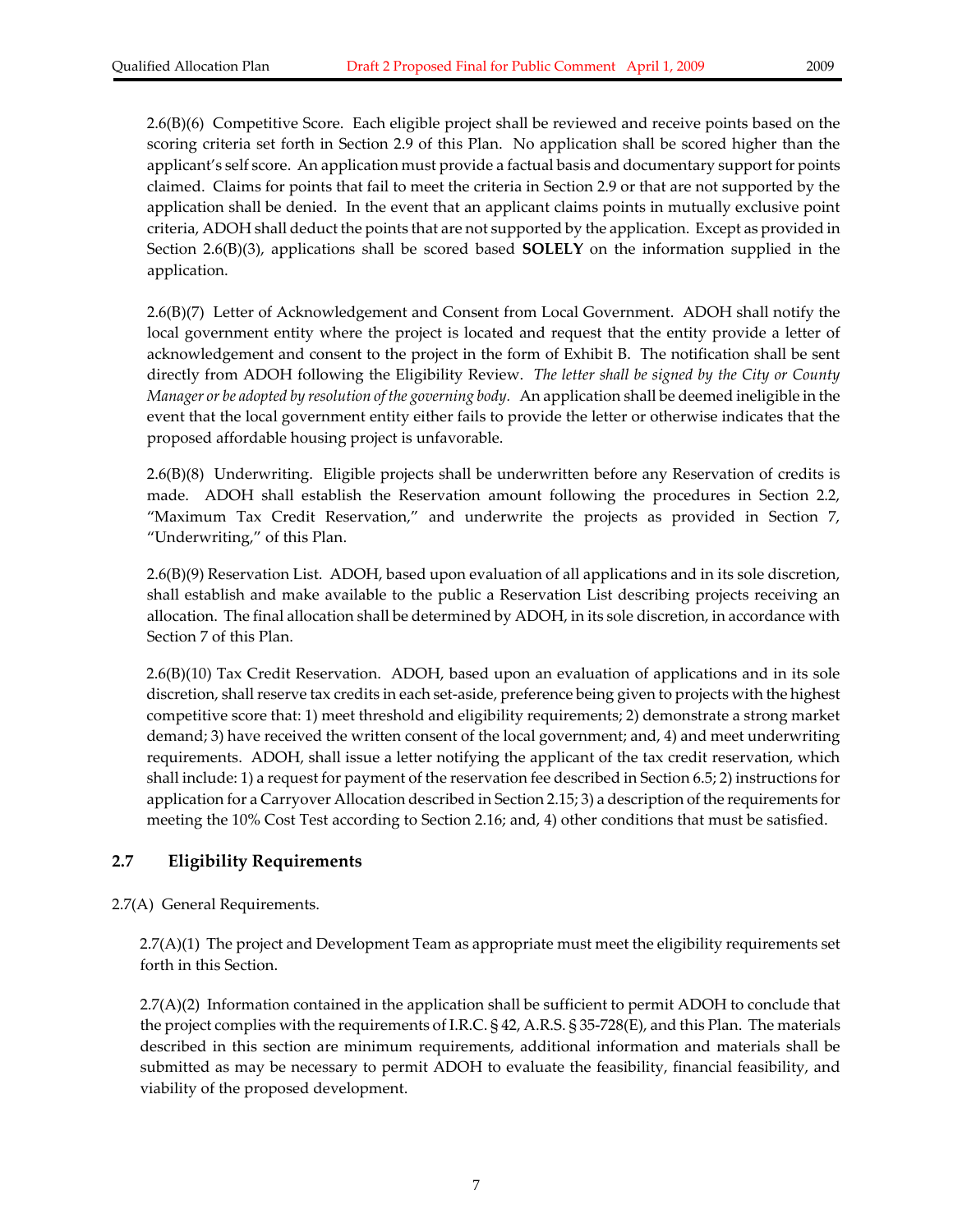2.6(B)(6) Competitive Score. Each eligible project shall be reviewed and receive points based on the scoring criteria set forth in Section 2.9 of this Plan. No application shall be scored higher than the applicant's self score. An application must provide a factual basis and documentary support for points claimed. Claims for points that fail to meet the criteria in Section 2.9 or that are not supported by the application shall be denied. In the event that an applicant claims points in mutually exclusive point criteria, ADOH shall deduct the points that are not supported by the application. Except as provided in Section 2.6(B)(3), applications shall be scored based **SOLELY** on the information supplied in the application.

2.6(B)(7) Letter of Acknowledgement and Consent from Local Government. ADOH shall notify the local government entity where the project is located and request that the entity provide a letter of acknowledgement and consent to the project in the form of Exhibit B. The notification shall be sent directly from ADOH following the Eligibility Review. *The letter shall be signed by the City or County Manager or be adopted by resolution of the governing body.* An application shall be deemed ineligible in the event that the local government entity either fails to provide the letter or otherwise indicates that the proposed affordable housing project is unfavorable.

2.6(B)(8) Underwriting. Eligible projects shall be underwritten before any Reservation of credits is made. ADOH shall establish the Reservation amount following the procedures in Section 2.2, "Maximum Tax Credit Reservation," and underwrite the projects as provided in Section 7, "Underwriting," of this Plan.

2.6(B)(9) Reservation List. ADOH, based upon evaluation of all applications and in its sole discretion, shall establish and make available to the public a Reservation List describing projects receiving an allocation. The final allocation shall be determined by ADOH, in its sole discretion, in accordance with Section 7 of this Plan.

2.6(B)(10) Tax Credit Reservation. ADOH, based upon an evaluation of applications and in its sole discretion, shall reserve tax credits in each set-aside, preference being given to projects with the highest competitive score that: 1) meet threshold and eligibility requirements; 2) demonstrate a strong market demand; 3) have received the written consent of the local government; and, 4) and meet underwriting requirements. ADOH, shall issue a letter notifying the applicant of the tax credit reservation, which shall include: 1) a request for payment of the reservation fee described in Section 6.5; 2) instructions for application for a Carryover Allocation described in Section 2.15; 3) a description of the requirements for meeting the 10% Cost Test according to Section 2.16; and, 4) other conditions that must be satisfied.

## 2.7 Eligibility Requirements

2.7(A) General Requirements.

2.7(A)(1) The project and Development Team as appropriate must meet the eligibility requirements set forth in this Section.

2.7(A)(2) Information contained in the application shall be sufficient to permit ADOH to conclude that the project complies with the requirements of I.R.C. § 42, A.R.S. § 35-728(E), and this Plan. The materials described in this section are minimum requirements, additional information and materials shall be submitted as may be necessary to permit ADOH to evaluate the feasibility, financial feasibility, and viability of the proposed development.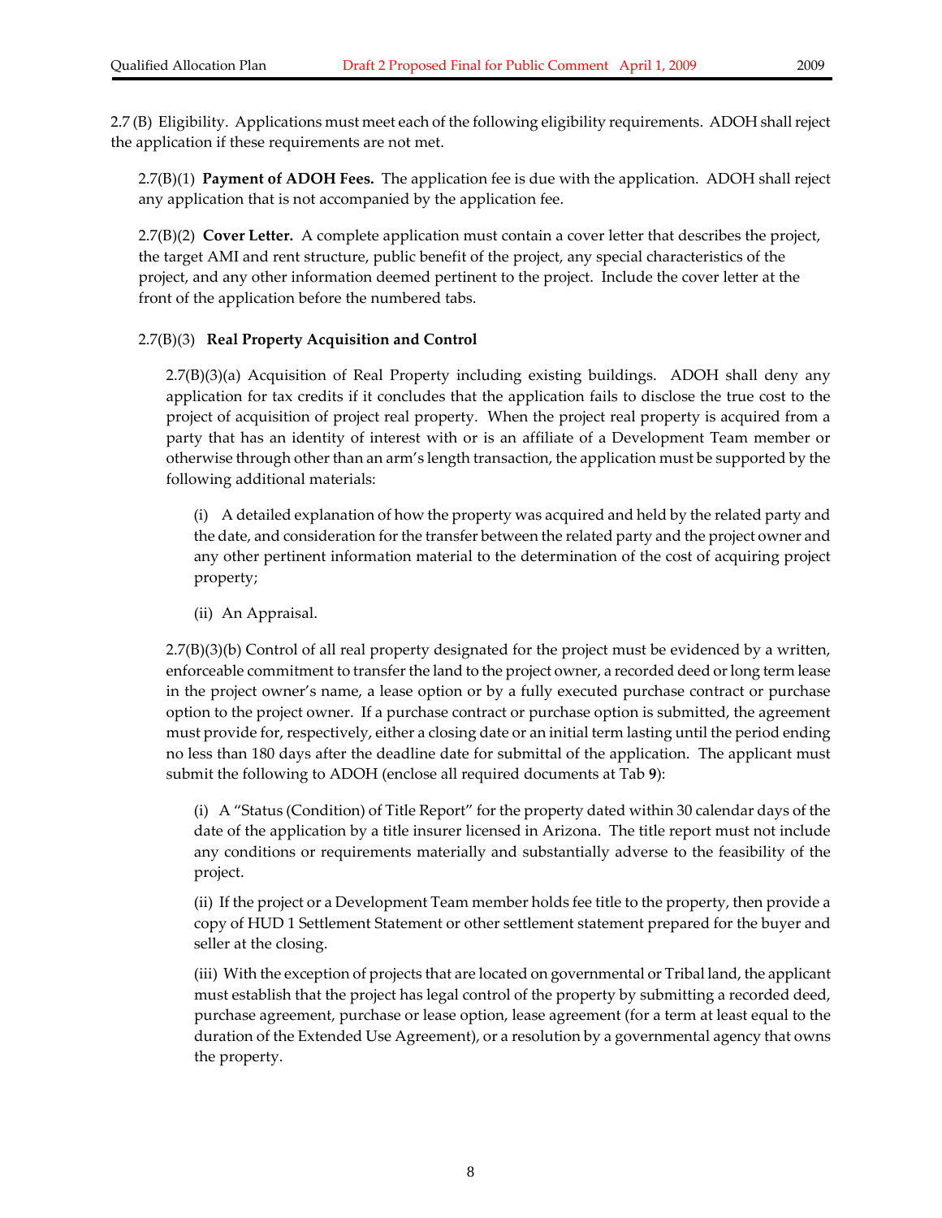2.7 (B) Eligibility. Applications must meet each of the following eligibility requirements. ADOH shall reject the application if these requirements are not met.

2.7(B)(1) **Payment of ADOH Fees.** The application fee is due with the application. ADOH shall reject any application that is not accompanied by the application fee.

2.7(B)(2) **Cover Letter.** A complete application must contain a cover letter that describes the project, the target AMI and rent structure, public benefit of the project, any special characteristics of the project, and any other information deemed pertinent to the project. Include the cover letter at the front of the application before the numbered tabs.

2.7(B)(3) **Real Property Acquisition and Control**

2.7(B)(3)(a) Acquisition of Real Property including existing buildings. ADOH shall deny any application for tax credits if it concludes that the application fails to disclose the true cost to the project of acquisition of project real property. When the project real property is acquired from a party that has an identity of interest with or is an affiliate of a Development Team member or otherwise through other than an arm's length transaction, the application must be supported by the following additional materials:

(i) A detailed explanation of how the property was acquired and held by the related party and the date, and consideration for the transfer between the related party and the project owner and any other pertinent information material to the determination of the cost of acquiring project property;

(ii) An Appraisal.

2.7(B)(3)(b) Control of all real property designated for the project must be evidenced by a written, enforceable commitment to transfer the land to the project owner, a recorded deed or long term lease in the project owner's name, a lease option or by a fully executed purchase contract or purchase option to the project owner. If a purchase contract or purchase option is submitted, the agreement must provide for, respectively, either a closing date or an initial term lasting until the period ending no less than 180 days after the deadline date for submittal of the application. The applicant must submit the following to ADOH (enclose all required documents at Tab **9**):

(i) A "Status (Condition) of Title Report" for the property dated within 30 calendar days of the date of the application by a title insurer licensed in Arizona. The title report must not include any conditions or requirements materially and substantially adverse to the feasibility of the project.

(ii) If the project or a Development Team member holds fee title to the property, then provide a copy of HUD 1 Settlement Statement or other settlement statement prepared for the buyer and seller at the closing.

(iii) With the exception of projects that are located on governmental or Tribal land, the applicant must establish that the project has legal control of the property by submitting a recorded deed, purchase agreement, purchase or lease option, lease agreement (for a term at least equal to the duration of the Extended Use Agreement), or a resolution by a governmental agency that owns the property.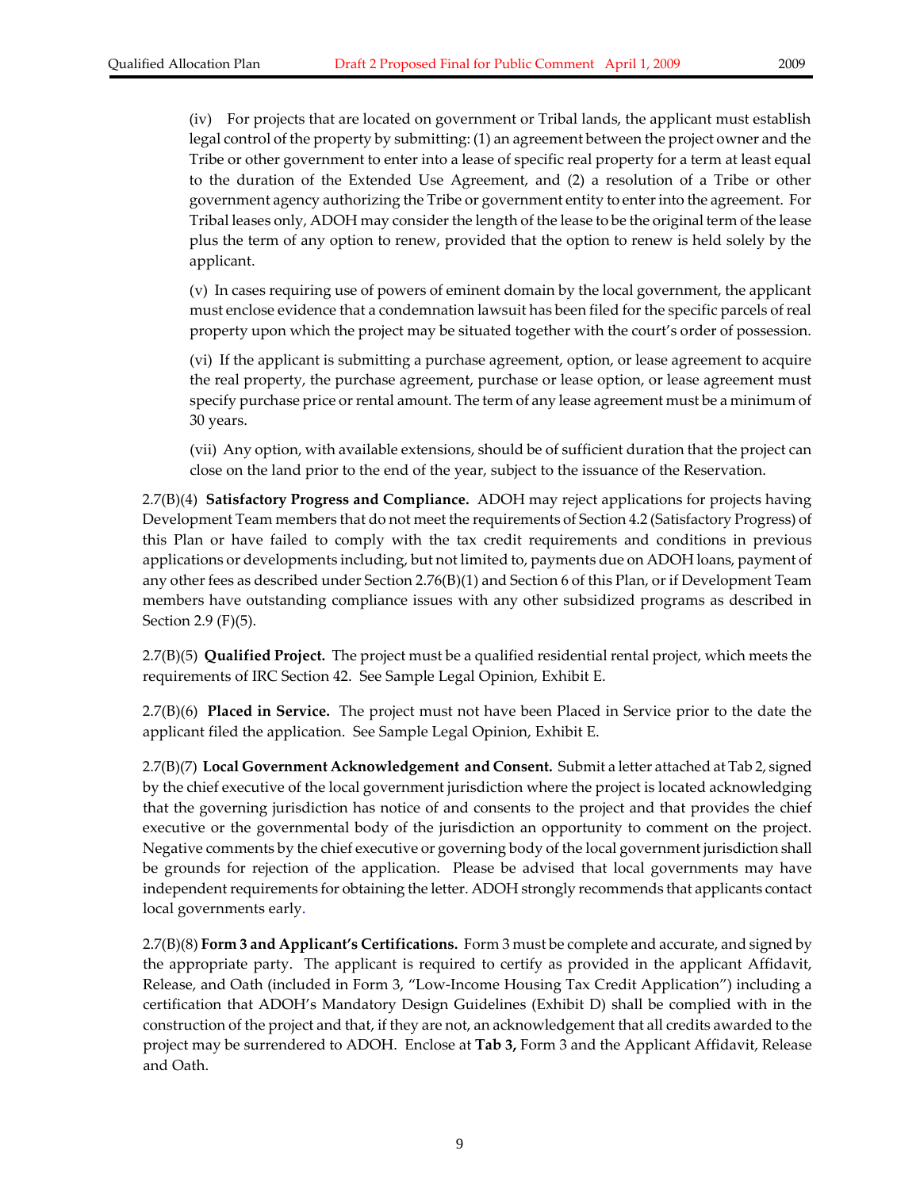(iv) For projects that are located on government or Tribal lands, the applicant must establish legal control of the property by submitting: (1) an agreement between the project owner and the Tribe or other government to enter into a lease of specific real property for a term at least equal to the duration of the Extended Use Agreement, and (2) a resolution of a Tribe or other government agency authorizing the Tribe or government entity to enter into the agreement. For Tribal leases only, ADOH may consider the length of the lease to be the original term of the lease plus the term of any option to renew, provided that the option to renew is held solely by the applicant.

(v) In cases requiring use of powers of eminent domain by the local government, the applicant must enclose evidence that a condemnation lawsuit has been filed for the specific parcels of real property upon which the project may be situated together with the court's order of possession.

(vi) If the applicant is submitting a purchase agreement, option, or lease agreement to acquire the real property, the purchase agreement, purchase or lease option, or lease agreement must specify purchase price or rental amount. The term of any lease agreement must be a minimum of 30 years.

(vii) Any option, with available extensions, should be of sufficient duration that the project can close on the land prior to the end of the year, subject to the issuance of the Reservation.

2.7(B)(4) **Satisfactory Progress and Compliance.** ADOH may reject applications for projects having Development Team members that do not meet the requirements of Section 4.2 (Satisfactory Progress) of this Plan or have failed to comply with the tax credit requirements and conditions in previous applications or developments including, but not limited to, payments due on ADOH loans, payment of any other fees as described under Section 2.76(B)(1) and Section 6 of this Plan, or if Development Team members have outstanding compliance issues with any other subsidized programs as described in Section 2.9 (F)(5).

2.7(B)(5) **Qualified Project.** The project must be a qualified residential rental project, which meets the requirements of IRC Section 42. See Sample Legal Opinion, Exhibit E.

2.7(B)(6) **Placed in Service.** The project must not have been Placed in Service prior to the date the applicant filed the application. See Sample Legal Opinion, Exhibit E.

2.7(B)(7) **Local Government Acknowledgement and Consent.** Submit a letter attached at Tab 2, signed by the chief executive of the local government jurisdiction where the project is located acknowledging that the governing jurisdiction has notice of and consents to the project and that provides the chief executive or the governmental body of the jurisdiction an opportunity to comment on the project. Negative comments by the chief executive or governing body of the local government jurisdiction shall be grounds for rejection of the application. Please be advised that local governments may have independent requirements for obtaining the letter. ADOH strongly recommends that applicants contact local governments early.

2.7(B)(8) **Form 3 and Applicant's Certifications.** Form 3 must be complete and accurate, and signed by the appropriate party. The applicant is required to certify as provided in the applicant Affidavit, Release, and Oath (included in Form 3, "Low-Income Housing Tax Credit Application") including a certification that ADOH's Mandatory Design Guidelines (Exhibit D) shall be complied with in the construction of the project and that, if they are not, an acknowledgement that all credits awarded to the project may be surrendered to ADOH. Enclose at **Tab 3,** Form 3 and the Applicant Affidavit, Release and Oath.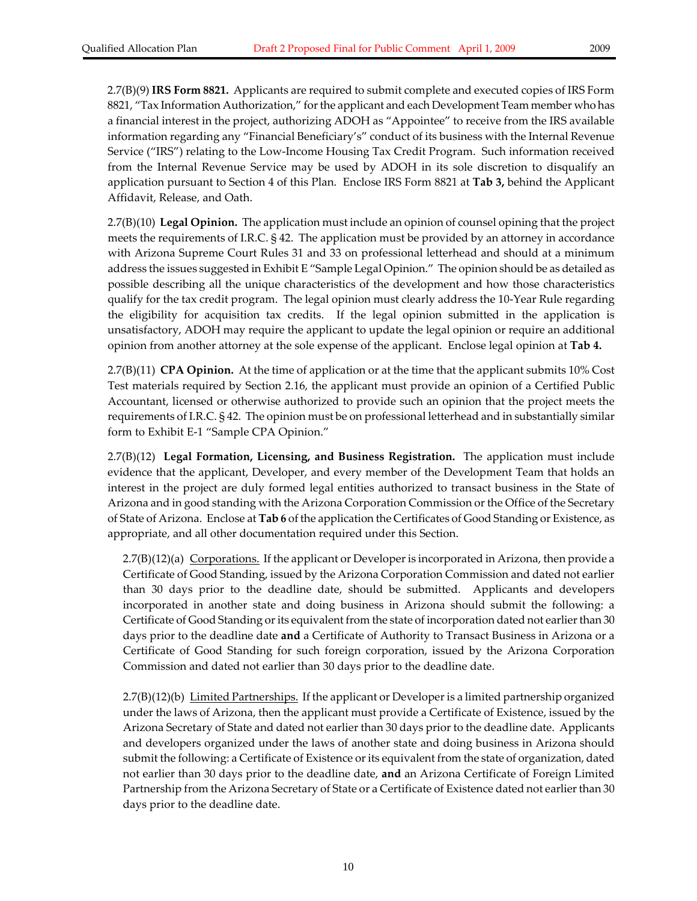2.7(B)(9) **IRS Form 8821.** Applicants are required to submit complete and executed copies of IRS Form 8821, "Tax Information Authorization," for the applicant and each Development Team member who has a financial interest in the project, authorizing ADOH as "Appointee" to receive from the IRS available information regarding any "Financial Beneficiary's" conduct of its business with the Internal Revenue Service ("IRS") relating to the Low-Income Housing Tax Credit Program. Such information received from the Internal Revenue Service may be used by ADOH in its sole discretion to disqualify an application pursuant to Section 4 of this Plan. Enclose IRS Form 8821 at **Tab 3,** behind the Applicant Affidavit, Release, and Oath.

2.7(B)(10) **Legal Opinion.** The application must include an opinion of counsel opining that the project meets the requirements of I.R.C. § 42. The application must be provided by an attorney in accordance with Arizona Supreme Court Rules 31 and 33 on professional letterhead and should at a minimum address the issues suggested in Exhibit E "Sample Legal Opinion." The opinion should be as detailed as possible describing all the unique characteristics of the development and how those characteristics qualify for the tax credit program. The legal opinion must clearly address the 10-Year Rule regarding the eligibility for acquisition tax credits. If the legal opinion submitted in the application is unsatisfactory, ADOH may require the applicant to update the legal opinion or require an additional opinion from another attorney at the sole expense of the applicant. Enclose legal opinion at **Tab 4.**

2.7(B)(11) **CPA Opinion.** At the time of application or at the time that the applicant submits 10% Cost Test materials required by Section 2.16, the applicant must provide an opinion of a Certified Public Accountant, licensed or otherwise authorized to provide such an opinion that the project meets the requirements of I.R.C. § 42. The opinion must be on professional letterhead and in substantially similar form to Exhibit E-1 "Sample CPA Opinion."

2.7(B)(12) **Legal Formation, Licensing, and Business Registration.** The application must include evidence that the applicant, Developer, and every member of the Development Team that holds an interest in the project are duly formed legal entities authorized to transact business in the State of Arizona and in good standing with the Arizona Corporation Commission or the Office of the Secretary of State of Arizona. Enclose at **Tab 6** of the application the Certificates of Good Standing or Existence, as appropriate, and all other documentation required under this Section.

2.7(B)(12)(a) Corporations. If the applicant or Developer is incorporated in Arizona, then provide a Certificate of Good Standing, issued by the Arizona Corporation Commission and dated not earlier than 30 days prior to the deadline date, should be submitted. Applicants and developers incorporated in another state and doing business in Arizona should submit the following: a Certificate of Good Standing or its equivalent from the state of incorporation dated not earlier than 30 days prior to the deadline date **and** a Certificate of Authority to Transact Business in Arizona or a Certificate of Good Standing for such foreign corporation, issued by the Arizona Corporation Commission and dated not earlier than 30 days prior to the deadline date.

2.7(B)(12)(b) Limited Partnerships. If the applicant or Developer is a limited partnership organized under the laws of Arizona, then the applicant must provide a Certificate of Existence, issued by the Arizona Secretary of State and dated not earlier than 30 days prior to the deadline date. Applicants and developers organized under the laws of another state and doing business in Arizona should submit the following: a Certificate of Existence or its equivalent from the state of organization, dated not earlier than 30 days prior to the deadline date, **and** an Arizona Certificate of Foreign Limited Partnership from the Arizona Secretary of State or a Certificate of Existence dated not earlier than 30 days prior to the deadline date.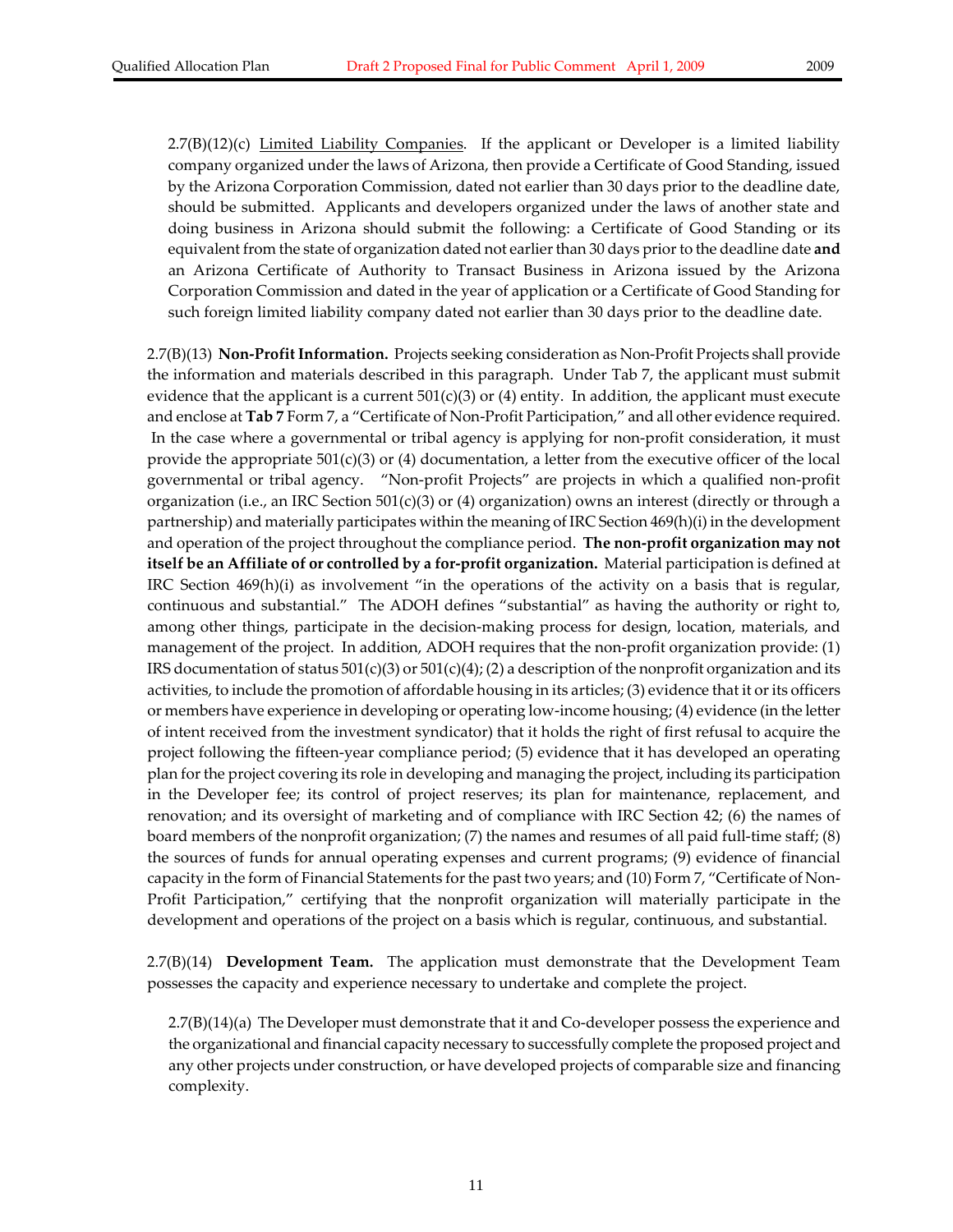2.7(B)(12)(c) Limited Liability Companies. If the applicant or Developer is a limited liability company organized under the laws of Arizona, then provide a Certificate of Good Standing, issued by the Arizona Corporation Commission, dated not earlier than 30 days prior to the deadline date, should be submitted. Applicants and developers organized under the laws of another state and doing business in Arizona should submit the following: a Certificate of Good Standing or its equivalent from the state of organization dated not earlier than 30 days prior to the deadline date **and** an Arizona Certificate of Authority to Transact Business in Arizona issued by the Arizona Corporation Commission and dated in the year of application or a Certificate of Good Standing for such foreign limited liability company dated not earlier than 30 days prior to the deadline date.

2.7(B)(13) **Non-Profit Information.** Projects seeking consideration as Non-Profit Projects shall provide the information and materials described in this paragraph. Under Tab 7, the applicant must submit evidence that the applicant is a current 501(c)(3) or (4) entity. In addition, the applicant must execute and enclose at **Tab 7** Form 7, a "Certificate of Non-Profit Participation," and all other evidence required. In the case where a governmental or tribal agency is applying for non-profit consideration, it must provide the appropriate 501(c)(3) or (4) documentation, a letter from the executive officer of the local governmental or tribal agency. "Non-profit Projects" are projects in which a qualified non-profit organization (i.e., an IRC Section 501(c)(3) or (4) organization) owns an interest (directly or through a partnership) and materially participates within the meaning of IRC Section 469(h)(i) in the development and operation of the project throughout the compliance period. **The non-profit organization may not itself be an Affiliate of or controlled by a for-profit organization.** Material participation is defined at IRC Section 469(h)(i) as involvement "in the operations of the activity on a basis that is regular, continuous and substantial." The ADOH defines "substantial" as having the authority or right to, among other things, participate in the decision-making process for design, location, materials, and management of the project. In addition, ADOH requires that the non-profit organization provide: (1) IRS documentation of status 501(c)(3) or 501(c)(4); (2) a description of the nonprofit organization and its activities, to include the promotion of affordable housing in its articles; (3) evidence that it or its officers or members have experience in developing or operating low-income housing; (4) evidence (in the letter of intent received from the investment syndicator) that it holds the right of first refusal to acquire the project following the fifteen-year compliance period; (5) evidence that it has developed an operating plan for the project covering its role in developing and managing the project, including its participation in the Developer fee; its control of project reserves; its plan for maintenance, replacement, and renovation; and its oversight of marketing and of compliance with IRC Section 42; (6) the names of board members of the nonprofit organization; (7) the names and resumes of all paid full-time staff; (8) the sources of funds for annual operating expenses and current programs; (9) evidence of financial capacity in the form of Financial Statements for the past two years; and (10) Form 7, "Certificate of Non-Profit Participation," certifying that the nonprofit organization will materially participate in the development and operations of the project on a basis which is regular, continuous, and substantial.

2.7(B)(14) **Development Team.** The application must demonstrate that the Development Team possesses the capacity and experience necessary to undertake and complete the project.

2.7(B)(14)(a) The Developer must demonstrate that it and Co-developer possess the experience and the organizational and financial capacity necessary to successfully complete the proposed project and any other projects under construction, or have developed projects of comparable size and financing complexity.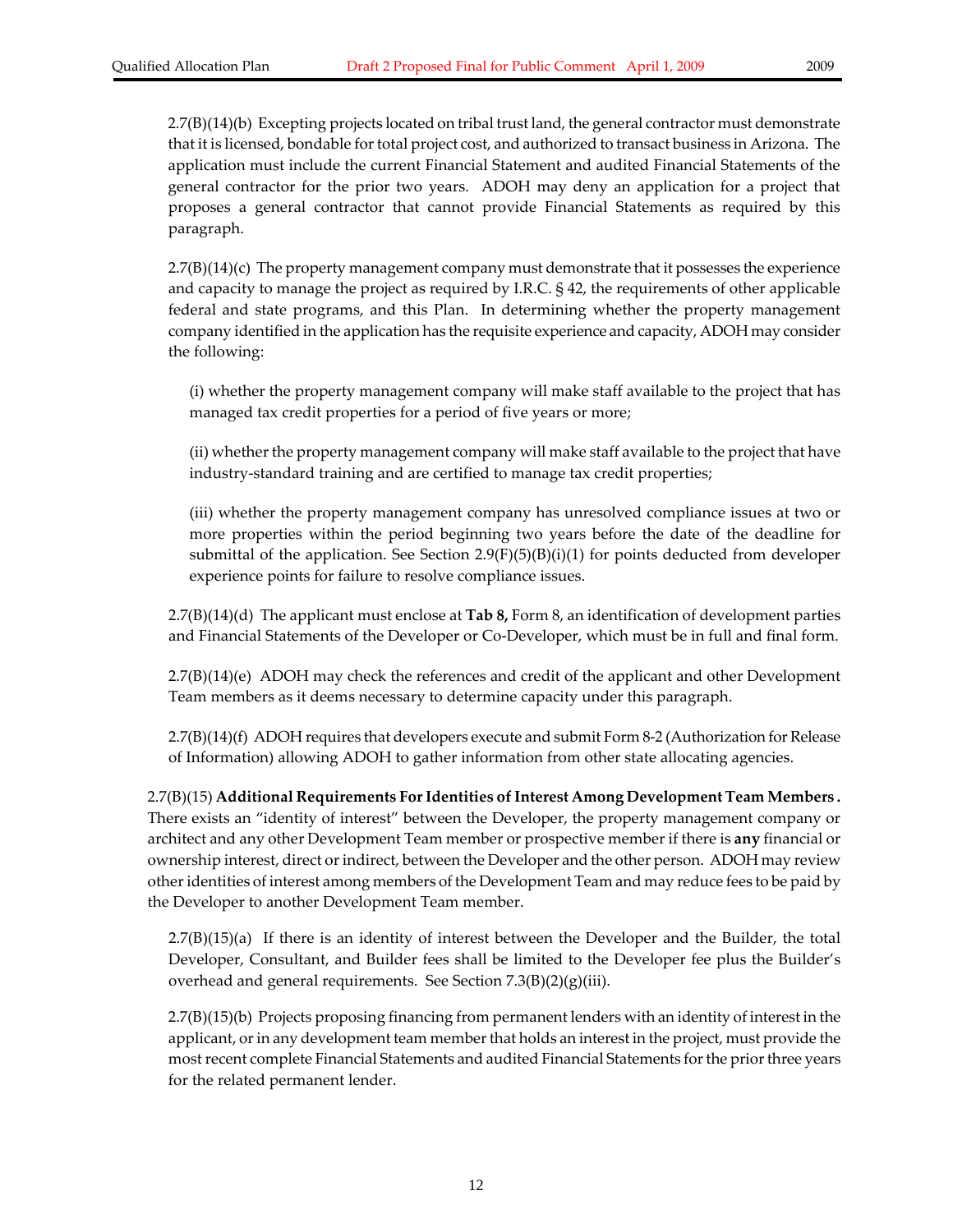2.7(B)(14)(b) Excepting projects located on tribal trust land, the general contractor must demonstrate that it is licensed, bondable for total project cost, and authorized to transact business in Arizona. The application must include the current Financial Statement and audited Financial Statements of the general contractor for the prior two years. ADOH may deny an application for a project that proposes a general contractor that cannot provide Financial Statements as required by this paragraph.

2.7(B)(14)(c) The property management company must demonstrate that it possesses the experience and capacity to manage the project as required by I.R.C. § 42, the requirements of other applicable federal and state programs, and this Plan. In determining whether the property management company identified in the application has the requisite experience and capacity, ADOH may consider the following:

(i) whether the property management company will make staff available to the project that has managed tax credit properties for a period of five years or more;

(ii) whether the property management company will make staff available to the project that have industry-standard training and are certified to manage tax credit properties;

(iii) whether the property management company has unresolved compliance issues at two or more properties within the period beginning two years before the date of the deadline for submittal of the application. See Section 2.9(F)(5)(B)(i)(1) for points deducted from developer experience points for failure to resolve compliance issues.

2.7(B)(14)(d) The applicant must enclose at **Tab 8,** Form 8, an identification of development parties and Financial Statements of the Developer or Co-Developer, which must be in full and final form.

2.7(B)(14)(e) ADOH may check the references and credit of the applicant and other Development Team members as it deems necessary to determine capacity under this paragraph.

2.7(B)(14)(f) ADOH requires that developers execute and submit Form 8-2 (Authorization for Release of Information) allowing ADOH to gather information from other state allocating agencies.

2.7(B)(15) **Additional Requirements For Identities of Interest Among Development Team Members .** There exists an "identity of interest" between the Developer, the property management company or architect and any other Development Team member or prospective member if there is **any** financial or ownership interest, direct or indirect, between the Developer and the other person. ADOH may review other identities of interest among members of the Development Team and may reduce fees to be paid by the Developer to another Development Team member.

2.7(B)(15)(a) If there is an identity of interest between the Developer and the Builder, the total Developer, Consultant, and Builder fees shall be limited to the Developer fee plus the Builder's overhead and general requirements. See Section 7.3(B)(2)(g)(iii).

2.7(B)(15)(b) Projects proposing financing from permanent lenders with an identity of interest in the applicant, or in any development team member that holds an interest in the project, must provide the most recent complete Financial Statements and audited Financial Statements for the prior three years for the related permanent lender.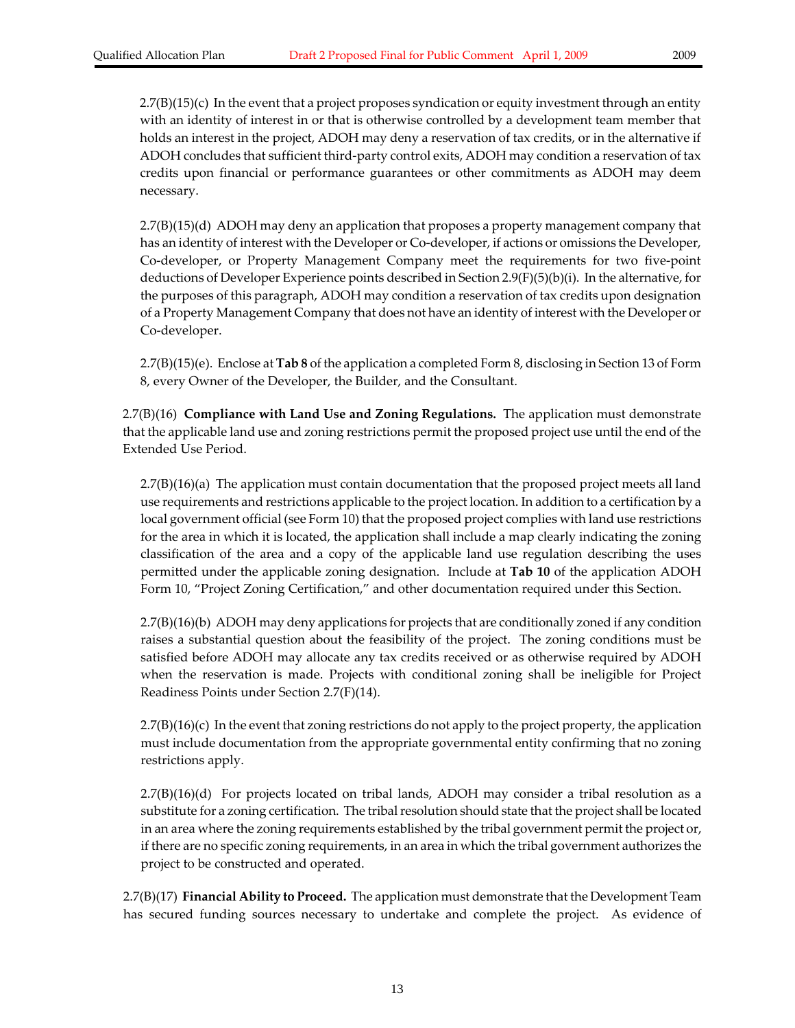2.7(B)(15)(c) In the event that a project proposes syndication or equity investment through an entity with an identity of interest in or that is otherwise controlled by a development team member that holds an interest in the project, ADOH may deny a reservation of tax credits, or in the alternative if ADOH concludes that sufficient third-party control exits, ADOH may condition a reservation of tax credits upon financial or performance guarantees or other commitments as ADOH may deem necessary.

2.7(B)(15)(d) ADOH may deny an application that proposes a property management company that has an identity of interest with the Developer or Co-developer, if actions or omissions the Developer, Co-developer, or Property Management Company meet the requirements for two five-point deductions of Developer Experience points described in Section 2.9(F)(5)(b)(i). In the alternative, for the purposes of this paragraph, ADOH may condition a reservation of tax credits upon designation of a Property Management Company that does not have an identity of interest with the Developer or Co-developer.

2.7(B)(15)(e). Enclose at **Tab 8** of the application a completed Form 8, disclosing in Section 13 of Form 8, every Owner of the Developer, the Builder, and the Consultant.

2.7(B)(16) **Compliance with Land Use and Zoning Regulations.** The application must demonstrate that the applicable land use and zoning restrictions permit the proposed project use until the end of the Extended Use Period.

2.7(B)(16)(a) The application must contain documentation that the proposed project meets all land use requirements and restrictions applicable to the project location. In addition to a certification by a local government official (see Form 10) that the proposed project complies with land use restrictions for the area in which it is located, the application shall include a map clearly indicating the zoning classification of the area and a copy of the applicable land use regulation describing the uses permitted under the applicable zoning designation. Include at **Tab 10** of the application ADOH Form 10, "Project Zoning Certification," and other documentation required under this Section.

2.7(B)(16)(b) ADOH may deny applications for projects that are conditionally zoned if any condition raises a substantial question about the feasibility of the project. The zoning conditions must be satisfied before ADOH may allocate any tax credits received or as otherwise required by ADOH when the reservation is made. Projects with conditional zoning shall be ineligible for Project Readiness Points under Section 2.7(F)(14).

2.7(B)(16)(c) In the event that zoning restrictions do not apply to the project property, the application must include documentation from the appropriate governmental entity confirming that no zoning restrictions apply.

2.7(B)(16)(d) For projects located on tribal lands, ADOH may consider a tribal resolution as a substitute for a zoning certification. The tribal resolution should state that the project shall be located in an area where the zoning requirements established by the tribal government permit the project or, if there are no specific zoning requirements, in an area in which the tribal government authorizes the project to be constructed and operated.

2.7(B)(17) **Financial Ability to Proceed.** The application must demonstrate that the Development Team has secured funding sources necessary to undertake and complete the project. As evidence of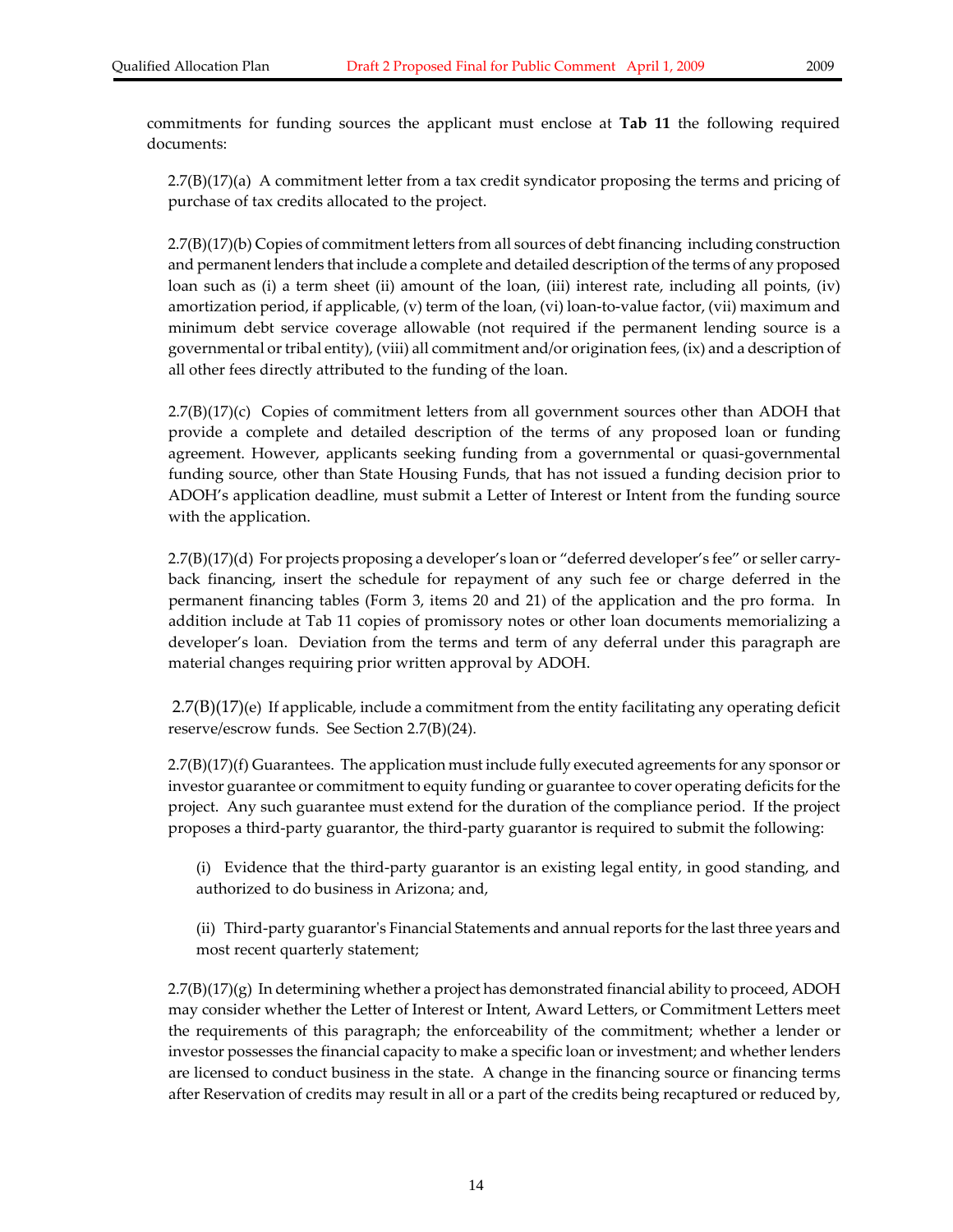commitments for funding sources the applicant must enclose at **Tab 11** the following required documents:

2.7(B)(17)(a) A commitment letter from a tax credit syndicator proposing the terms and pricing of purchase of tax credits allocated to the project.

2.7(B)(17)(b) Copies of commitment letters from all sources of debt financing including construction and permanent lenders that include a complete and detailed description of the terms of any proposed loan such as (i) a term sheet (ii) amount of the loan, (iii) interest rate, including all points, (iv) amortization period, if applicable, (v) term of the loan, (vi) loan-to-value factor, (vii) maximum and minimum debt service coverage allowable (not required if the permanent lending source is a governmental or tribal entity), (viii) all commitment and/or origination fees, (ix) and a description of all other fees directly attributed to the funding of the loan.

2.7(B)(17)(c) Copies of commitment letters from all government sources other than ADOH that provide a complete and detailed description of the terms of any proposed loan or funding agreement. However, applicants seeking funding from a governmental or quasi-governmental funding source, other than State Housing Funds, that has not issued a funding decision prior to ADOH's application deadline, must submit a Letter of Interest or Intent from the funding source with the application.

2.7(B)(17)(d) For projects proposing a developer's loan or "deferred developer's fee" or seller carry-back financing, insert the schedule for repayment of any such fee or charge deferred in the permanent financing tables (Form 3, items 20 and 21) of the application and the pro forma. In addition include at Tab 11 copies of promissory notes or other loan documents memorializing a developer's loan. Deviation from the terms and term of any deferral under this paragraph are material changes requiring prior written approval by ADOH.

2.7(B)(17)(e) If applicable, include a commitment from the entity facilitating any operating deficit reserve/escrow funds. See Section 2.7(B)(24).

2.7(B)(17)(f) Guarantees. The application must include fully executed agreements for any sponsor or investor guarantee or commitment to equity funding or guarantee to cover operating deficits for the project. Any such guarantee must extend for the duration of the compliance period. If the project proposes a third-party guarantor, the third-party guarantor is required to submit the following:

(i) Evidence that the third-party guarantor is an existing legal entity, in good standing, and authorized to do business in Arizona; and,

(ii) Third-party guarantor's Financial Statements and annual reports for the last three years and most recent quarterly statement;

2.7(B)(17)(g) In determining whether a project has demonstrated financial ability to proceed, ADOH may consider whether the Letter of Interest or Intent, Award Letters, or Commitment Letters meet the requirements of this paragraph; the enforceability of the commitment; whether a lender or investor possesses the financial capacity to make a specific loan or investment; and whether lenders are licensed to conduct business in the state. A change in the financing source or financing terms after Reservation of credits may result in all or a part of the credits being recaptured or reduced by,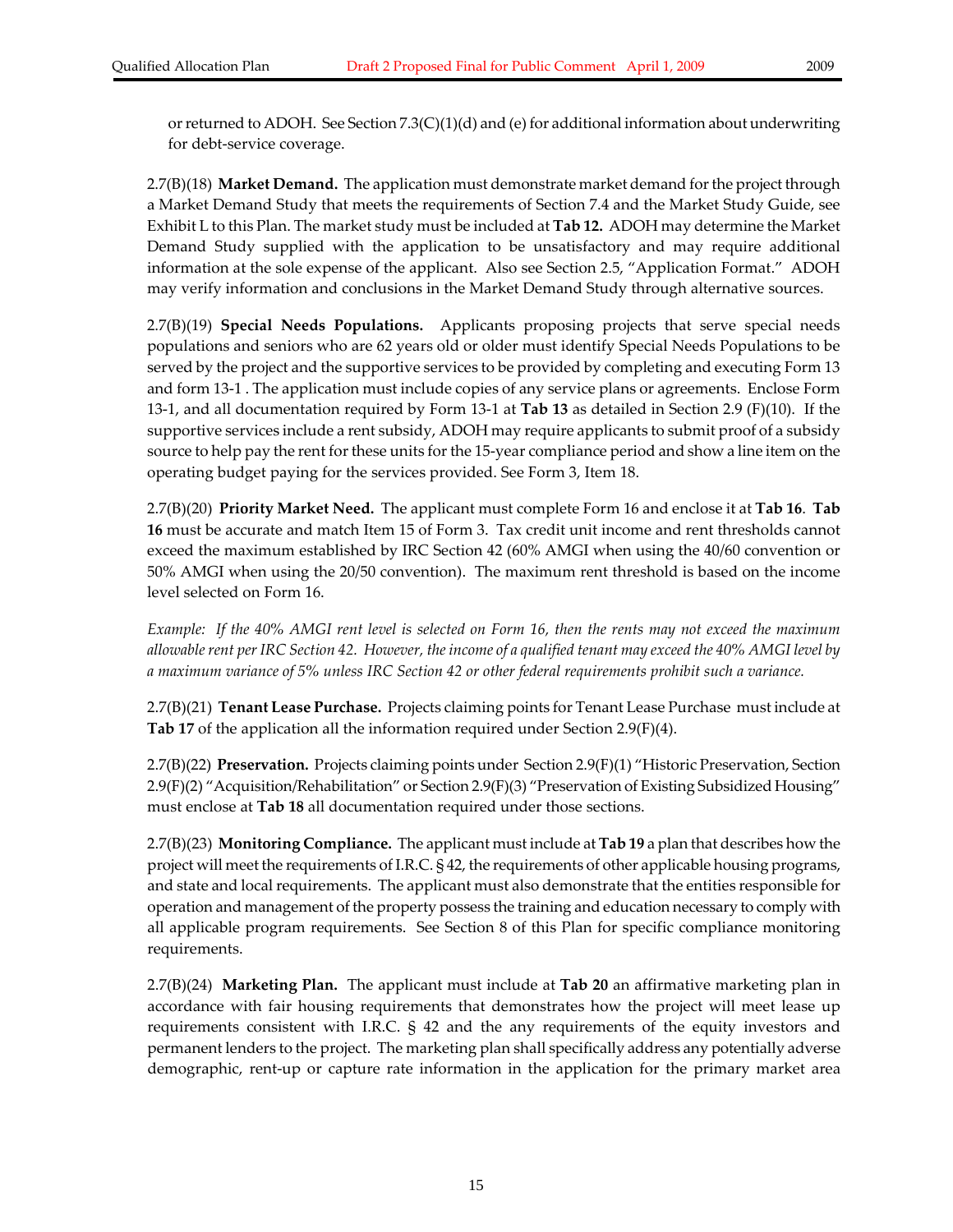or returned to ADOH. See Section 7.3(C)(1)(d) and (e) for additional information about underwriting for debt-service coverage.

2.7(B)(18) **Market Demand.** The application must demonstrate market demand for the project through a Market Demand Study that meets the requirements of Section 7.4 and the Market Study Guide, see Exhibit L to this Plan. The market study must be included at **Tab 12.** ADOH may determine the Market Demand Study supplied with the application to be unsatisfactory and may require additional information at the sole expense of the applicant. Also see Section 2.5, "Application Format." ADOH may verify information and conclusions in the Market Demand Study through alternative sources.

2.7(B)(19) **Special Needs Populations.** Applicants proposing projects that serve special needs populations and seniors who are 62 years old or older must identify Special Needs Populations to be served by the project and the supportive services to be provided by completing and executing Form 13 and form 13-1 . The application must include copies of any service plans or agreements. Enclose Form 13-1, and all documentation required by Form 13-1 at **Tab 13** as detailed in Section 2.9 (F)(10). If the supportive services include a rent subsidy, ADOH may require applicants to submit proof of a subsidy source to help pay the rent for these units for the 15-year compliance period and show a line item on the operating budget paying for the services provided. See Form 3, Item 18.

2.7(B)(20) **Priority Market Need.** The applicant must complete Form 16 and enclose it at **Tab 16**. **Tab 16** must be accurate and match Item 15 of Form 3. Tax credit unit income and rent thresholds cannot exceed the maximum established by IRC Section 42 (60% AMGI when using the 40/60 convention or 50% AMGI when using the 20/50 convention). The maximum rent threshold is based on the income level selected on Form 16.

*Example: If the 40% AMGI rent level is selected on Form 16, then the rents may not exceed the maximum allowable rent per IRC Section 42. However, the income of a qualified tenant may exceed the 40% AMGI level by a maximum variance of 5% unless IRC Section 42 or other federal requirements prohibit such a variance.*

2.7(B)(21) **Tenant Lease Purchase.** Projects claiming points for Tenant Lease Purchase must include at **Tab 17** of the application all the information required under Section 2.9(F)(4).

2.7(B)(22) **Preservation.** Projects claiming points under Section 2.9(F)(1) "Historic Preservation, Section 2.9(F)(2) "Acquisition/Rehabilitation" or Section 2.9(F)(3) "Preservation of Existing Subsidized Housing" must enclose at **Tab 18** all documentation required under those sections.

2.7(B)(23) **Monitoring Compliance.** The applicant must include at **Tab 19** a plan that describes how the project will meet the requirements of I.R.C. § 42, the requirements of other applicable housing programs, and state and local requirements. The applicant must also demonstrate that the entities responsible for operation and management of the property possess the training and education necessary to comply with all applicable program requirements. See Section 8 of this Plan for specific compliance monitoring requirements.

2.7(B)(24) **Marketing Plan.** The applicant must include at **Tab 20** an affirmative marketing plan in accordance with fair housing requirements that demonstrates how the project will meet lease up requirements consistent with I.R.C. § 42 and the any requirements of the equity investors and permanent lenders to the project. The marketing plan shall specifically address any potentially adverse demographic, rent-up or capture rate information in the application for the primary market area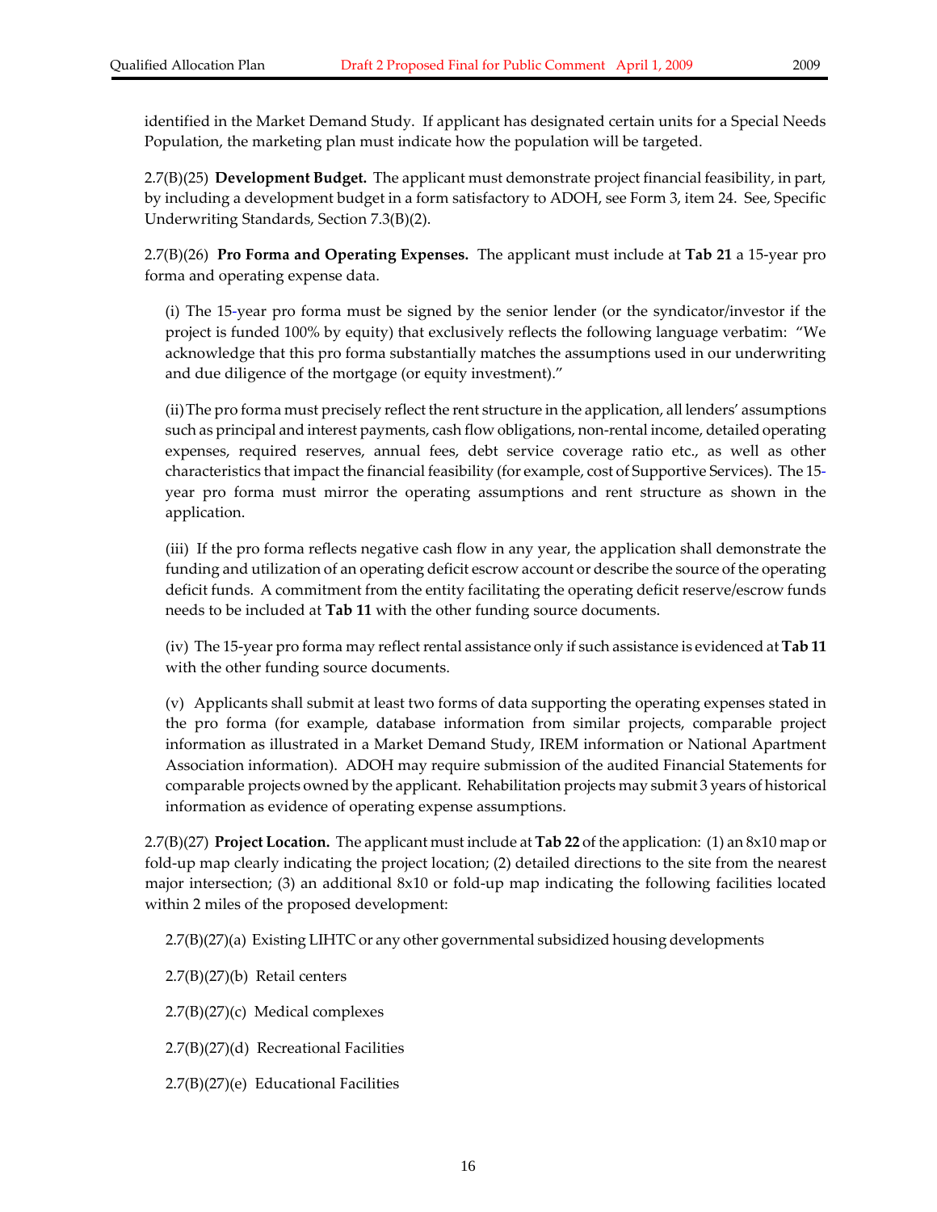identified in the Market Demand Study. If applicant has designated certain units for a Special Needs Population, the marketing plan must indicate how the population will be targeted.

2.7(B)(25) **Development Budget.** The applicant must demonstrate project financial feasibility, in part, by including a development budget in a form satisfactory to ADOH, see Form 3, item 24. See, Specific Underwriting Standards, Section 7.3(B)(2).

2.7(B)(26) **Pro Forma and Operating Expenses.** The applicant must include at **Tab 21** a 15-year pro forma and operating expense data.

(i) The 15-year pro forma must be signed by the senior lender (or the syndicator/investor if the project is funded 100% by equity) that exclusively reflects the following language verbatim: "We acknowledge that this pro forma substantially matches the assumptions used in our underwriting and due diligence of the mortgage (or equity investment)."

(ii) The pro forma must precisely reflect the rent structure in the application, all lenders' assumptions such as principal and interest payments, cash flow obligations, non-rental income, detailed operating expenses, required reserves, annual fees, debt service coverage ratio etc., as well as other characteristics that impact the financial feasibility (for example, cost of Supportive Services). The 15-year pro forma must mirror the operating assumptions and rent structure as shown in the application.

(iii) If the pro forma reflects negative cash flow in any year, the application shall demonstrate the funding and utilization of an operating deficit escrow account or describe the source of the operating deficit funds. A commitment from the entity facilitating the operating deficit reserve/escrow funds needs to be included at **Tab 11** with the other funding source documents.

(iv) The 15-year pro forma may reflect rental assistance only if such assistance is evidenced at **Tab 11** with the other funding source documents.

(v) Applicants shall submit at least two forms of data supporting the operating expenses stated in the pro forma (for example, database information from similar projects, comparable project information as illustrated in a Market Demand Study, IREM information or National Apartment Association information). ADOH may require submission of the audited Financial Statements for comparable projects owned by the applicant. Rehabilitation projects may submit 3 years of historical information as evidence of operating expense assumptions.

2.7(B)(27) **Project Location.** The applicant must include at **Tab 22** of the application: (1) an 8x10 map or fold-up map clearly indicating the project location; (2) detailed directions to the site from the nearest major intersection; (3) an additional 8x10 or fold-up map indicating the following facilities located within 2 miles of the proposed development:

2.7(B)(27)(a) Existing LIHTC or any other governmental subsidized housing developments

2.7(B)(27)(b) Retail centers

2.7(B)(27)(c) Medical complexes

2.7(B)(27)(d) Recreational Facilities

2.7(B)(27)(e) Educational Facilities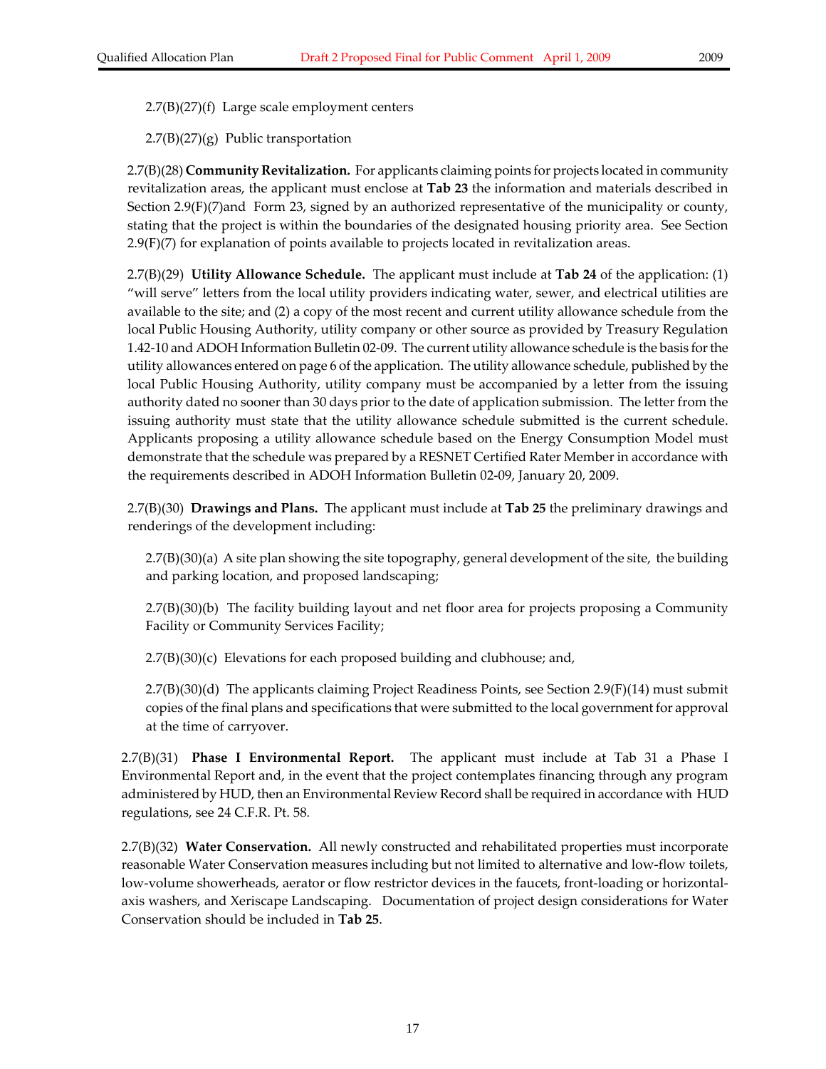2.7(B)(27)(f) Large scale employment centers

2.7(B)(27)(g) Public transportation

2.7(B)(28) **Community Revitalization.** For applicants claiming points for projects located in community revitalization areas, the applicant must enclose at **Tab 23** the information and materials described in Section 2.9(F)(7)and Form 23, signed by an authorized representative of the municipality or county, stating that the project is within the boundaries of the designated housing priority area. See Section 2.9(F)(7) for explanation of points available to projects located in revitalization areas.

2.7(B)(29) **Utility Allowance Schedule.** The applicant must include at **Tab 24** of the application: (1) "will serve" letters from the local utility providers indicating water, sewer, and electrical utilities are available to the site; and (2) a copy of the most recent and current utility allowance schedule from the local Public Housing Authority, utility company or other source as provided by Treasury Regulation 1.42-10 and ADOH Information Bulletin 02-09. The current utility allowance schedule is the basis for the utility allowances entered on page 6 of the application. The utility allowance schedule, published by the local Public Housing Authority, utility company must be accompanied by a letter from the issuing authority dated no sooner than 30 days prior to the date of application submission. The letter from the issuing authority must state that the utility allowance schedule submitted is the current schedule. Applicants proposing a utility allowance schedule based on the Energy Consumption Model must demonstrate that the schedule was prepared by a RESNET Certified Rater Member in accordance with the requirements described in ADOH Information Bulletin 02-09, January 20, 2009.

2.7(B)(30) **Drawings and Plans.** The applicant must include at **Tab 25** the preliminary drawings and renderings of the development including:

2.7(B)(30)(a) A site plan showing the site topography, general development of the site, the building and parking location, and proposed landscaping;

2.7(B)(30)(b) The facility building layout and net floor area for projects proposing a Community Facility or Community Services Facility;

2.7(B)(30)(c) Elevations for each proposed building and clubhouse; and,

2.7(B)(30)(d) The applicants claiming Project Readiness Points, see Section 2.9(F)(14) must submit copies of the final plans and specifications that were submitted to the local government for approval at the time of carryover.

2.7(B)(31) **Phase I Environmental Report.** The applicant must include at Tab 31 a Phase I Environmental Report and, in the event that the project contemplates financing through any program administered by HUD, then an Environmental Review Record shall be required in accordance with HUD regulations, see 24 C.F.R. Pt. 58.

2.7(B)(32) **Water Conservation.** All newly constructed and rehabilitated properties must incorporate reasonable Water Conservation measures including but not limited to alternative and low-flow toilets, low-volume showerheads, aerator or flow restrictor devices in the faucets, front-loading or horizontal-axis washers, and Xeriscape Landscaping. Documentation of project design considerations for Water Conservation should be included in **Tab 25**.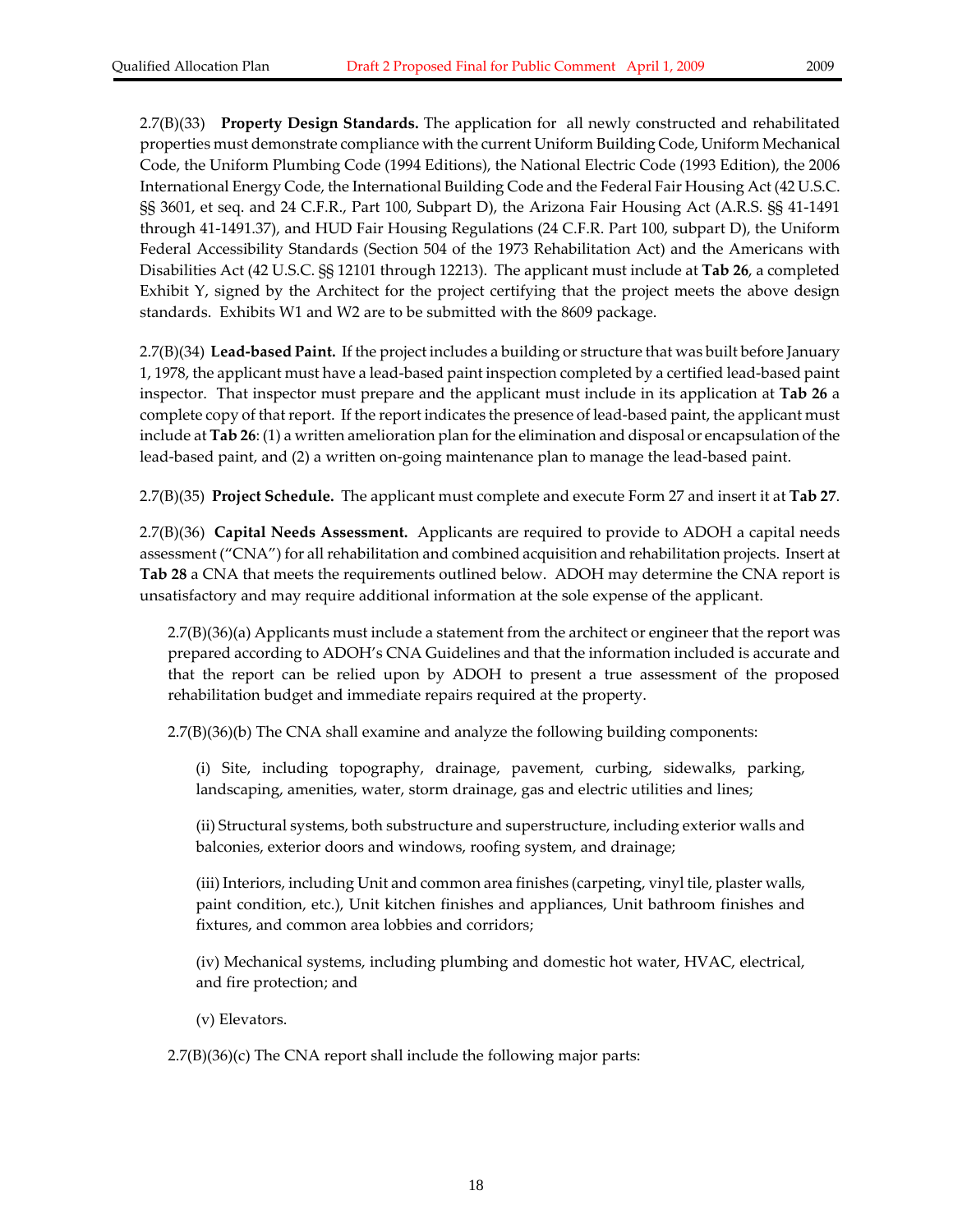2.7(B)(33) **Property Design Standards.** The application for all newly constructed and rehabilitated properties must demonstrate compliance with the current Uniform Building Code, Uniform Mechanical Code, the Uniform Plumbing Code (1994 Editions), the National Electric Code (1993 Edition), the 2006 International Energy Code, the International Building Code and the Federal Fair Housing Act (42 U.S.C. §§ 3601, et seq. and 24 C.F.R., Part 100, Subpart D), the Arizona Fair Housing Act (A.R.S. §§ 41-1491 through 41-1491.37), and HUD Fair Housing Regulations (24 C.F.R. Part 100, subpart D), the Uniform Federal Accessibility Standards (Section 504 of the 1973 Rehabilitation Act) and the Americans with Disabilities Act (42 U.S.C. §§ 12101 through 12213). The applicant must include at **Tab 26**, a completed Exhibit Y, signed by the Architect for the project certifying that the project meets the above design standards. Exhibits W1 and W2 are to be submitted with the 8609 package.

2.7(B)(34) **Lead-based Paint.** If the project includes a building or structure that was built before January 1, 1978, the applicant must have a lead-based paint inspection completed by a certified lead-based paint inspector. That inspector must prepare and the applicant must include in its application at **Tab 26** a complete copy of that report. If the report indicates the presence of lead-based paint, the applicant must include at **Tab 26**: (1) a written amelioration plan for the elimination and disposal or encapsulation of the lead-based paint, and (2) a written on-going maintenance plan to manage the lead-based paint.

2.7(B)(35) **Project Schedule.** The applicant must complete and execute Form 27 and insert it at **Tab 27**.

2.7(B)(36) **Capital Needs Assessment.** Applicants are required to provide to ADOH a capital needs assessment ("CNA") for all rehabilitation and combined acquisition and rehabilitation projects. Insert at **Tab 28** a CNA that meets the requirements outlined below. ADOH may determine the CNA report is unsatisfactory and may require additional information at the sole expense of the applicant.

2.7(B)(36)(a) Applicants must include a statement from the architect or engineer that the report was prepared according to ADOH's CNA Guidelines and that the information included is accurate and that the report can be relied upon by ADOH to present a true assessment of the proposed rehabilitation budget and immediate repairs required at the property.

2.7(B)(36)(b) The CNA shall examine and analyze the following building components:

(i) Site, including topography, drainage, pavement, curbing, sidewalks, parking, landscaping, amenities, water, storm drainage, gas and electric utilities and lines;

(ii) Structural systems, both substructure and superstructure, including exterior walls and balconies, exterior doors and windows, roofing system, and drainage;

(iii) Interiors, including Unit and common area finishes (carpeting, vinyl tile, plaster walls, paint condition, etc.), Unit kitchen finishes and appliances, Unit bathroom finishes and fixtures, and common area lobbies and corridors;

(iv) Mechanical systems, including plumbing and domestic hot water, HVAC, electrical, and fire protection; and

(v) Elevators.

2.7(B)(36)(c) The CNA report shall include the following major parts: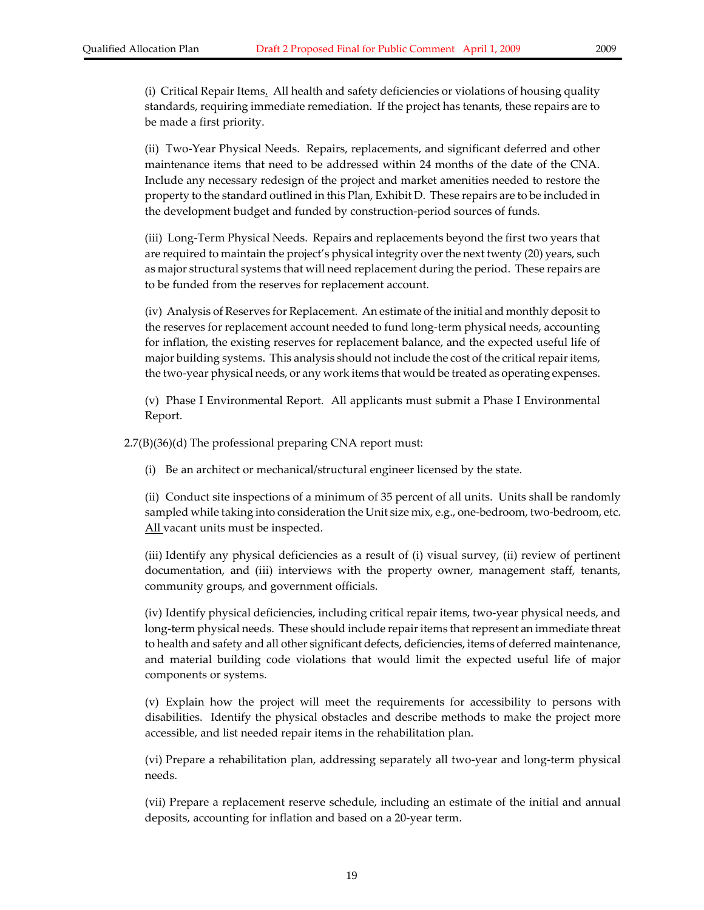(i) Critical Repair Items. All health and safety deficiencies or violations of housing quality standards, requiring immediate remediation. If the project has tenants, these repairs are to be made a first priority.

(ii) Two-Year Physical Needs. Repairs, replacements, and significant deferred and other maintenance items that need to be addressed within 24 months of the date of the CNA. Include any necessary redesign of the project and market amenities needed to restore the property to the standard outlined in this Plan, Exhibit D. These repairs are to be included in the development budget and funded by construction-period sources of funds.

(iii) Long-Term Physical Needs. Repairs and replacements beyond the first two years that are required to maintain the project's physical integrity over the next twenty (20) years, such as major structural systems that will need replacement during the period. These repairs are to be funded from the reserves for replacement account.

(iv) Analysis of Reserves for Replacement. An estimate of the initial and monthly deposit to the reserves for replacement account needed to fund long-term physical needs, accounting for inflation, the existing reserves for replacement balance, and the expected useful life of major building systems. This analysis should not include the cost of the critical repair items, the two-year physical needs, or any work items that would be treated as operating expenses.

(v) Phase I Environmental Report. All applicants must submit a Phase I Environmental Report.

2.7(B)(36)(d) The professional preparing CNA report must:

(i) Be an architect or mechanical/structural engineer licensed by the state.

(ii) Conduct site inspections of a minimum of 35 percent of all units. Units shall be randomly sampled while taking into consideration the Unit size mix, e.g., one-bedroom, two-bedroom, etc. All vacant units must be inspected.

(iii) Identify any physical deficiencies as a result of (i) visual survey, (ii) review of pertinent documentation, and (iii) interviews with the property owner, management staff, tenants, community groups, and government officials.

(iv) Identify physical deficiencies, including critical repair items, two-year physical needs, and long-term physical needs. These should include repair items that represent an immediate threat to health and safety and all other significant defects, deficiencies, items of deferred maintenance, and material building code violations that would limit the expected useful life of major components or systems.

(v) Explain how the project will meet the requirements for accessibility to persons with disabilities. Identify the physical obstacles and describe methods to make the project more accessible, and list needed repair items in the rehabilitation plan.

(vi) Prepare a rehabilitation plan, addressing separately all two-year and long-term physical needs.

(vii) Prepare a replacement reserve schedule, including an estimate of the initial and annual deposits, accounting for inflation and based on a 20-year term.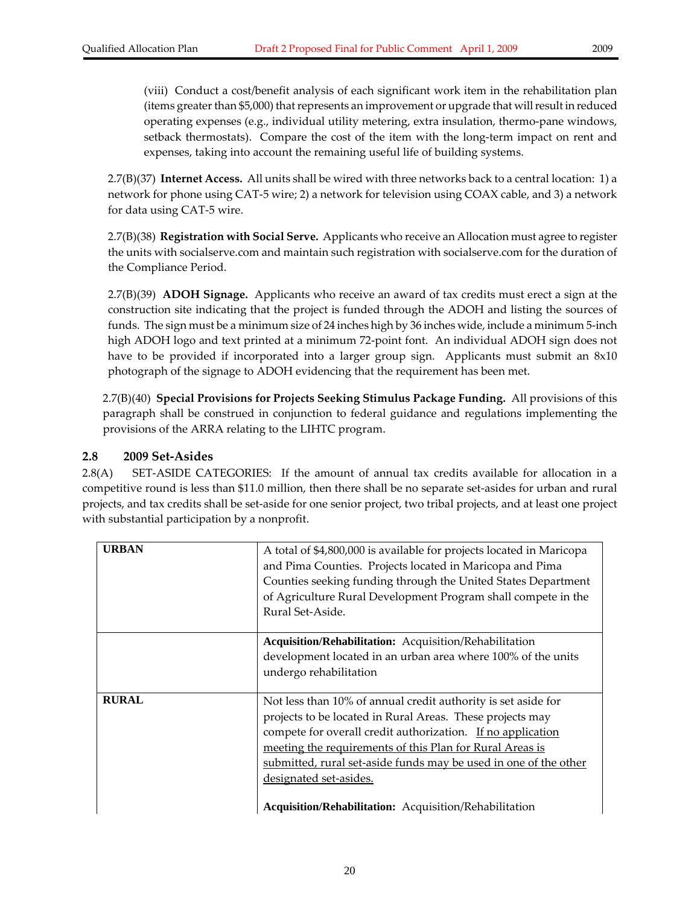(viii) Conduct a cost/benefit analysis of each significant work item in the rehabilitation plan (items greater than $5,000) that represents an improvement or upgrade that will result in reduced operating expenses (e.g., individual utility metering, extra insulation, thermo-pane windows, setback thermostats). Compare the cost of the item with the long-term impact on rent and expenses, taking into account the remaining useful life of building systems.

2.7(B)(37) **Internet Access.** All units shall be wired with three networks back to a central location: 1) a network for phone using CAT-5 wire; 2) a network for television using COAX cable, and 3) a network for data using CAT-5 wire.

2.7(B)(38) **Registration with Social Serve.** Applicants who receive an Allocation must agree to register the units with socialserve.com and maintain such registration with socialserve.com for the duration of the Compliance Period.

2.7(B)(39) **ADOH Signage.** Applicants who receive an award of tax credits must erect a sign at the construction site indicating that the project is funded through the ADOH and listing the sources of funds. The sign must be a minimum size of 24 inches high by 36 inches wide, include a minimum 5-inch high ADOH logo and text printed at a minimum 72-point font. An individual ADOH sign does not have to be provided if incorporated into a larger group sign. Applicants must submit an 8x10 photograph of the signage to ADOH evidencing that the requirement has been met.

2.7(B)(40) **Special Provisions for Projects Seeking Stimulus Package Funding.** All provisions of this paragraph shall be construed in conjunction to federal guidance and regulations implementing the provisions of the ARRA relating to the LIHTC program.

## 2.8 2009 Set-Asides

2.8(A) SET-ASIDE CATEGORIES: If the amount of annual tax credits available for allocation in a competitive round is less than $11.0 million, then there shall be no separate set-asides for urban and rural projects, and tax credits shall be set-aside for one senior project, two tribal projects, and at least one project with substantial participation by a nonprofit.

| | |
|---|---|
| **URBAN** | A total of $4,800,000 is available for projects located in Maricopa and Pima Counties. Projects located in Maricopa and Pima Counties seeking funding through the United States Department of Agriculture Rural Development Program shall compete in the Rural Set-Aside. |
| | **Acquisition/Rehabilitation:** Acquisition/Rehabilitation development located in an urban area where 100% of the units undergo rehabilitation |
| **RURAL** | Not less than 10% of annual credit authority is set aside for projects to be located in Rural Areas. These projects may compete for overall credit authorization. <u>If no application meeting the requirements of this Plan for Rural Areas is submitted, rural set-aside funds may be used in one of the other designated set-asides.</u><br><br>**Acquisition/Rehabilitation:** Acquisition/Rehabilitation |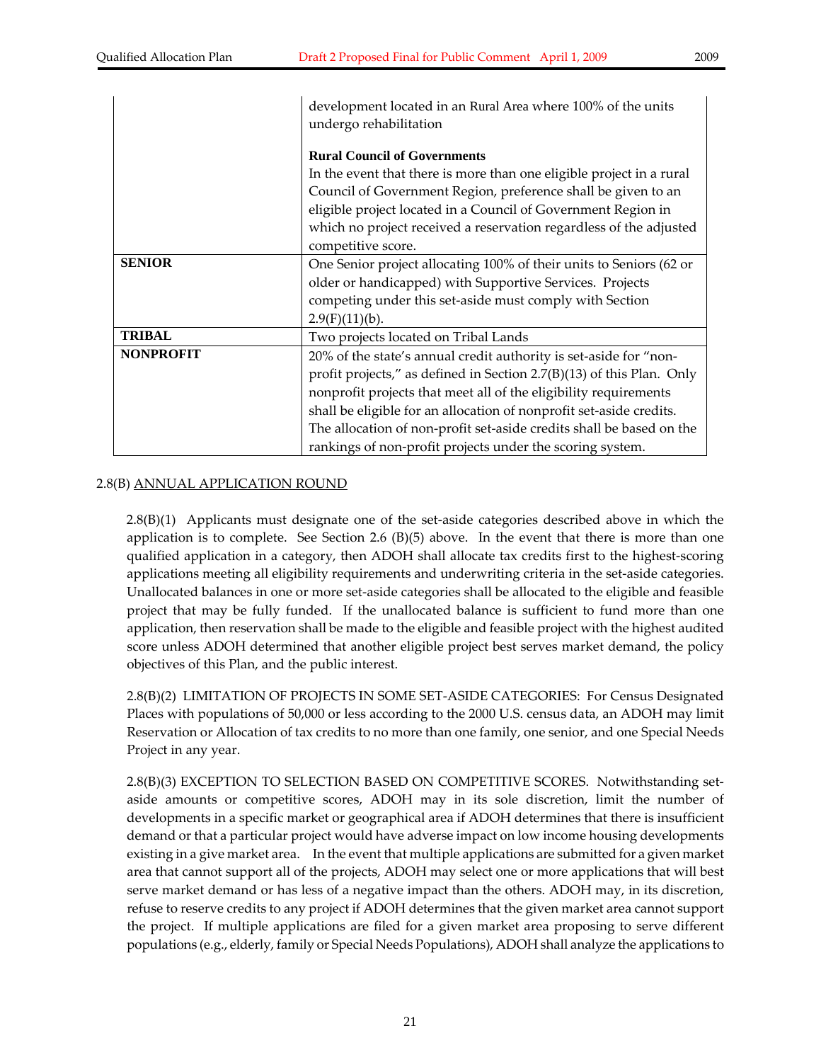| | |
|---|---|
| | development located in an Rural Area where 100% of the units undergo rehabilitation<br><br>**Rural Council of Governments**<br>In the event that there is more than one eligible project in a rural Council of Government Region, preference shall be given to an eligible project located in a Council of Government Region in which no project received a reservation regardless of the adjusted competitive score. |
| **SENIOR** | One Senior project allocating 100% of their units to Seniors (62 or older or handicapped) with Supportive Services. Projects competing under this set-aside must comply with Section 2.9(F)(11)(b). |
| **TRIBAL** | Two projects located on Tribal Lands |
| **NONPROFIT** | 20% of the state's annual credit authority is set-aside for "non-profit projects," as defined in Section 2.7(B)(13) of this Plan. Only nonprofit projects that meet all of the eligibility requirements shall be eligible for an allocation of nonprofit set-aside credits. The allocation of non-profit set-aside credits shall be based on the rankings of non-profit projects under the scoring system. |

2.8(B) ANNUAL APPLICATION ROUND

2.8(B)(1) Applicants must designate one of the set-aside categories described above in which the application is to complete. See Section 2.6 (B)(5) above. In the event that there is more than one qualified application in a category, then ADOH shall allocate tax credits first to the highest-scoring applications meeting all eligibility requirements and underwriting criteria in the set-aside categories. Unallocated balances in one or more set-aside categories shall be allocated to the eligible and feasible project that may be fully funded. If the unallocated balance is sufficient to fund more than one application, then reservation shall be made to the eligible and feasible project with the highest audited score unless ADOH determined that another eligible project best serves market demand, the policy objectives of this Plan, and the public interest.

2.8(B)(2) LIMITATION OF PROJECTS IN SOME SET-ASIDE CATEGORIES: For Census Designated Places with populations of 50,000 or less according to the 2000 U.S. census data, an ADOH may limit Reservation or Allocation of tax credits to no more than one family, one senior, and one Special Needs Project in any year.

2.8(B)(3) EXCEPTION TO SELECTION BASED ON COMPETITIVE SCORES. Notwithstanding set-aside amounts or competitive scores, ADOH may in its sole discretion, limit the number of developments in a specific market or geographical area if ADOH determines that there is insufficient demand or that a particular project would have adverse impact on low income housing developments existing in a give market area. In the event that multiple applications are submitted for a given market area that cannot support all of the projects, ADOH may select one or more applications that will best serve market demand or has less of a negative impact than the others. ADOH may, in its discretion, refuse to reserve credits to any project if ADOH determines that the given market area cannot support the project. If multiple applications are filed for a given market area proposing to serve different populations (e.g., elderly, family or Special Needs Populations), ADOH shall analyze the applications to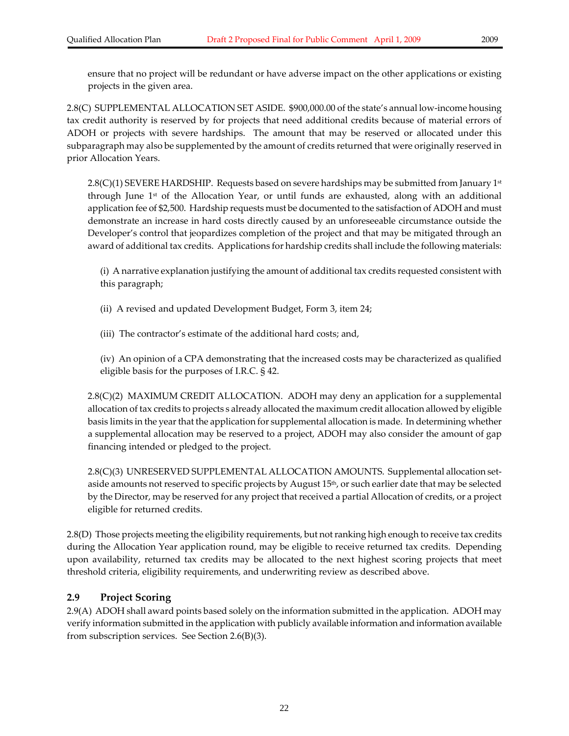ensure that no project will be redundant or have adverse impact on the other applications or existing projects in the given area.

2.8(C) SUPPLEMENTAL ALLOCATION SET ASIDE. $900,000.00 of the state's annual low-income housing tax credit authority is reserved by for projects that need additional credits because of material errors of ADOH or projects with severe hardships. The amount that may be reserved or allocated under this subparagraph may also be supplemented by the amount of credits returned that were originally reserved in prior Allocation Years.

2.8(C)(1) SEVERE HARDSHIP. Requests based on severe hardships may be submitted from January 1st through June 1st of the Allocation Year, or until funds are exhausted, along with an additional application fee of $2,500. Hardship requests must be documented to the satisfaction of ADOH and must demonstrate an increase in hard costs directly caused by an unforeseeable circumstance outside the Developer's control that jeopardizes completion of the project and that may be mitigated through an award of additional tax credits. Applications for hardship credits shall include the following materials:

(i) A narrative explanation justifying the amount of additional tax credits requested consistent with this paragraph;

(ii) A revised and updated Development Budget, Form 3, item 24;

(iii) The contractor's estimate of the additional hard costs; and,

(iv) An opinion of a CPA demonstrating that the increased costs may be characterized as qualified eligible basis for the purposes of I.R.C. § 42.

2.8(C)(2) MAXIMUM CREDIT ALLOCATION. ADOH may deny an application for a supplemental allocation of tax credits to projects s already allocated the maximum credit allocation allowed by eligible basis limits in the year that the application for supplemental allocation is made. In determining whether a supplemental allocation may be reserved to a project, ADOH may also consider the amount of gap financing intended or pledged to the project.

2.8(C)(3) UNRESERVED SUPPLEMENTAL ALLOCATION AMOUNTS. Supplemental allocation set-aside amounts not reserved to specific projects by August 15th, or such earlier date that may be selected by the Director, may be reserved for any project that received a partial Allocation of credits, or a project eligible for returned credits.

2.8(D) Those projects meeting the eligibility requirements, but not ranking high enough to receive tax credits during the Allocation Year application round, may be eligible to receive returned tax credits. Depending upon availability, returned tax credits may be allocated to the next highest scoring projects that meet threshold criteria, eligibility requirements, and underwriting review as described above.

## 2.9 Project Scoring

2.9(A) ADOH shall award points based solely on the information submitted in the application. ADOH may verify information submitted in the application with publicly available information and information available from subscription services. See Section 2.6(B)(3).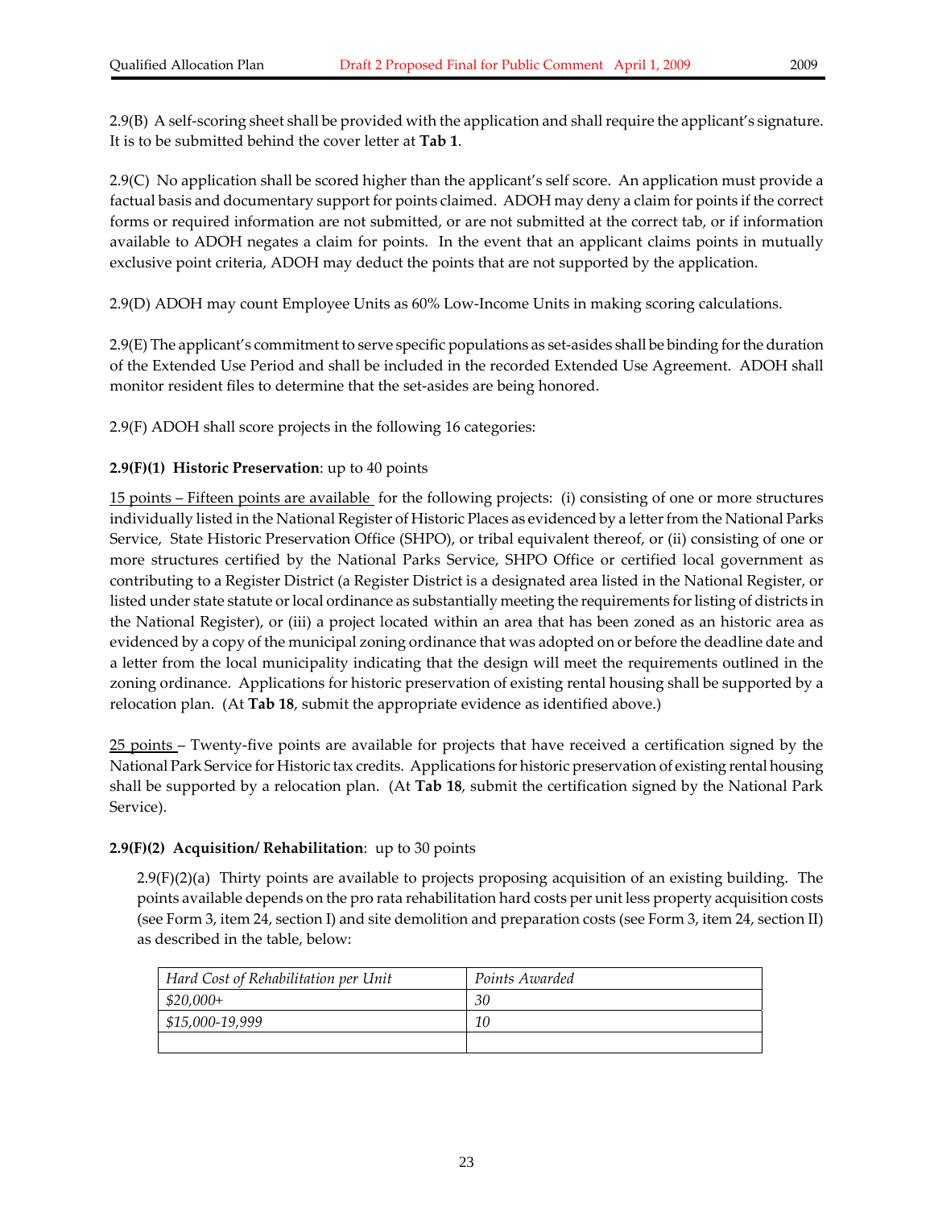2.9(B) A self-scoring sheet shall be provided with the application and shall require the applicant's signature. It is to be submitted behind the cover letter at **Tab 1**.

2.9(C) No application shall be scored higher than the applicant's self score. An application must provide a factual basis and documentary support for points claimed. ADOH may deny a claim for points if the correct forms or required information are not submitted, or are not submitted at the correct tab, or if information available to ADOH negates a claim for points. In the event that an applicant claims points in mutually exclusive point criteria, ADOH may deduct the points that are not supported by the application.

2.9(D) ADOH may count Employee Units as 60% Low-Income Units in making scoring calculations.

2.9(E) The applicant's commitment to serve specific populations as set-asides shall be binding for the duration of the Extended Use Period and shall be included in the recorded Extended Use Agreement. ADOH shall monitor resident files to determine that the set-asides are being honored.

2.9(F) ADOH shall score projects in the following 16 categories:

**2.9(F)(1) Historic Preservation**: up to 40 points

<u>15 points – Fifteen points are available</u> for the following projects: (i) consisting of one or more structures individually listed in the National Register of Historic Places as evidenced by a letter from the National Parks Service, State Historic Preservation Office (SHPO), or tribal equivalent thereof, or (ii) consisting of one or more structures certified by the National Parks Service, SHPO Office or certified local government as contributing to a Register District (a Register District is a designated area listed in the National Register, or listed under state statute or local ordinance as substantially meeting the requirements for listing of districts in the National Register), or (iii) a project located within an area that has been zoned as an historic area as evidenced by a copy of the municipal zoning ordinance that was adopted on or before the deadline date and a letter from the local municipality indicating that the design will meet the requirements outlined in the zoning ordinance. Applications for historic preservation of existing rental housing shall be supported by a relocation plan. (At **Tab 18**, submit the appropriate evidence as identified above.)

<u>25 points</u> – Twenty-five points are available for projects that have received a certification signed by the National Park Service for Historic tax credits. Applications for historic preservation of existing rental housing shall be supported by a relocation plan. (At **Tab 18**, submit the certification signed by the National Park Service).

**2.9(F)(2) Acquisition/ Rehabilitation**: up to 30 points

2.9(F)(2)(a) Thirty points are available to projects proposing acquisition of an existing building. The points available depends on the pro rata rehabilitation hard costs per unit less property acquisition costs (see Form 3, item 24, section I) and site demolition and preparation costs (see Form 3, item 24, section II) as described in the table, below:

| *Hard Cost of Rehabilitation per Unit* | *Points Awarded* |
|---|---|
| *$20,000+* | *30* |
| *$15,000-19,999* | *10* |
| | |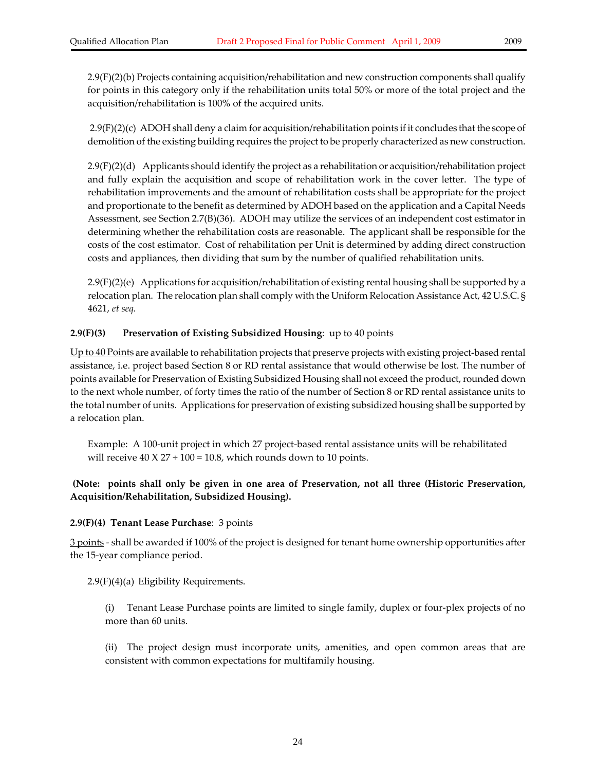2.9(F)(2)(b) Projects containing acquisition/rehabilitation and new construction components shall qualify for points in this category only if the rehabilitation units total 50% or more of the total project and the acquisition/rehabilitation is 100% of the acquired units.

2.9(F)(2)(c) ADOH shall deny a claim for acquisition/rehabilitation points if it concludes that the scope of demolition of the existing building requires the project to be properly characterized as new construction.

2.9(F)(2)(d) Applicants should identify the project as a rehabilitation or acquisition/rehabilitation project and fully explain the acquisition and scope of rehabilitation work in the cover letter. The type of rehabilitation improvements and the amount of rehabilitation costs shall be appropriate for the project and proportionate to the benefit as determined by ADOH based on the application and a Capital Needs Assessment, see Section 2.7(B)(36). ADOH may utilize the services of an independent cost estimator in determining whether the rehabilitation costs are reasonable. The applicant shall be responsible for the costs of the cost estimator. Cost of rehabilitation per Unit is determined by adding direct construction costs and appliances, then dividing that sum by the number of qualified rehabilitation units.

2.9(F)(2)(e) Applications for acquisition/rehabilitation of existing rental housing shall be supported by a relocation plan. The relocation plan shall comply with the Uniform Relocation Assistance Act, 42 U.S.C. § 4621, *et seq.*

**2.9(F)(3) Preservation of Existing Subsidized Housing**: up to 40 points

Up to 40 Points are available to rehabilitation projects that preserve projects with existing project-based rental assistance, i.e. project based Section 8 or RD rental assistance that would otherwise be lost. The number of points available for Preservation of Existing Subsidized Housing shall not exceed the product, rounded down to the next whole number, of forty times the ratio of the number of Section 8 or RD rental assistance units to the total number of units. Applications for preservation of existing subsidized housing shall be supported by a relocation plan.

Example: A 100-unit project in which 27 project-based rental assistance units will be rehabilitated will receive 40 X 27 ÷ 100 = 10.8, which rounds down to 10 points.

**(Note: points shall only be given in one area of Preservation, not all three (Historic Preservation, Acquisition/Rehabilitation, Subsidized Housing).**

**2.9(F)(4) Tenant Lease Purchase**: 3 points

3 points - shall be awarded if 100% of the project is designed for tenant home ownership opportunities after the 15-year compliance period.

2.9(F)(4)(a) Eligibility Requirements.

(i) Tenant Lease Purchase points are limited to single family, duplex or four-plex projects of no more than 60 units.

(ii) The project design must incorporate units, amenities, and open common areas that are consistent with common expectations for multifamily housing.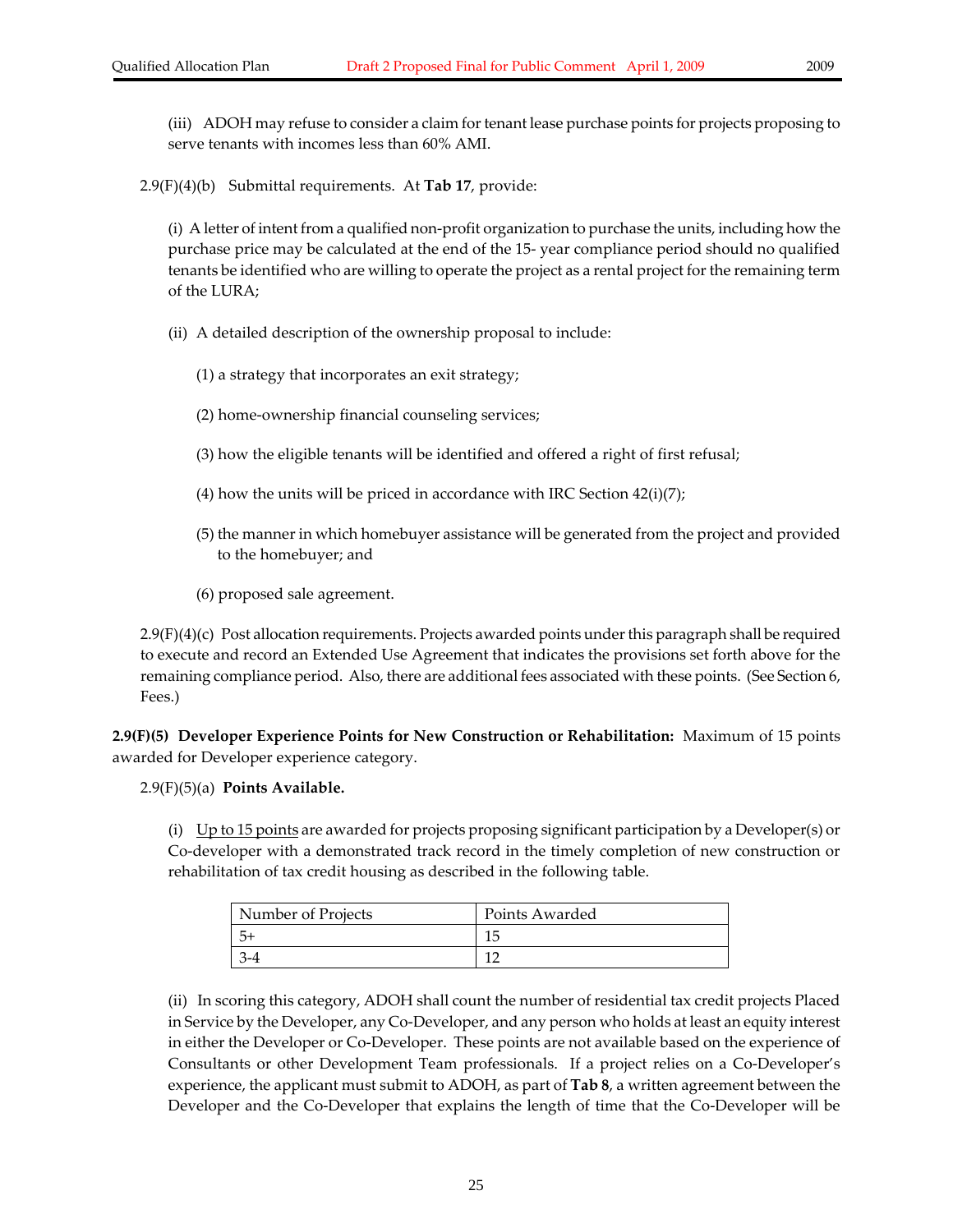(iii) ADOH may refuse to consider a claim for tenant lease purchase points for projects proposing to serve tenants with incomes less than 60% AMI.

2.9(F)(4)(b) Submittal requirements. At **Tab 17**, provide:

(i) A letter of intent from a qualified non-profit organization to purchase the units, including how the purchase price may be calculated at the end of the 15- year compliance period should no qualified tenants be identified who are willing to operate the project as a rental project for the remaining term of the LURA;

(ii) A detailed description of the ownership proposal to include:

(1) a strategy that incorporates an exit strategy;

(2) home-ownership financial counseling services;

(3) how the eligible tenants will be identified and offered a right of first refusal;

(4) how the units will be priced in accordance with IRC Section 42(i)(7);

(5) the manner in which homebuyer assistance will be generated from the project and provided to the homebuyer; and

(6) proposed sale agreement.

2.9(F)(4)(c) Post allocation requirements. Projects awarded points under this paragraph shall be required to execute and record an Extended Use Agreement that indicates the provisions set forth above for the remaining compliance period. Also, there are additional fees associated with these points. (See Section 6, Fees.)

**2.9(F)(5) Developer Experience Points for New Construction or Rehabilitation:** Maximum of 15 points awarded for Developer experience category.

2.9(F)(5)(a) **Points Available.**

(i) <u>Up to 15 points</u> are awarded for projects proposing significant participation by a Developer(s) or Co-developer with a demonstrated track record in the timely completion of new construction or rehabilitation of tax credit housing as described in the following table.

| Number of Projects | Points Awarded |
|---|---|
| 5+ | 15 |
| 3-4 | 12 |

(ii) In scoring this category, ADOH shall count the number of residential tax credit projects Placed in Service by the Developer, any Co-Developer, and any person who holds at least an equity interest in either the Developer or Co-Developer. These points are not available based on the experience of Consultants or other Development Team professionals. If a project relies on a Co-Developer's experience, the applicant must submit to ADOH, as part of **Tab 8**, a written agreement between the Developer and the Co-Developer that explains the length of time that the Co-Developer will be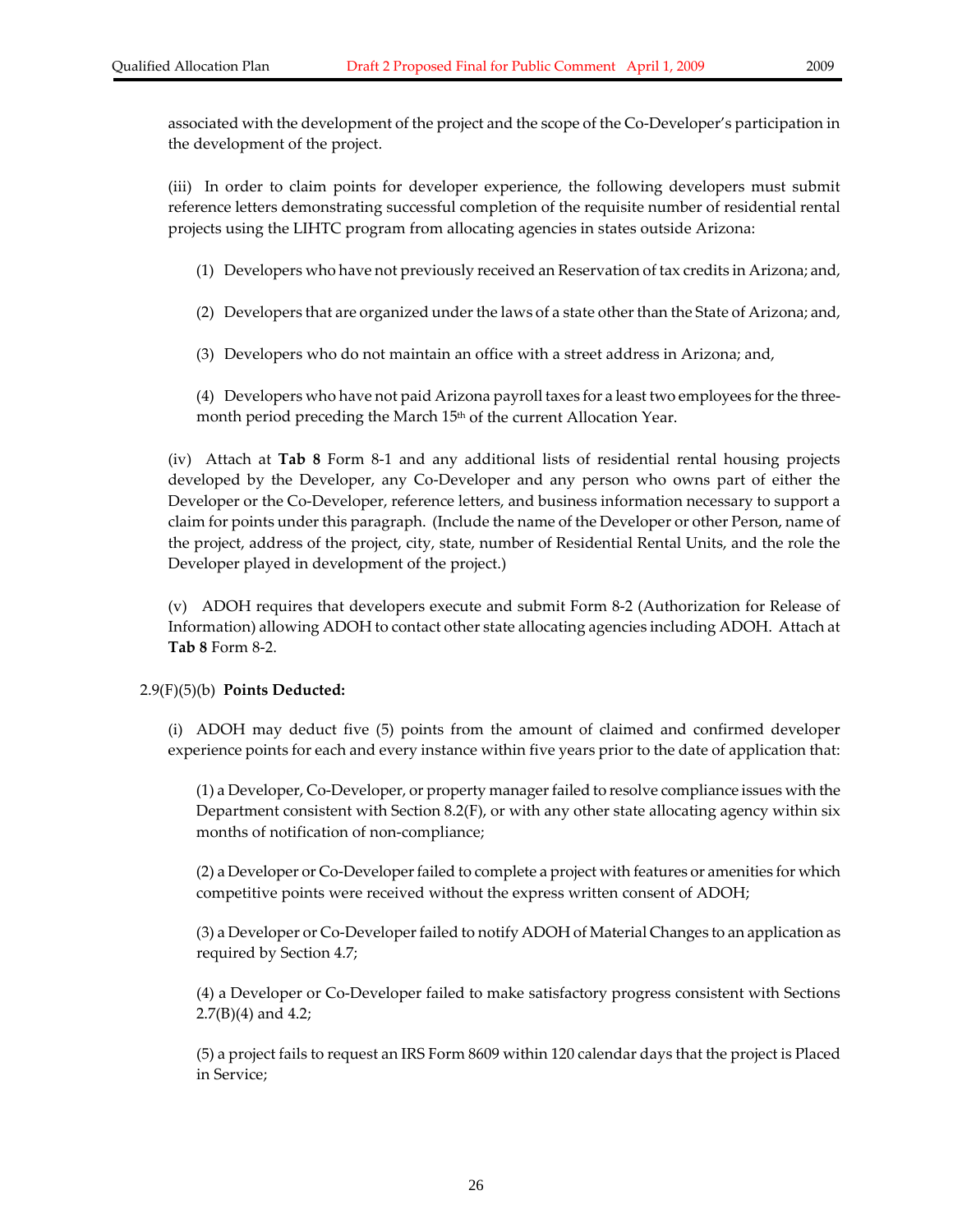associated with the development of the project and the scope of the Co-Developer's participation in the development of the project.

(iii) In order to claim points for developer experience, the following developers must submit reference letters demonstrating successful completion of the requisite number of residential rental projects using the LIHTC program from allocating agencies in states outside Arizona:

(1) Developers who have not previously received an Reservation of tax credits in Arizona; and,

(2) Developers that are organized under the laws of a state other than the State of Arizona; and,

(3) Developers who do not maintain an office with a street address in Arizona; and,

(4) Developers who have not paid Arizona payroll taxes for a least two employees for the three-month period preceding the March 15th of the current Allocation Year.

(iv) Attach at **Tab 8** Form 8-1 and any additional lists of residential rental housing projects developed by the Developer, any Co-Developer and any person who owns part of either the Developer or the Co-Developer, reference letters, and business information necessary to support a claim for points under this paragraph. (Include the name of the Developer or other Person, name of the project, address of the project, city, state, number of Residential Rental Units, and the role the Developer played in development of the project.)

(v) ADOH requires that developers execute and submit Form 8-2 (Authorization for Release of Information) allowing ADOH to contact other state allocating agencies including ADOH. Attach at **Tab 8** Form 8-2.

2.9(F)(5)(b) **Points Deducted:**

(i) ADOH may deduct five (5) points from the amount of claimed and confirmed developer experience points for each and every instance within five years prior to the date of application that:

(1) a Developer, Co-Developer, or property manager failed to resolve compliance issues with the Department consistent with Section 8.2(F), or with any other state allocating agency within six months of notification of non-compliance;

(2) a Developer or Co-Developer failed to complete a project with features or amenities for which competitive points were received without the express written consent of ADOH;

(3) a Developer or Co-Developer failed to notify ADOH of Material Changes to an application as required by Section 4.7;

(4) a Developer or Co-Developer failed to make satisfactory progress consistent with Sections 2.7(B)(4) and 4.2;

(5) a project fails to request an IRS Form 8609 within 120 calendar days that the project is Placed in Service;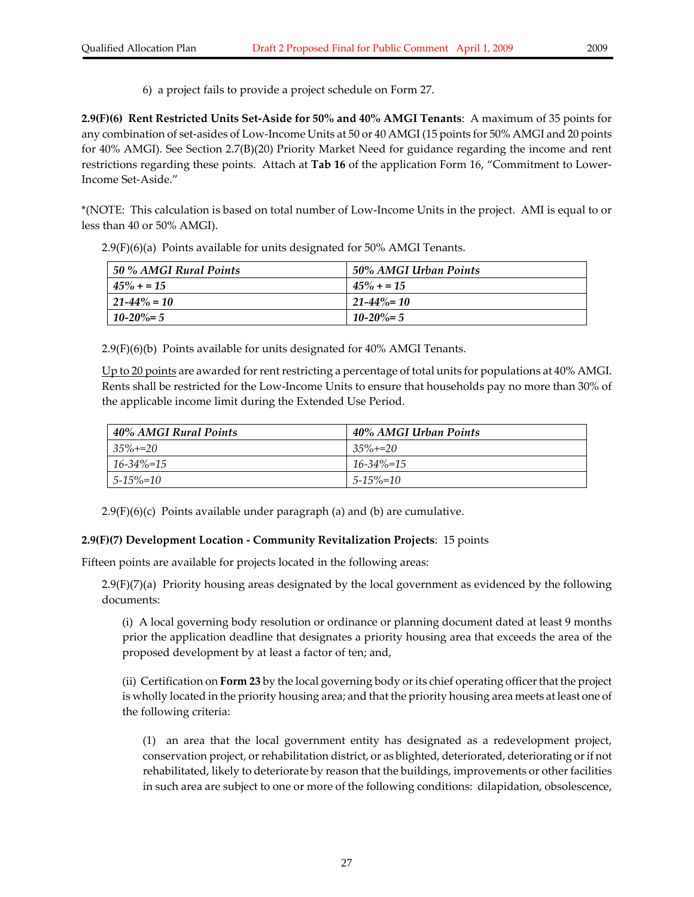6) a project fails to provide a project schedule on Form 27.

**2.9(F)(6) Rent Restricted Units Set-Aside for 50% and 40% AMGI Tenants**: A maximum of 35 points for any combination of set-asides of Low-Income Units at 50 or 40 AMGI (15 points for 50% AMGI and 20 points for 40% AMGI). See Section 2.7(B)(20) Priority Market Need for guidance regarding the income and rent restrictions regarding these points. Attach at **Tab 16** of the application Form 16, "Commitment to Lower-Income Set-Aside."

*(NOTE: This calculation is based on total number of Low-Income Units in the project. AMI is equal to or less than 40 or 50% AMGI).

2.9(F)(6)(a) Points available for units designated for 50% AMGI Tenants.

| ***50 % AMGI Rural Points*** | ***50% AMGI Urban Points*** |
|---|---|
| ***45% + = 15*** | ***45% + = 15*** |
| ***21-44% = 10*** | ***21-44%= 10*** |
| ***10-20%= 5*** | ***10-20%= 5*** |

2.9(F)(6)(b) Points available for units designated for 40% AMGI Tenants.

Up to 20 points are awarded for rent restricting a percentage of total units for populations at 40% AMGI. Rents shall be restricted for the Low-Income Units to ensure that households pay no more than 30% of the applicable income limit during the Extended Use Period.

| ***40% AMGI Rural Points*** | ***40% AMGI Urban Points*** |
|---|---|
| *35%+=20* | *35%+=20* |
| *16-34%=15* | *16-34%=15* |
| *5-15%=10* | *5-15%=10* |

2.9(F)(6)(c) Points available under paragraph (a) and (b) are cumulative.

**2.9(F)(7) Development Location - Community Revitalization Projects**: 15 points

Fifteen points are available for projects located in the following areas:

2.9(F)(7)(a) Priority housing areas designated by the local government as evidenced by the following documents:

(i) A local governing body resolution or ordinance or planning document dated at least 9 months prior the application deadline that designates a priority housing area that exceeds the area of the proposed development by at least a factor of ten; and,

(ii) Certification on **Form 23** by the local governing body or its chief operating officer that the project is wholly located in the priority housing area; and that the priority housing area meets at least one of the following criteria:

(1) an area that the local government entity has designated as a redevelopment project, conservation project, or rehabilitation district, or as blighted, deteriorated, deteriorating or if not rehabilitated, likely to deteriorate by reason that the buildings, improvements or other facilities in such area are subject to one or more of the following conditions: dilapidation, obsolescence,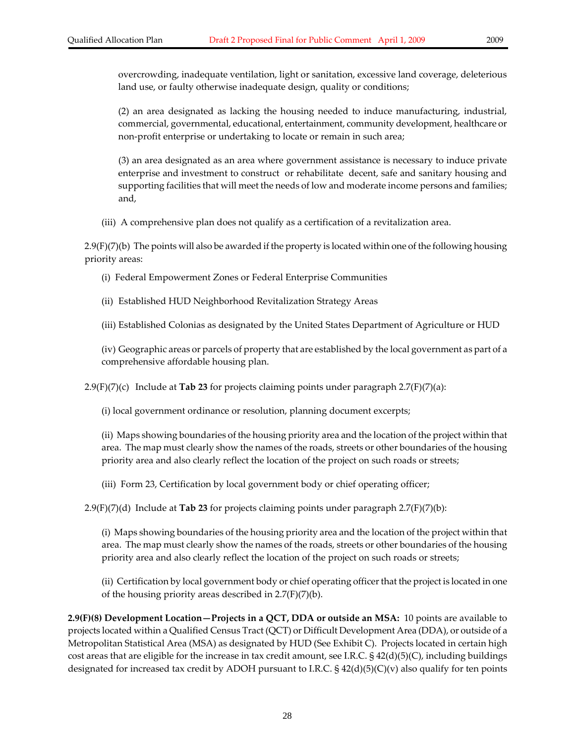overcrowding, inadequate ventilation, light or sanitation, excessive land coverage, deleterious land use, or faulty otherwise inadequate design, quality or conditions;

(2) an area designated as lacking the housing needed to induce manufacturing, industrial, commercial, governmental, educational, entertainment, community development, healthcare or non-profit enterprise or undertaking to locate or remain in such area;

(3) an area designated as an area where government assistance is necessary to induce private enterprise and investment to construct or rehabilitate decent, safe and sanitary housing and supporting facilities that will meet the needs of low and moderate income persons and families; and,

(iii) A comprehensive plan does not qualify as a certification of a revitalization area.

2.9(F)(7)(b) The points will also be awarded if the property is located within one of the following housing priority areas:

(i) Federal Empowerment Zones or Federal Enterprise Communities

(ii) Established HUD Neighborhood Revitalization Strategy Areas

(iii) Established Colonias as designated by the United States Department of Agriculture or HUD

(iv) Geographic areas or parcels of property that are established by the local government as part of a comprehensive affordable housing plan.

2.9(F)(7)(c) Include at **Tab 23** for projects claiming points under paragraph 2.7(F)(7)(a):

(i) local government ordinance or resolution, planning document excerpts;

(ii) Maps showing boundaries of the housing priority area and the location of the project within that area. The map must clearly show the names of the roads, streets or other boundaries of the housing priority area and also clearly reflect the location of the project on such roads or streets;

(iii) Form 23, Certification by local government body or chief operating officer;

2.9(F)(7)(d) Include at **Tab 23** for projects claiming points under paragraph 2.7(F)(7)(b):

(i) Maps showing boundaries of the housing priority area and the location of the project within that area. The map must clearly show the names of the roads, streets or other boundaries of the housing priority area and also clearly reflect the location of the project on such roads or streets;

(ii) Certification by local government body or chief operating officer that the project is located in one of the housing priority areas described in 2.7(F)(7)(b).

**2.9(F)(8) Development Location—Projects in a QCT, DDA or outside an MSA:** 10 points are available to projects located within a Qualified Census Tract (QCT) or Difficult Development Area (DDA), or outside of a Metropolitan Statistical Area (MSA) as designated by HUD (See Exhibit C). Projects located in certain high cost areas that are eligible for the increase in tax credit amount, see I.R.C. § 42(d)(5)(C), including buildings designated for increased tax credit by ADOH pursuant to I.R.C. § 42(d)(5)(C)(v) also qualify for ten points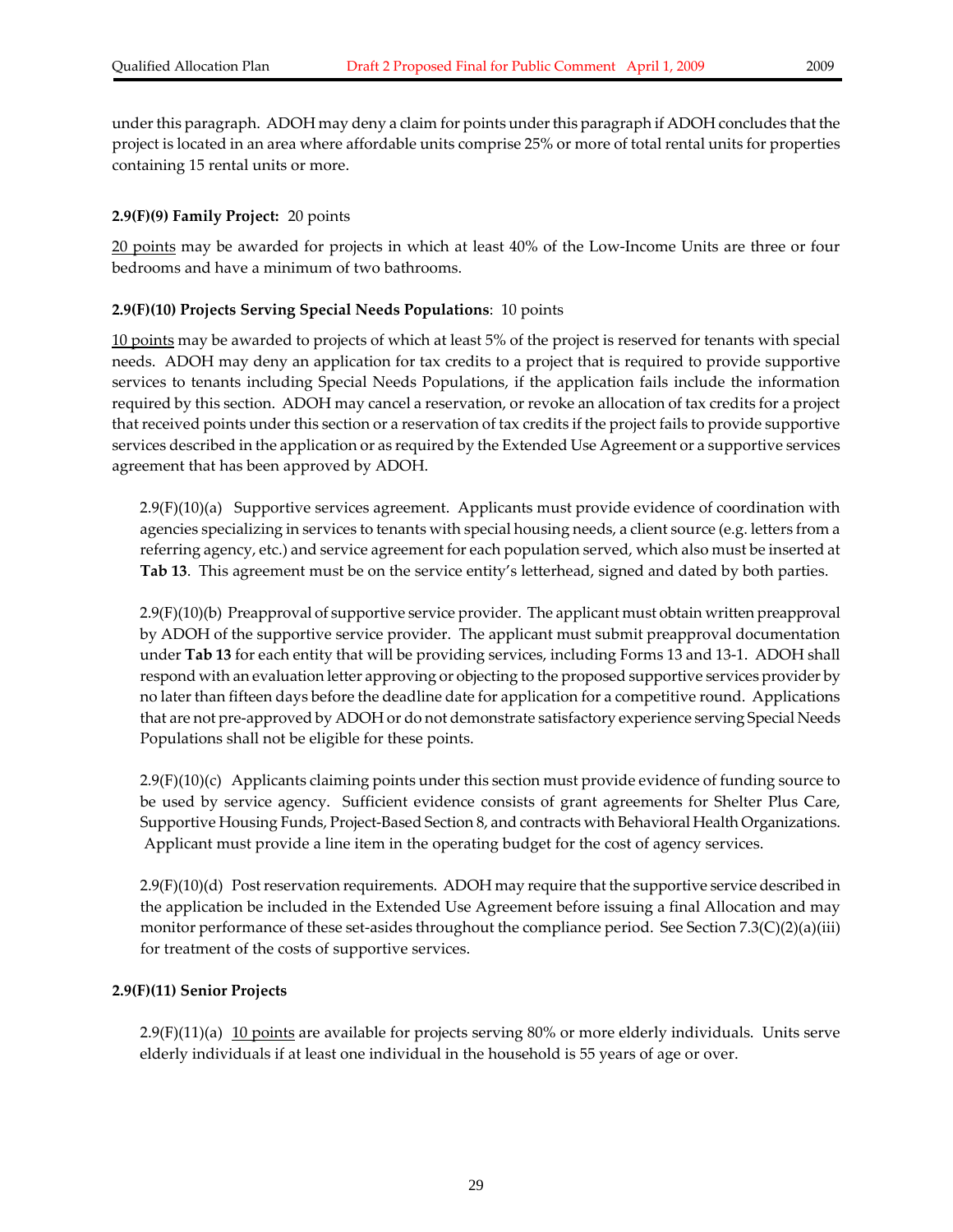under this paragraph. ADOH may deny a claim for points under this paragraph if ADOH concludes that the project is located in an area where affordable units comprise 25% or more of total rental units for properties containing 15 rental units or more.

**2.9(F)(9) Family Project:** 20 points

<u>20 points</u> may be awarded for projects in which at least 40% of the Low-Income Units are three or four bedrooms and have a minimum of two bathrooms.

**2.9(F)(10) Projects Serving Special Needs Populations**: 10 points

<u>10 points</u> may be awarded to projects of which at least 5% of the project is reserved for tenants with special needs. ADOH may deny an application for tax credits to a project that is required to provide supportive services to tenants including Special Needs Populations, if the application fails include the information required by this section. ADOH may cancel a reservation, or revoke an allocation of tax credits for a project that received points under this section or a reservation of tax credits if the project fails to provide supportive services described in the application or as required by the Extended Use Agreement or a supportive services agreement that has been approved by ADOH.

2.9(F)(10)(a) Supportive services agreement. Applicants must provide evidence of coordination with agencies specializing in services to tenants with special housing needs, a client source (e.g. letters from a referring agency, etc.) and service agreement for each population served, which also must be inserted at **Tab 13**. This agreement must be on the service entity's letterhead, signed and dated by both parties.

2.9(F)(10)(b) Preapproval of supportive service provider. The applicant must obtain written preapproval by ADOH of the supportive service provider. The applicant must submit preapproval documentation under **Tab 13** for each entity that will be providing services, including Forms 13 and 13-1. ADOH shall respond with an evaluation letter approving or objecting to the proposed supportive services provider by no later than fifteen days before the deadline date for application for a competitive round. Applications that are not pre-approved by ADOH or do not demonstrate satisfactory experience serving Special Needs Populations shall not be eligible for these points.

2.9(F)(10)(c) Applicants claiming points under this section must provide evidence of funding source to be used by service agency. Sufficient evidence consists of grant agreements for Shelter Plus Care, Supportive Housing Funds, Project-Based Section 8, and contracts with Behavioral Health Organizations. Applicant must provide a line item in the operating budget for the cost of agency services.

2.9(F)(10)(d) Post reservation requirements. ADOH may require that the supportive service described in the application be included in the Extended Use Agreement before issuing a final Allocation and may monitor performance of these set-asides throughout the compliance period. See Section 7.3(C)(2)(a)(iii) for treatment of the costs of supportive services.

**2.9(F)(11) Senior Projects**

2.9(F)(11)(a) <u>10 points</u> are available for projects serving 80% or more elderly individuals. Units serve elderly individuals if at least one individual in the household is 55 years of age or over.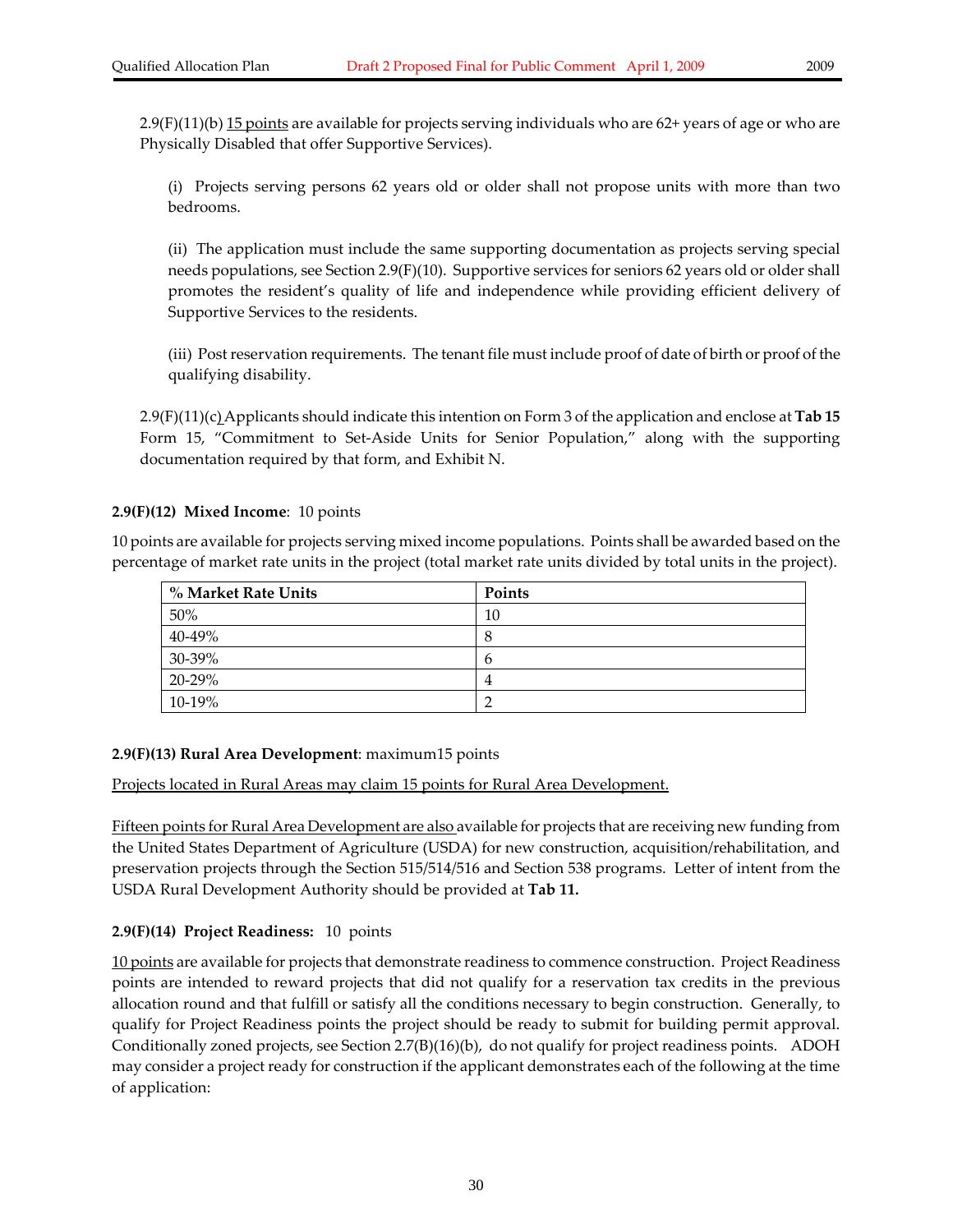2.9(F)(11)(b) 15 points are available for projects serving individuals who are 62+ years of age or who are Physically Disabled that offer Supportive Services).

(i) Projects serving persons 62 years old or older shall not propose units with more than two bedrooms.

(ii) The application must include the same supporting documentation as projects serving special needs populations, see Section 2.9(F)(10). Supportive services for seniors 62 years old or older shall promotes the resident's quality of life and independence while providing efficient delivery of Supportive Services to the residents.

(iii) Post reservation requirements. The tenant file must include proof of date of birth or proof of the qualifying disability.

2.9(F)(11)(c) Applicants should indicate this intention on Form 3 of the application and enclose at **Tab 15** Form 15, "Commitment to Set-Aside Units for Senior Population," along with the supporting documentation required by that form, and Exhibit N.

**2.9(F)(12) Mixed Income**: 10 points

10 points are available for projects serving mixed income populations. Points shall be awarded based on the percentage of market rate units in the project (total market rate units divided by total units in the project).

| % Market Rate Units | Points |
|---|---|
| 50% | 10 |
| 40-49% | 8 |
| 30-39% | 6 |
| 20-29% | 4 |
| 10-19% | 2 |

**2.9(F)(13) Rural Area Development**: maximum15 points

Projects located in Rural Areas may claim 15 points for Rural Area Development.

Fifteen points for Rural Area Development are also available for projects that are receiving new funding from the United States Department of Agriculture (USDA) for new construction, acquisition/rehabilitation, and preservation projects through the Section 515/514/516 and Section 538 programs. Letter of intent from the USDA Rural Development Authority should be provided at **Tab 11.**

**2.9(F)(14) Project Readiness:** 10 points

10 points are available for projects that demonstrate readiness to commence construction. Project Readiness points are intended to reward projects that did not qualify for a reservation tax credits in the previous allocation round and that fulfill or satisfy all the conditions necessary to begin construction. Generally, to qualify for Project Readiness points the project should be ready to submit for building permit approval. Conditionally zoned projects, see Section 2.7(B)(16)(b), do not qualify for project readiness points. ADOH may consider a project ready for construction if the applicant demonstrates each of the following at the time of application: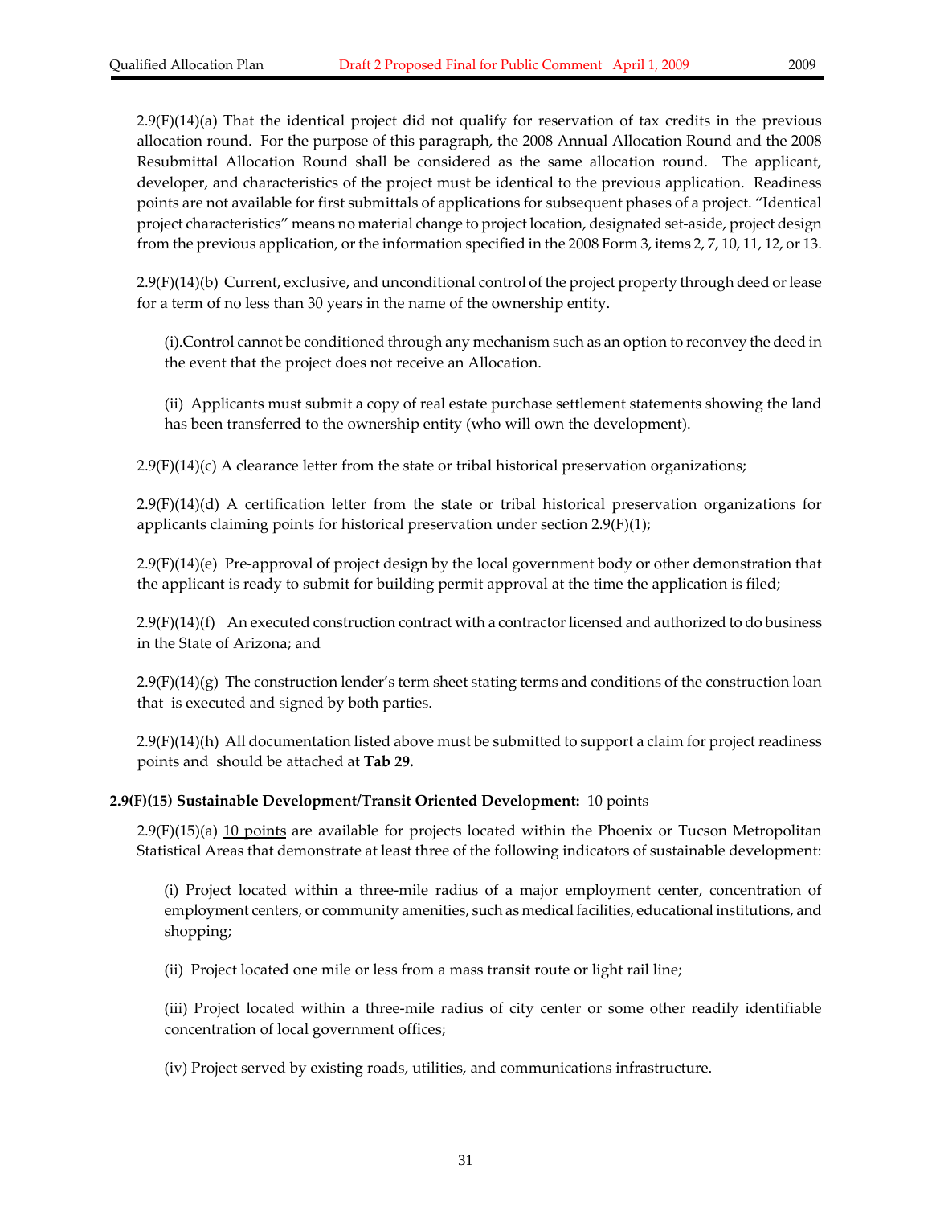2.9(F)(14)(a) That the identical project did not qualify for reservation of tax credits in the previous allocation round. For the purpose of this paragraph, the 2008 Annual Allocation Round and the 2008 Resubmittal Allocation Round shall be considered as the same allocation round. The applicant, developer, and characteristics of the project must be identical to the previous application. Readiness points are not available for first submittals of applications for subsequent phases of a project. "Identical project characteristics" means no material change to project location, designated set-aside, project design from the previous application, or the information specified in the 2008 Form 3, items 2, 7, 10, 11, 12, or 13.

2.9(F)(14)(b) Current, exclusive, and unconditional control of the project property through deed or lease for a term of no less than 30 years in the name of the ownership entity.

(i).Control cannot be conditioned through any mechanism such as an option to reconvey the deed in the event that the project does not receive an Allocation.

(ii) Applicants must submit a copy of real estate purchase settlement statements showing the land has been transferred to the ownership entity (who will own the development).

2.9(F)(14)(c) A clearance letter from the state or tribal historical preservation organizations;

2.9(F)(14)(d) A certification letter from the state or tribal historical preservation organizations for applicants claiming points for historical preservation under section 2.9(F)(1);

2.9(F)(14)(e) Pre-approval of project design by the local government body or other demonstration that the applicant is ready to submit for building permit approval at the time the application is filed;

2.9(F)(14)(f) An executed construction contract with a contractor licensed and authorized to do business in the State of Arizona; and

2.9(F)(14)(g) The construction lender's term sheet stating terms and conditions of the construction loan that is executed and signed by both parties.

2.9(F)(14)(h) All documentation listed above must be submitted to support a claim for project readiness points and should be attached at **Tab 29.**

**2.9(F)(15) Sustainable Development/Transit Oriented Development:** 10 points

2.9(F)(15)(a) 10 points are available for projects located within the Phoenix or Tucson Metropolitan Statistical Areas that demonstrate at least three of the following indicators of sustainable development:

(i) Project located within a three-mile radius of a major employment center, concentration of employment centers, or community amenities, such as medical facilities, educational institutions, and shopping;

(ii) Project located one mile or less from a mass transit route or light rail line;

(iii) Project located within a three-mile radius of city center or some other readily identifiable concentration of local government offices;

(iv) Project served by existing roads, utilities, and communications infrastructure.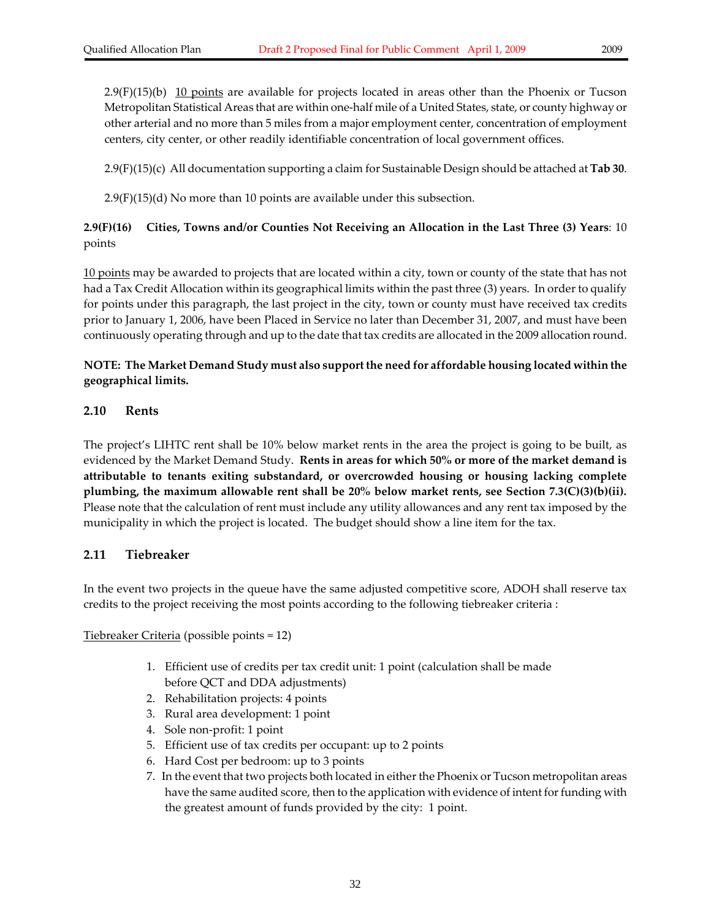2.9(F)(15)(b) 10 points are available for projects located in areas other than the Phoenix or Tucson Metropolitan Statistical Areas that are within one-half mile of a United States, state, or county highway or other arterial and no more than 5 miles from a major employment center, concentration of employment centers, city center, or other readily identifiable concentration of local government offices.

2.9(F)(15)(c) All documentation supporting a claim for Sustainable Design should be attached at **Tab 30**.

2.9(F)(15)(d) No more than 10 points are available under this subsection.

**2.9(F)(16) Cities, Towns and/or Counties Not Receiving an Allocation in the Last Three (3) Years**: 10 points

10 points may be awarded to projects that are located within a city, town or county of the state that has not had a Tax Credit Allocation within its geographical limits within the past three (3) years. In order to qualify for points under this paragraph, the last project in the city, town or county must have received tax credits prior to January 1, 2006, have been Placed in Service no later than December 31, 2007, and must have been continuously operating through and up to the date that tax credits are allocated in the 2009 allocation round.

**NOTE: The Market Demand Study must also support the need for affordable housing located within the geographical limits.**

## 2.10 Rents

The project's LIHTC rent shall be 10% below market rents in the area the project is going to be built, as evidenced by the Market Demand Study. **Rents in areas for which 50% or more of the market demand is attributable to tenants exiting substandard, or overcrowded housing or housing lacking complete plumbing, the maximum allowable rent shall be 20% below market rents, see Section 7.3(C)(3)(b)(ii).** Please note that the calculation of rent must include any utility allowances and any rent tax imposed by the municipality in which the project is located. The budget should show a line item for the tax.

## 2.11 Tiebreaker

In the event two projects in the queue have the same adjusted competitive score, ADOH shall reserve tax credits to the project receiving the most points according to the following tiebreaker criteria :

Tiebreaker Criteria (possible points = 12)

1. Efficient use of credits per tax credit unit: 1 point (calculation shall be made before QCT and DDA adjustments)
2. Rehabilitation projects: 4 points
3. Rural area development: 1 point
4. Sole non-profit: 1 point
5. Efficient use of tax credits per occupant: up to 2 points
6. Hard Cost per bedroom: up to 3 points
7. In the event that two projects both located in either the Phoenix or Tucson metropolitan areas have the same audited score, then to the application with evidence of intent for funding with the greatest amount of funds provided by the city: 1 point.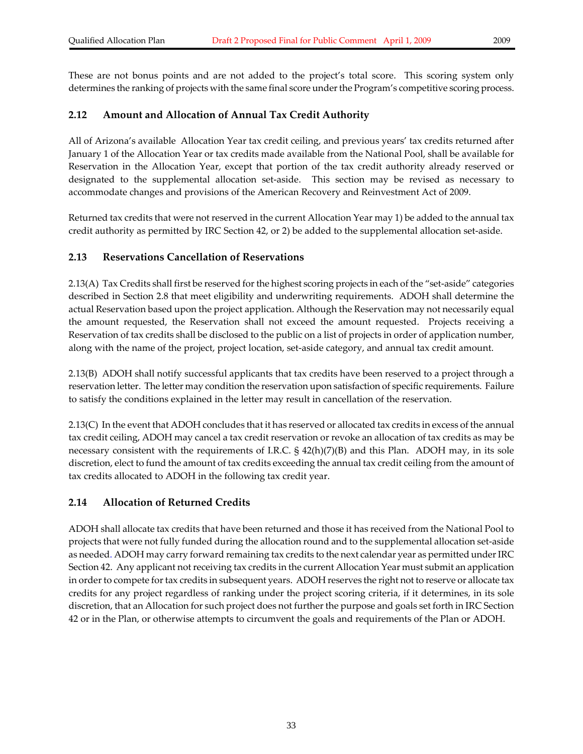These are not bonus points and are not added to the project's total score. This scoring system only determines the ranking of projects with the same final score under the Program's competitive scoring process.

### 2.12 Amount and Allocation of Annual Tax Credit Authority

All of Arizona's available Allocation Year tax credit ceiling, and previous years' tax credits returned after January 1 of the Allocation Year or tax credits made available from the National Pool, shall be available for Reservation in the Allocation Year, except that portion of the tax credit authority already reserved or designated to the supplemental allocation set-aside. This section may be revised as necessary to accommodate changes and provisions of the American Recovery and Reinvestment Act of 2009.

Returned tax credits that were not reserved in the current Allocation Year may 1) be added to the annual tax credit authority as permitted by IRC Section 42, or 2) be added to the supplemental allocation set-aside.

### 2.13 Reservations Cancellation of Reservations

2.13(A) Tax Credits shall first be reserved for the highest scoring projects in each of the "set-aside" categories described in Section 2.8 that meet eligibility and underwriting requirements. ADOH shall determine the actual Reservation based upon the project application. Although the Reservation may not necessarily equal the amount requested, the Reservation shall not exceed the amount requested. Projects receiving a Reservation of tax credits shall be disclosed to the public on a list of projects in order of application number, along with the name of the project, project location, set-aside category, and annual tax credit amount.

2.13(B) ADOH shall notify successful applicants that tax credits have been reserved to a project through a reservation letter. The letter may condition the reservation upon satisfaction of specific requirements. Failure to satisfy the conditions explained in the letter may result in cancellation of the reservation.

2.13(C) In the event that ADOH concludes that it has reserved or allocated tax credits in excess of the annual tax credit ceiling, ADOH may cancel a tax credit reservation or revoke an allocation of tax credits as may be necessary consistent with the requirements of I.R.C. § 42(h)(7)(B) and this Plan. ADOH may, in its sole discretion, elect to fund the amount of tax credits exceeding the annual tax credit ceiling from the amount of tax credits allocated to ADOH in the following tax credit year.

### 2.14 Allocation of Returned Credits

ADOH shall allocate tax credits that have been returned and those it has received from the National Pool to projects that were not fully funded during the allocation round and to the supplemental allocation set-aside as needed. ADOH may carry forward remaining tax credits to the next calendar year as permitted under IRC Section 42. Any applicant not receiving tax credits in the current Allocation Year must submit an application in order to compete for tax credits in subsequent years. ADOH reserves the right not to reserve or allocate tax credits for any project regardless of ranking under the project scoring criteria, if it determines, in its sole discretion, that an Allocation for such project does not further the purpose and goals set forth in IRC Section 42 or in the Plan, or otherwise attempts to circumvent the goals and requirements of the Plan or ADOH.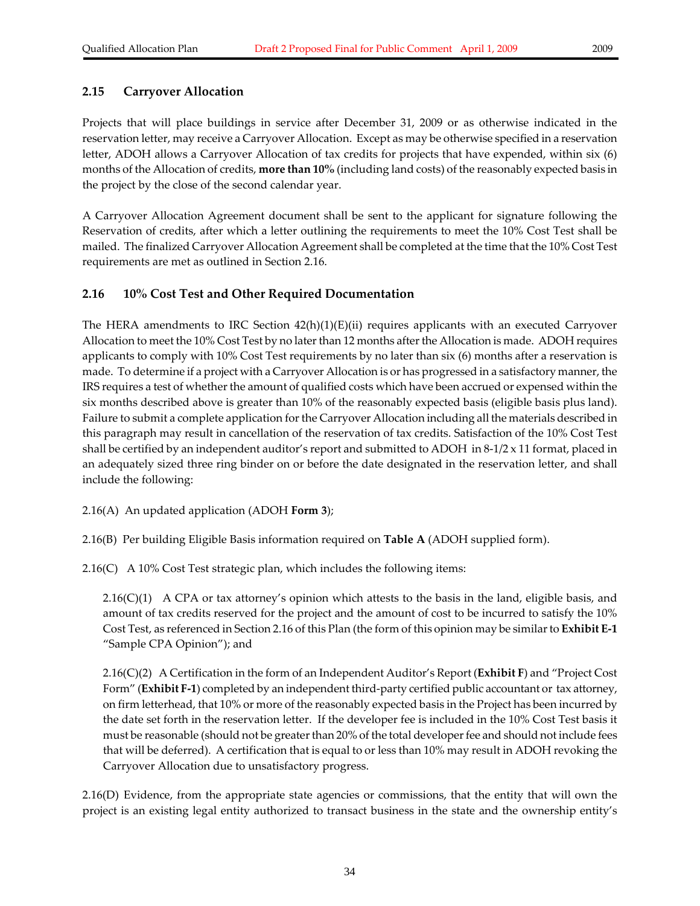## 2.15 Carryover Allocation

Projects that will place buildings in service after December 31, 2009 or as otherwise indicated in the reservation letter, may receive a Carryover Allocation. Except as may be otherwise specified in a reservation letter, ADOH allows a Carryover Allocation of tax credits for projects that have expended, within six (6) months of the Allocation of credits, **more than 10%** (including land costs) of the reasonably expected basis in the project by the close of the second calendar year.

A Carryover Allocation Agreement document shall be sent to the applicant for signature following the Reservation of credits, after which a letter outlining the requirements to meet the 10% Cost Test shall be mailed. The finalized Carryover Allocation Agreement shall be completed at the time that the 10% Cost Test requirements are met as outlined in Section 2.16.

## 2.16 10% Cost Test and Other Required Documentation

The HERA amendments to IRC Section 42(h)(1)(E)(ii) requires applicants with an executed Carryover Allocation to meet the 10% Cost Test by no later than 12 months after the Allocation is made. ADOH requires applicants to comply with 10% Cost Test requirements by no later than six (6) months after a reservation is made. To determine if a project with a Carryover Allocation is or has progressed in a satisfactory manner, the IRS requires a test of whether the amount of qualified costs which have been accrued or expensed within the six months described above is greater than 10% of the reasonably expected basis (eligible basis plus land). Failure to submit a complete application for the Carryover Allocation including all the materials described in this paragraph may result in cancellation of the reservation of tax credits. Satisfaction of the 10% Cost Test shall be certified by an independent auditor's report and submitted to ADOH in 8-1/2 x 11 format, placed in an adequately sized three ring binder on or before the date designated in the reservation letter, and shall include the following:

2.16(A) An updated application (ADOH **Form 3**);

2.16(B) Per building Eligible Basis information required on **Table A** (ADOH supplied form).

2.16(C) A 10% Cost Test strategic plan, which includes the following items:

> 2.16(C)(1) A CPA or tax attorney's opinion which attests to the basis in the land, eligible basis, and amount of tax credits reserved for the project and the amount of cost to be incurred to satisfy the 10% Cost Test, as referenced in Section 2.16 of this Plan (the form of this opinion may be similar to **Exhibit E-1** "Sample CPA Opinion"); and
>
> 2.16(C)(2) A Certification in the form of an Independent Auditor's Report (**Exhibit F**) and "Project Cost Form" (**Exhibit F-1**) completed by an independent third-party certified public accountant or tax attorney, on firm letterhead, that 10% or more of the reasonably expected basis in the Project has been incurred by the date set forth in the reservation letter. If the developer fee is included in the 10% Cost Test basis it must be reasonable (should not be greater than 20% of the total developer fee and should not include fees that will be deferred). A certification that is equal to or less than 10% may result in ADOH revoking the Carryover Allocation due to unsatisfactory progress.

2.16(D) Evidence, from the appropriate state agencies or commissions, that the entity that will own the project is an existing legal entity authorized to transact business in the state and the ownership entity's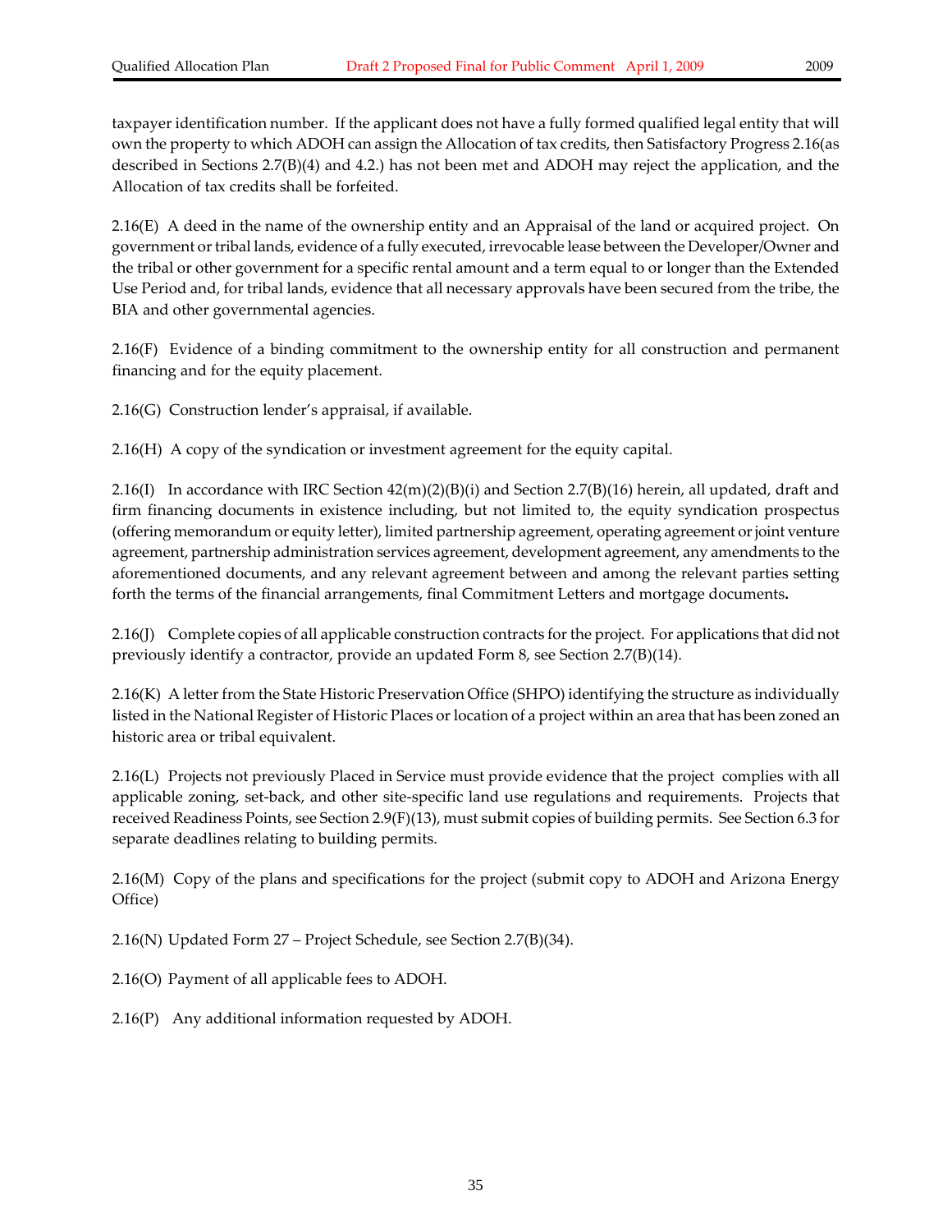taxpayer identification number. If the applicant does not have a fully formed qualified legal entity that will own the property to which ADOH can assign the Allocation of tax credits, then Satisfactory Progress 2.16(as described in Sections 2.7(B)(4) and 4.2.) has not been met and ADOH may reject the application, and the Allocation of tax credits shall be forfeited.

2.16(E) A deed in the name of the ownership entity and an Appraisal of the land or acquired project. On government or tribal lands, evidence of a fully executed, irrevocable lease between the Developer/Owner and the tribal or other government for a specific rental amount and a term equal to or longer than the Extended Use Period and, for tribal lands, evidence that all necessary approvals have been secured from the tribe, the BIA and other governmental agencies.

2.16(F) Evidence of a binding commitment to the ownership entity for all construction and permanent financing and for the equity placement.

2.16(G) Construction lender's appraisal, if available.

2.16(H) A copy of the syndication or investment agreement for the equity capital.

2.16(I) In accordance with IRC Section 42(m)(2)(B)(i) and Section 2.7(B)(16) herein, all updated, draft and firm financing documents in existence including, but not limited to, the equity syndication prospectus (offering memorandum or equity letter), limited partnership agreement, operating agreement or joint venture agreement, partnership administration services agreement, development agreement, any amendments to the aforementioned documents, and any relevant agreement between and among the relevant parties setting forth the terms of the financial arrangements, final Commitment Letters and mortgage documents.

2.16(J) Complete copies of all applicable construction contracts for the project. For applications that did not previously identify a contractor, provide an updated Form 8, see Section 2.7(B)(14).

2.16(K) A letter from the State Historic Preservation Office (SHPO) identifying the structure as individually listed in the National Register of Historic Places or location of a project within an area that has been zoned an historic area or tribal equivalent.

2.16(L) Projects not previously Placed in Service must provide evidence that the project complies with all applicable zoning, set-back, and other site-specific land use regulations and requirements. Projects that received Readiness Points, see Section 2.9(F)(13), must submit copies of building permits. See Section 6.3 for separate deadlines relating to building permits.

2.16(M) Copy of the plans and specifications for the project (submit copy to ADOH and Arizona Energy Office)

2.16(N) Updated Form 27 – Project Schedule, see Section 2.7(B)(34).

2.16(O) Payment of all applicable fees to ADOH.

2.16(P) Any additional information requested by ADOH.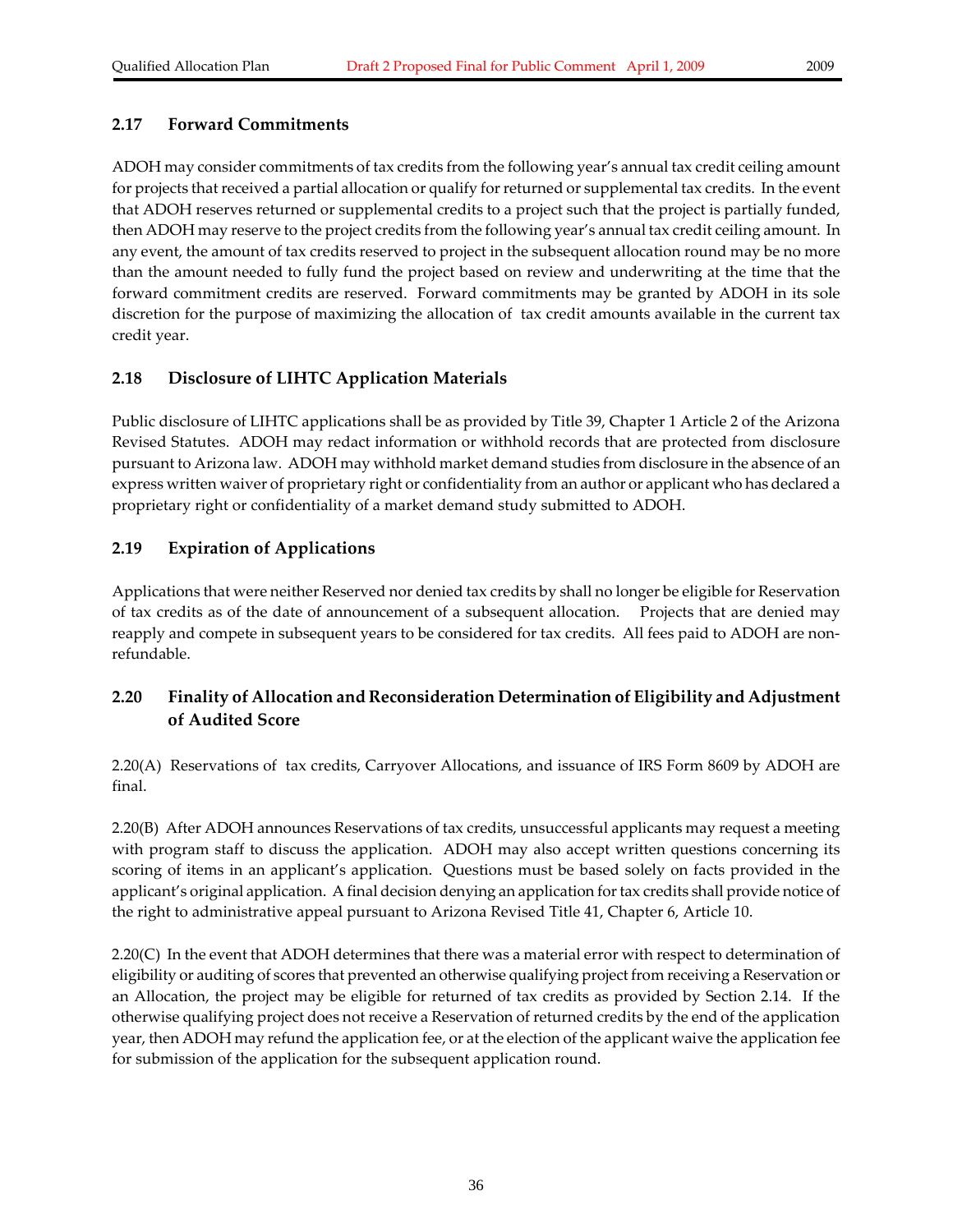## 2.17 Forward Commitments

ADOH may consider commitments of tax credits from the following year's annual tax credit ceiling amount for projects that received a partial allocation or qualify for returned or supplemental tax credits. In the event that ADOH reserves returned or supplemental credits to a project such that the project is partially funded, then ADOH may reserve to the project credits from the following year's annual tax credit ceiling amount. In any event, the amount of tax credits reserved to project in the subsequent allocation round may be no more than the amount needed to fully fund the project based on review and underwriting at the time that the forward commitment credits are reserved. Forward commitments may be granted by ADOH in its sole discretion for the purpose of maximizing the allocation of tax credit amounts available in the current tax credit year.

## 2.18 Disclosure of LIHTC Application Materials

Public disclosure of LIHTC applications shall be as provided by Title 39, Chapter 1 Article 2 of the Arizona Revised Statutes. ADOH may redact information or withhold records that are protected from disclosure pursuant to Arizona law. ADOH may withhold market demand studies from disclosure in the absence of an express written waiver of proprietary right or confidentiality from an author or applicant who has declared a proprietary right or confidentiality of a market demand study submitted to ADOH.

## 2.19 Expiration of Applications

Applications that were neither Reserved nor denied tax credits by shall no longer be eligible for Reservation of tax credits as of the date of announcement of a subsequent allocation. Projects that are denied may reapply and compete in subsequent years to be considered for tax credits. All fees paid to ADOH are non-refundable.

## 2.20 Finality of Allocation and Reconsideration Determination of Eligibility and Adjustment of Audited Score

2.20(A) Reservations of tax credits, Carryover Allocations, and issuance of IRS Form 8609 by ADOH are final.

2.20(B) After ADOH announces Reservations of tax credits, unsuccessful applicants may request a meeting with program staff to discuss the application. ADOH may also accept written questions concerning its scoring of items in an applicant's application. Questions must be based solely on facts provided in the applicant's original application. A final decision denying an application for tax credits shall provide notice of the right to administrative appeal pursuant to Arizona Revised Title 41, Chapter 6, Article 10.

2.20(C) In the event that ADOH determines that there was a material error with respect to determination of eligibility or auditing of scores that prevented an otherwise qualifying project from receiving a Reservation or an Allocation, the project may be eligible for returned of tax credits as provided by Section 2.14. If the otherwise qualifying project does not receive a Reservation of returned credits by the end of the application year, then ADOH may refund the application fee, or at the election of the applicant waive the application fee for submission of the application for the subsequent application round.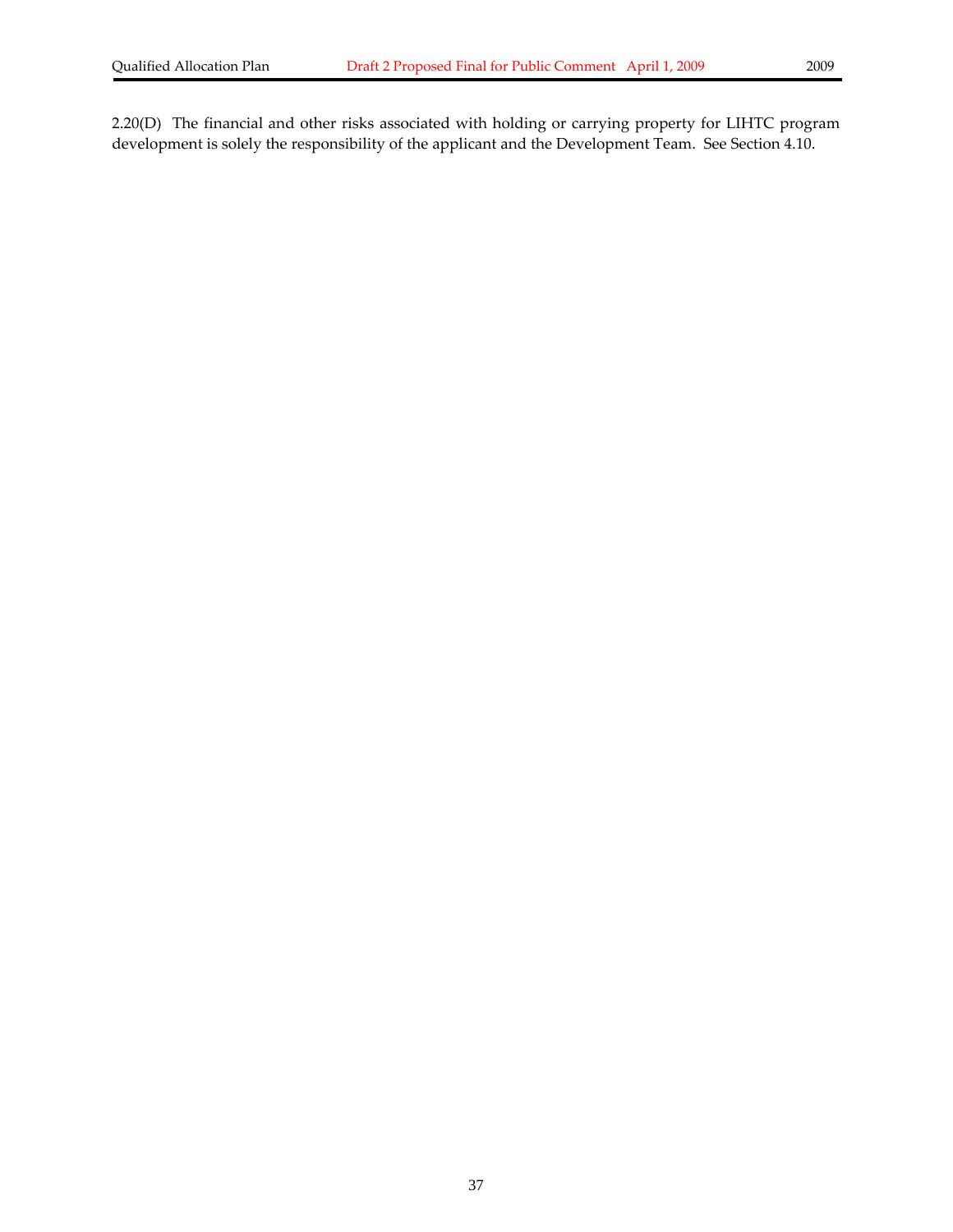2.20(D) The financial and other risks associated with holding or carrying property for LIHTC program development is solely the responsibility of the applicant and the Development Team. See Section 4.10.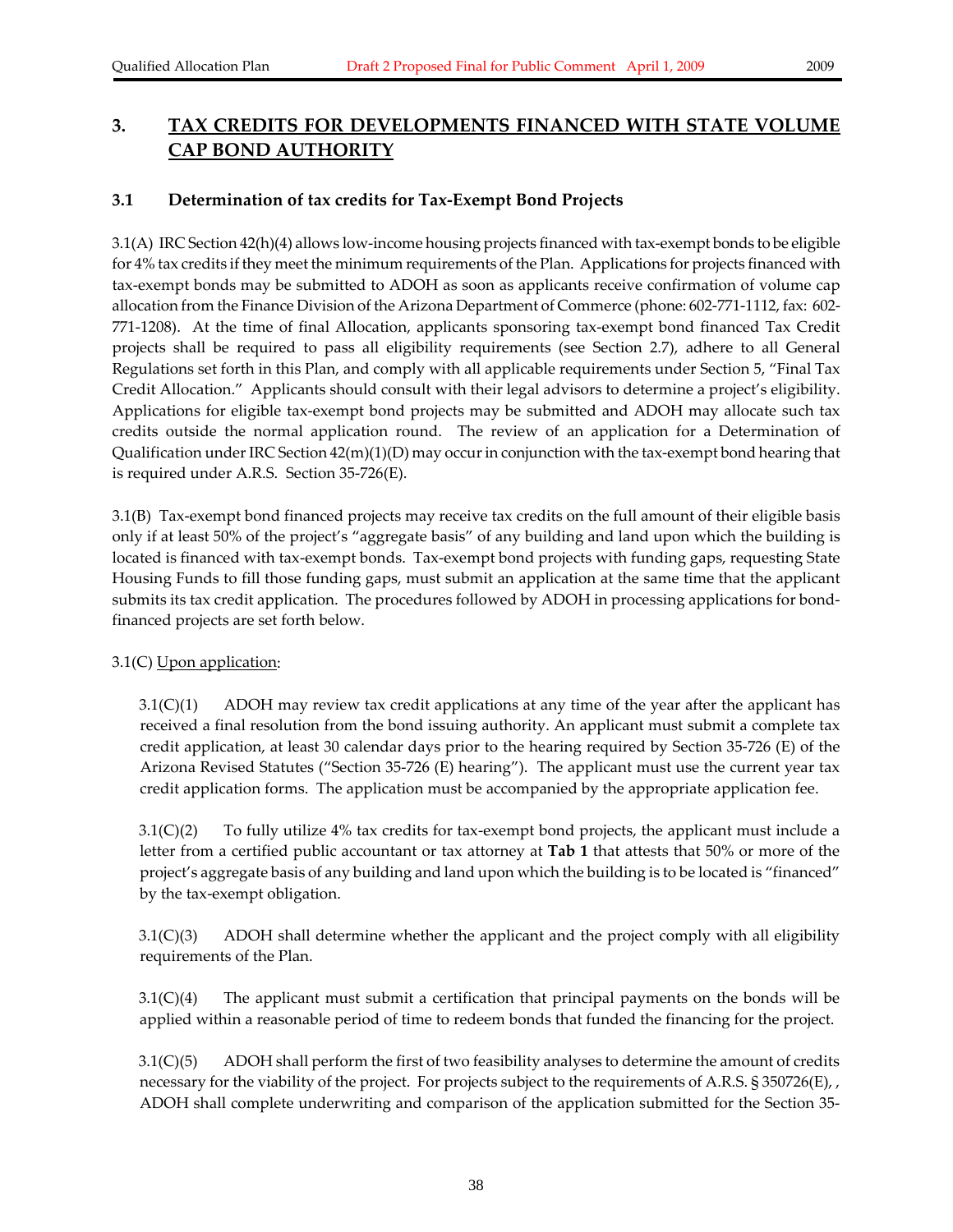# 3. TAX CREDITS FOR DEVELOPMENTS FINANCED WITH STATE VOLUME CAP BOND AUTHORITY

## 3.1 Determination of tax credits for Tax-Exempt Bond Projects

3.1(A) IRC Section 42(h)(4) allows low-income housing projects financed with tax-exempt bonds to be eligible for 4% tax credits if they meet the minimum requirements of the Plan. Applications for projects financed with tax-exempt bonds may be submitted to ADOH as soon as applicants receive confirmation of volume cap allocation from the Finance Division of the Arizona Department of Commerce (phone: 602-771-1112, fax: 602-771-1208). At the time of final Allocation, applicants sponsoring tax-exempt bond financed Tax Credit projects shall be required to pass all eligibility requirements (see Section 2.7), adhere to all General Regulations set forth in this Plan, and comply with all applicable requirements under Section 5, "Final Tax Credit Allocation." Applicants should consult with their legal advisors to determine a project's eligibility. Applications for eligible tax-exempt bond projects may be submitted and ADOH may allocate such tax credits outside the normal application round. The review of an application for a Determination of Qualification under IRC Section 42(m)(1)(D) may occur in conjunction with the tax-exempt bond hearing that is required under A.R.S. Section 35-726(E).

3.1(B) Tax-exempt bond financed projects may receive tax credits on the full amount of their eligible basis only if at least 50% of the project's "aggregate basis" of any building and land upon which the building is located is financed with tax-exempt bonds. Tax-exempt bond projects with funding gaps, requesting State Housing Funds to fill those funding gaps, must submit an application at the same time that the applicant submits its tax credit application. The procedures followed by ADOH in processing applications for bond-financed projects are set forth below.

3.1(C) Upon application:

3.1(C)(1) ADOH may review tax credit applications at any time of the year after the applicant has received a final resolution from the bond issuing authority. An applicant must submit a complete tax credit application, at least 30 calendar days prior to the hearing required by Section 35-726 (E) of the Arizona Revised Statutes ("Section 35-726 (E) hearing"). The applicant must use the current year tax credit application forms. The application must be accompanied by the appropriate application fee.

3.1(C)(2) To fully utilize 4% tax credits for tax-exempt bond projects, the applicant must include a letter from a certified public accountant or tax attorney at **Tab 1** that attests that 50% or more of the project's aggregate basis of any building and land upon which the building is to be located is "financed" by the tax-exempt obligation.

3.1(C)(3) ADOH shall determine whether the applicant and the project comply with all eligibility requirements of the Plan.

3.1(C)(4) The applicant must submit a certification that principal payments on the bonds will be applied within a reasonable period of time to redeem bonds that funded the financing for the project.

3.1(C)(5) ADOH shall perform the first of two feasibility analyses to determine the amount of credits necessary for the viability of the project. For projects subject to the requirements of A.R.S. § 350726(E), , ADOH shall complete underwriting and comparison of the application submitted for the Section 35-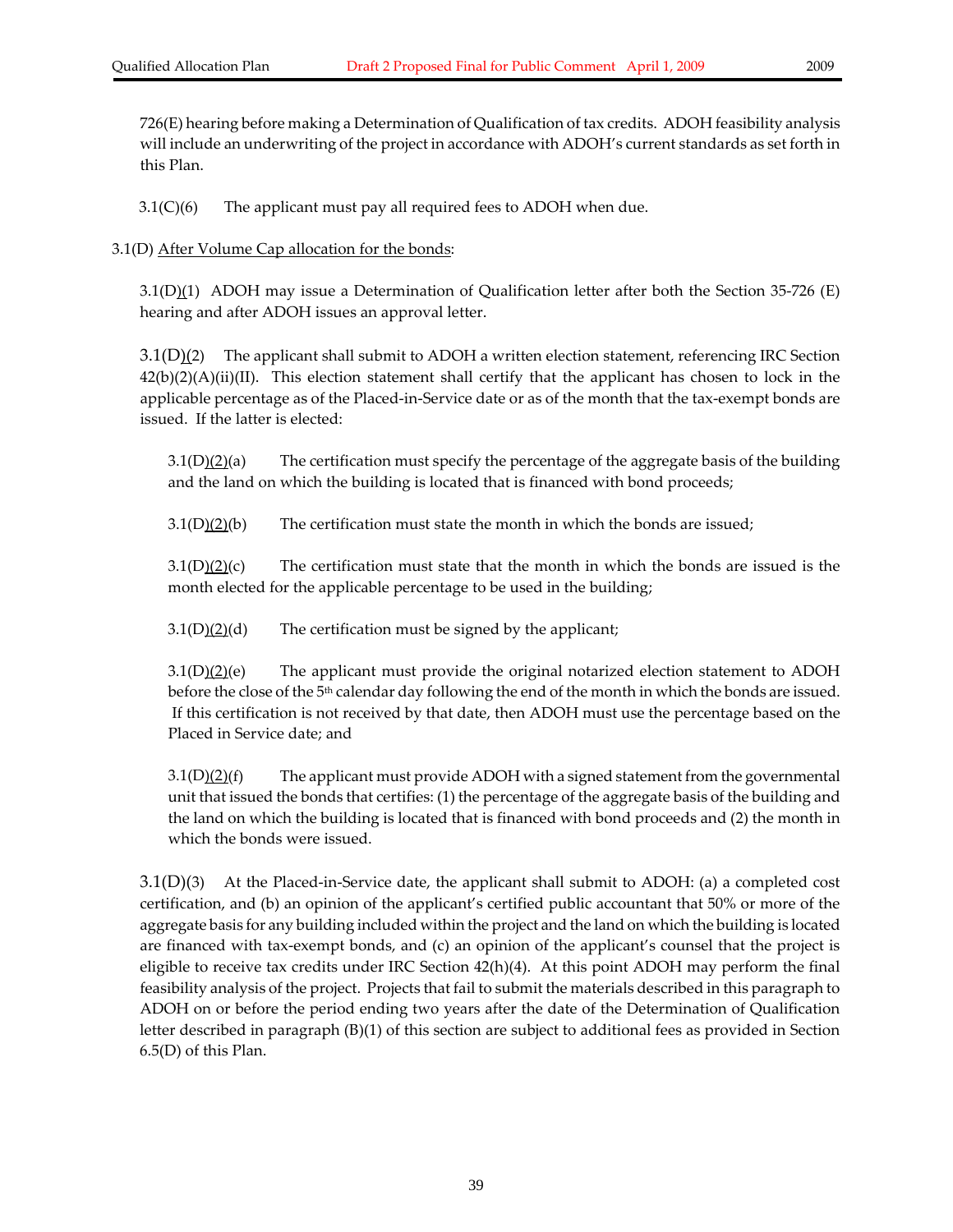726(E) hearing before making a Determination of Qualification of tax credits. ADOH feasibility analysis will include an underwriting of the project in accordance with ADOH's current standards as set forth in this Plan.

3.1(C)(6) The applicant must pay all required fees to ADOH when due.

3.1(D) After Volume Cap allocation for the bonds:

3.1(D)(1) ADOH may issue a Determination of Qualification letter after both the Section 35-726 (E) hearing and after ADOH issues an approval letter.

3.1(D)(2) The applicant shall submit to ADOH a written election statement, referencing IRC Section 42(b)(2)(A)(ii)(II). This election statement shall certify that the applicant has chosen to lock in the applicable percentage as of the Placed-in-Service date or as of the month that the tax-exempt bonds are issued. If the latter is elected:

3.1(D)(2)(a) The certification must specify the percentage of the aggregate basis of the building and the land on which the building is located that is financed with bond proceeds;

3.1(D)(2)(b) The certification must state the month in which the bonds are issued;

3.1(D)(2)(c) The certification must state that the month in which the bonds are issued is the month elected for the applicable percentage to be used in the building;

3.1(D)(2)(d) The certification must be signed by the applicant;

3.1(D)(2)(e) The applicant must provide the original notarized election statement to ADOH before the close of the 5th calendar day following the end of the month in which the bonds are issued. If this certification is not received by that date, then ADOH must use the percentage based on the Placed in Service date; and

3.1(D)(2)(f) The applicant must provide ADOH with a signed statement from the governmental unit that issued the bonds that certifies: (1) the percentage of the aggregate basis of the building and the land on which the building is located that is financed with bond proceeds and (2) the month in which the bonds were issued.

3.1(D)(3) At the Placed-in-Service date, the applicant shall submit to ADOH: (a) a completed cost certification, and (b) an opinion of the applicant's certified public accountant that 50% or more of the aggregate basis for any building included within the project and the land on which the building is located are financed with tax-exempt bonds, and (c) an opinion of the applicant's counsel that the project is eligible to receive tax credits under IRC Section 42(h)(4). At this point ADOH may perform the final feasibility analysis of the project. Projects that fail to submit the materials described in this paragraph to ADOH on or before the period ending two years after the date of the Determination of Qualification letter described in paragraph (B)(1) of this section are subject to additional fees as provided in Section 6.5(D) of this Plan.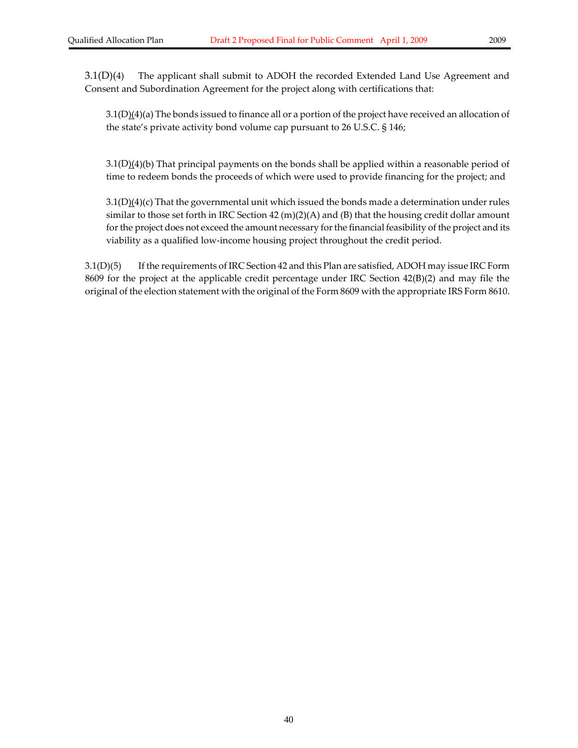3.1(D)(4) The applicant shall submit to ADOH the recorded Extended Land Use Agreement and Consent and Subordination Agreement for the project along with certifications that:

3.1(D)(4)(a) The bonds issued to finance all or a portion of the project have received an allocation of the state's private activity bond volume cap pursuant to 26 U.S.C. § 146;

3.1(D)(4)(b) That principal payments on the bonds shall be applied within a reasonable period of time to redeem bonds the proceeds of which were used to provide financing for the project; and

3.1(D)(4)(c) That the governmental unit which issued the bonds made a determination under rules similar to those set forth in IRC Section 42 (m)(2)(A) and (B) that the housing credit dollar amount for the project does not exceed the amount necessary for the financial feasibility of the project and its viability as a qualified low-income housing project throughout the credit period.

3.1(D)(5) If the requirements of IRC Section 42 and this Plan are satisfied, ADOH may issue IRC Form 8609 for the project at the applicable credit percentage under IRC Section 42(B)(2) and may file the original of the election statement with the original of the Form 8609 with the appropriate IRS Form 8610.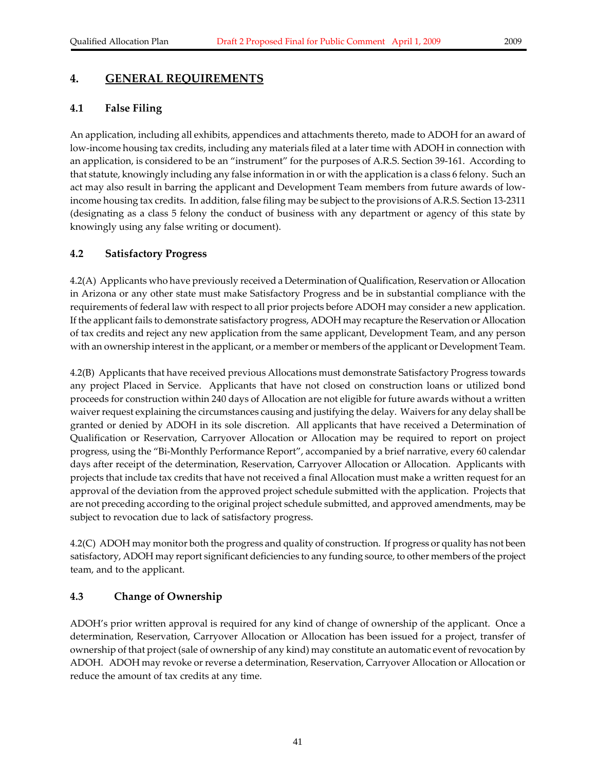# 4. GENERAL REQUIREMENTS

## 4.1 False Filing

An application, including all exhibits, appendices and attachments thereto, made to ADOH for an award of low-income housing tax credits, including any materials filed at a later time with ADOH in connection with an application, is considered to be an "instrument" for the purposes of A.R.S. Section 39-161. According to that statute, knowingly including any false information in or with the application is a class 6 felony. Such an act may also result in barring the applicant and Development Team members from future awards of low-income housing tax credits. In addition, false filing may be subject to the provisions of A.R.S. Section 13-2311 (designating as a class 5 felony the conduct of business with any department or agency of this state by knowingly using any false writing or document).

## 4.2 Satisfactory Progress

4.2(A) Applicants who have previously received a Determination of Qualification, Reservation or Allocation in Arizona or any other state must make Satisfactory Progress and be in substantial compliance with the requirements of federal law with respect to all prior projects before ADOH may consider a new application. If the applicant fails to demonstrate satisfactory progress, ADOH may recapture the Reservation or Allocation of tax credits and reject any new application from the same applicant, Development Team, and any person with an ownership interest in the applicant, or a member or members of the applicant or Development Team.

4.2(B) Applicants that have received previous Allocations must demonstrate Satisfactory Progress towards any project Placed in Service. Applicants that have not closed on construction loans or utilized bond proceeds for construction within 240 days of Allocation are not eligible for future awards without a written waiver request explaining the circumstances causing and justifying the delay. Waivers for any delay shall be granted or denied by ADOH in its sole discretion. All applicants that have received a Determination of Qualification or Reservation, Carryover Allocation or Allocation may be required to report on project progress, using the "Bi-Monthly Performance Report", accompanied by a brief narrative, every 60 calendar days after receipt of the determination, Reservation, Carryover Allocation or Allocation. Applicants with projects that include tax credits that have not received a final Allocation must make a written request for an approval of the deviation from the approved project schedule submitted with the application. Projects that are not preceding according to the original project schedule submitted, and approved amendments, may be subject to revocation due to lack of satisfactory progress.

4.2(C) ADOH may monitor both the progress and quality of construction. If progress or quality has not been satisfactory, ADOH may report significant deficiencies to any funding source, to other members of the project team, and to the applicant.

## 4.3 Change of Ownership

ADOH's prior written approval is required for any kind of change of ownership of the applicant. Once a determination, Reservation, Carryover Allocation or Allocation has been issued for a project, transfer of ownership of that project (sale of ownership of any kind) may constitute an automatic event of revocation by ADOH. ADOH may revoke or reverse a determination, Reservation, Carryover Allocation or Allocation or reduce the amount of tax credits at any time.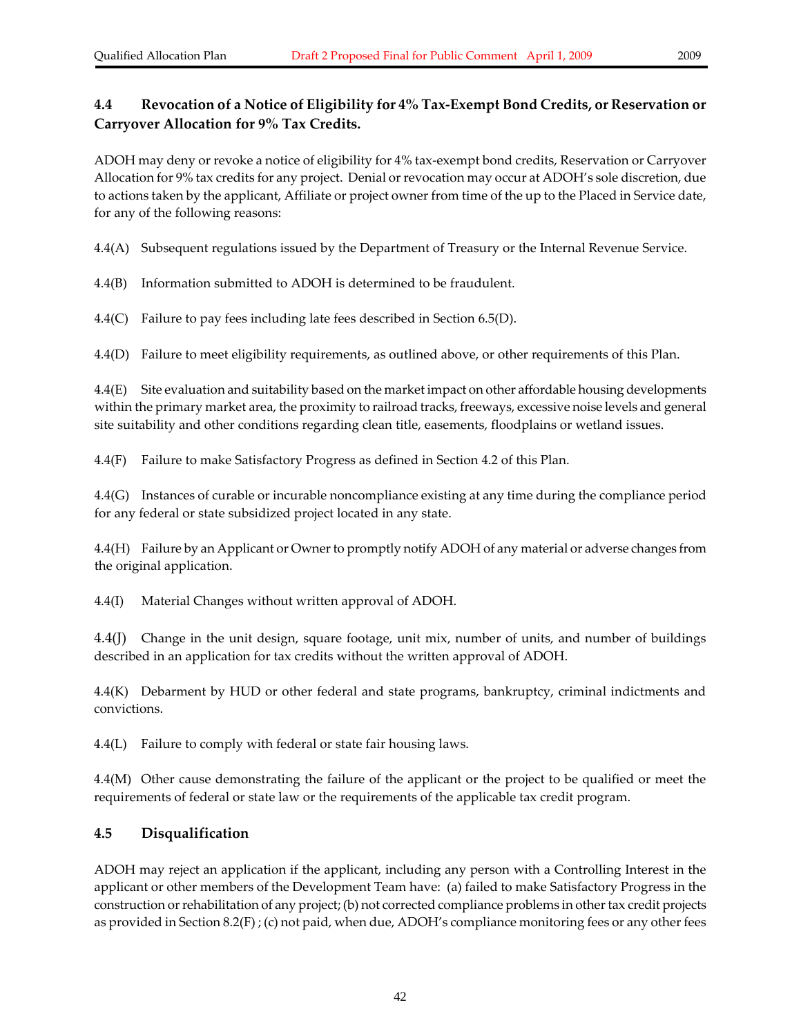### 4.4 Revocation of a Notice of Eligibility for 4% Tax-Exempt Bond Credits, or Reservation or Carryover Allocation for 9% Tax Credits.

ADOH may deny or revoke a notice of eligibility for 4% tax-exempt bond credits, Reservation or Carryover Allocation for 9% tax credits for any project. Denial or revocation may occur at ADOH's sole discretion, due to actions taken by the applicant, Affiliate or project owner from time of the up to the Placed in Service date, for any of the following reasons:

4.4(A) Subsequent regulations issued by the Department of Treasury or the Internal Revenue Service.

4.4(B) Information submitted to ADOH is determined to be fraudulent.

4.4(C) Failure to pay fees including late fees described in Section 6.5(D).

4.4(D) Failure to meet eligibility requirements, as outlined above, or other requirements of this Plan.

4.4(E) Site evaluation and suitability based on the market impact on other affordable housing developments within the primary market area, the proximity to railroad tracks, freeways, excessive noise levels and general site suitability and other conditions regarding clean title, easements, floodplains or wetland issues.

4.4(F) Failure to make Satisfactory Progress as defined in Section 4.2 of this Plan.

4.4(G) Instances of curable or incurable noncompliance existing at any time during the compliance period for any federal or state subsidized project located in any state.

4.4(H) Failure by an Applicant or Owner to promptly notify ADOH of any material or adverse changes from the original application.

4.4(I) Material Changes without written approval of ADOH.

4.4(J) Change in the unit design, square footage, unit mix, number of units, and number of buildings described in an application for tax credits without the written approval of ADOH.

4.4(K) Debarment by HUD or other federal and state programs, bankruptcy, criminal indictments and convictions.

4.4(L) Failure to comply with federal or state fair housing laws.

4.4(M) Other cause demonstrating the failure of the applicant or the project to be qualified or meet the requirements of federal or state law or the requirements of the applicable tax credit program.

### 4.5 Disqualification

ADOH may reject an application if the applicant, including any person with a Controlling Interest in the applicant or other members of the Development Team have: (a) failed to make Satisfactory Progress in the construction or rehabilitation of any project; (b) not corrected compliance problems in other tax credit projects as provided in Section 8.2(F) ; (c) not paid, when due, ADOH's compliance monitoring fees or any other fees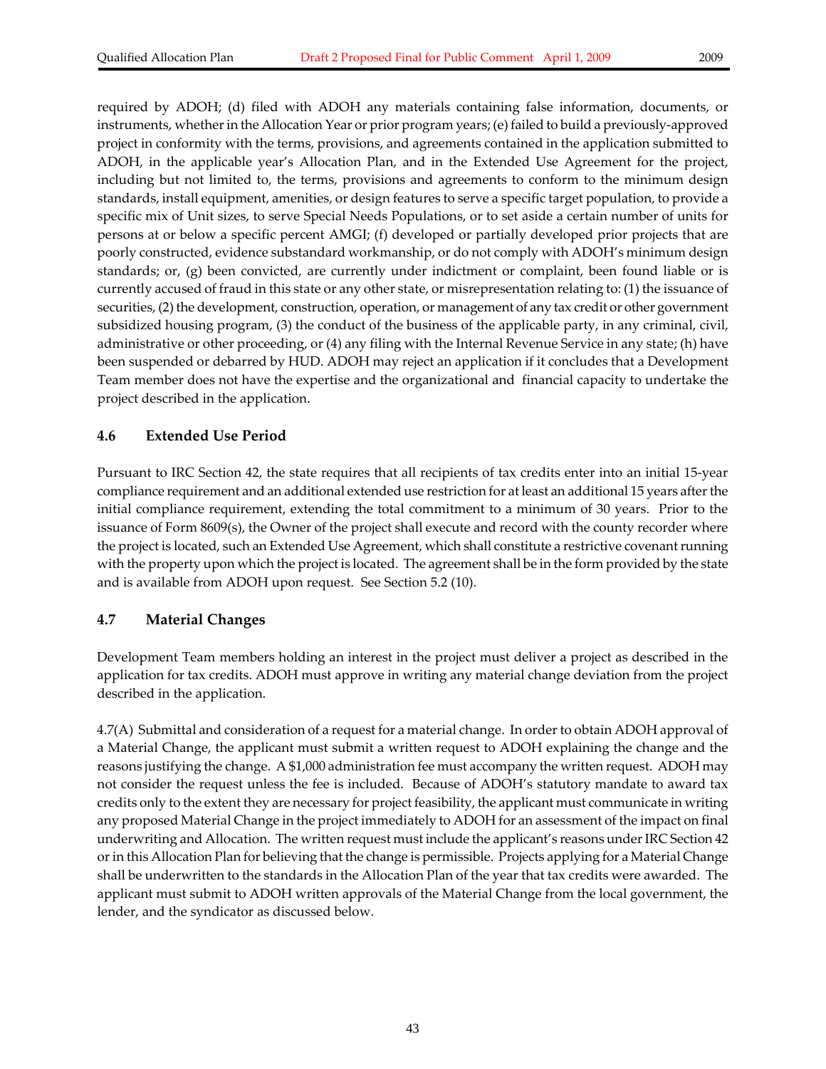required by ADOH; (d) filed with ADOH any materials containing false information, documents, or instruments, whether in the Allocation Year or prior program years; (e) failed to build a previously-approved project in conformity with the terms, provisions, and agreements contained in the application submitted to ADOH, in the applicable year's Allocation Plan, and in the Extended Use Agreement for the project, including but not limited to, the terms, provisions and agreements to conform to the minimum design standards, install equipment, amenities, or design features to serve a specific target population, to provide a specific mix of Unit sizes, to serve Special Needs Populations, or to set aside a certain number of units for persons at or below a specific percent AMGI; (f) developed or partially developed prior projects that are poorly constructed, evidence substandard workmanship, or do not comply with ADOH's minimum design standards; or, (g) been convicted, are currently under indictment or complaint, been found liable or is currently accused of fraud in this state or any other state, or misrepresentation relating to: (1) the issuance of securities, (2) the development, construction, operation, or management of any tax credit or other government subsidized housing program, (3) the conduct of the business of the applicable party, in any criminal, civil, administrative or other proceeding, or (4) any filing with the Internal Revenue Service in any state; (h) have been suspended or debarred by HUD. ADOH may reject an application if it concludes that a Development Team member does not have the expertise and the organizational and financial capacity to undertake the project described in the application.

## 4.6 Extended Use Period

Pursuant to IRC Section 42, the state requires that all recipients of tax credits enter into an initial 15-year compliance requirement and an additional extended use restriction for at least an additional 15 years after the initial compliance requirement, extending the total commitment to a minimum of 30 years. Prior to the issuance of Form 8609(s), the Owner of the project shall execute and record with the county recorder where the project is located, such an Extended Use Agreement, which shall constitute a restrictive covenant running with the property upon which the project is located. The agreement shall be in the form provided by the state and is available from ADOH upon request. See Section 5.2 (10).

## 4.7 Material Changes

Development Team members holding an interest in the project must deliver a project as described in the application for tax credits. ADOH must approve in writing any material change deviation from the project described in the application.

4.7(A) Submittal and consideration of a request for a material change. In order to obtain ADOH approval of a Material Change, the applicant must submit a written request to ADOH explaining the change and the reasons justifying the change. A $1,000 administration fee must accompany the written request. ADOH may not consider the request unless the fee is included. Because of ADOH's statutory mandate to award tax credits only to the extent they are necessary for project feasibility, the applicant must communicate in writing any proposed Material Change in the project immediately to ADOH for an assessment of the impact on final underwriting and Allocation. The written request must include the applicant's reasons under IRC Section 42 or in this Allocation Plan for believing that the change is permissible. Projects applying for a Material Change shall be underwritten to the standards in the Allocation Plan of the year that tax credits were awarded. The applicant must submit to ADOH written approvals of the Material Change from the local government, the lender, and the syndicator as discussed below.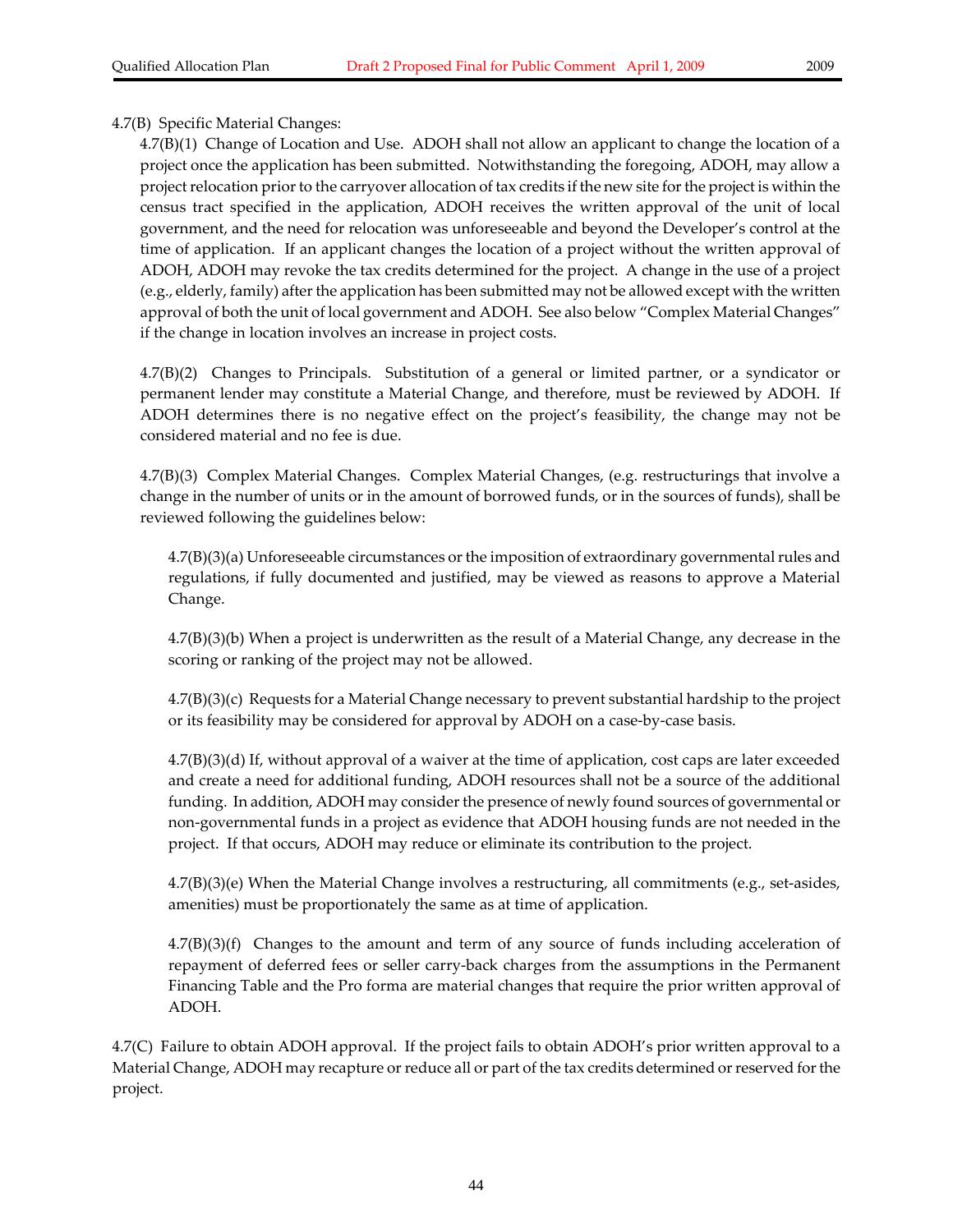4.7(B) Specific Material Changes:

4.7(B)(1) Change of Location and Use. ADOH shall not allow an applicant to change the location of a project once the application has been submitted. Notwithstanding the foregoing, ADOH, may allow a project relocation prior to the carryover allocation of tax credits if the new site for the project is within the census tract specified in the application, ADOH receives the written approval of the unit of local government, and the need for relocation was unforeseeable and beyond the Developer's control at the time of application. If an applicant changes the location of a project without the written approval of ADOH, ADOH may revoke the tax credits determined for the project. A change in the use of a project (e.g., elderly, family) after the application has been submitted may not be allowed except with the written approval of both the unit of local government and ADOH. See also below "Complex Material Changes" if the change in location involves an increase in project costs.

4.7(B)(2) Changes to Principals. Substitution of a general or limited partner, or a syndicator or permanent lender may constitute a Material Change, and therefore, must be reviewed by ADOH. If ADOH determines there is no negative effect on the project's feasibility, the change may not be considered material and no fee is due.

4.7(B)(3) Complex Material Changes. Complex Material Changes, (e.g. restructurings that involve a change in the number of units or in the amount of borrowed funds, or in the sources of funds), shall be reviewed following the guidelines below:

4.7(B)(3)(a) Unforeseeable circumstances or the imposition of extraordinary governmental rules and regulations, if fully documented and justified, may be viewed as reasons to approve a Material Change.

4.7(B)(3)(b) When a project is underwritten as the result of a Material Change, any decrease in the scoring or ranking of the project may not be allowed.

4.7(B)(3)(c) Requests for a Material Change necessary to prevent substantial hardship to the project or its feasibility may be considered for approval by ADOH on a case-by-case basis.

4.7(B)(3)(d) If, without approval of a waiver at the time of application, cost caps are later exceeded and create a need for additional funding, ADOH resources shall not be a source of the additional funding. In addition, ADOH may consider the presence of newly found sources of governmental or non-governmental funds in a project as evidence that ADOH housing funds are not needed in the project. If that occurs, ADOH may reduce or eliminate its contribution to the project.

4.7(B)(3)(e) When the Material Change involves a restructuring, all commitments (e.g., set-asides, amenities) must be proportionately the same as at time of application.

4.7(B)(3)(f) Changes to the amount and term of any source of funds including acceleration of repayment of deferred fees or seller carry-back charges from the assumptions in the Permanent Financing Table and the Pro forma are material changes that require the prior written approval of ADOH.

4.7(C) Failure to obtain ADOH approval. If the project fails to obtain ADOH's prior written approval to a Material Change, ADOH may recapture or reduce all or part of the tax credits determined or reserved for the project.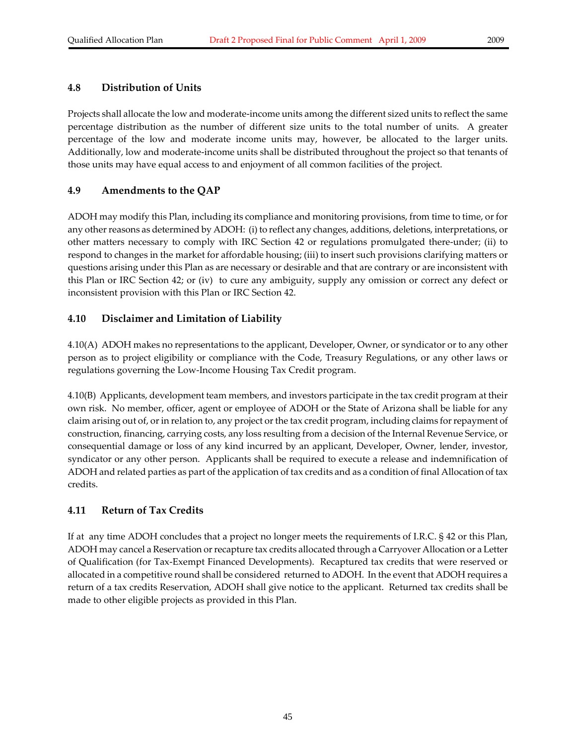### 4.8 Distribution of Units

Projects shall allocate the low and moderate-income units among the different sized units to reflect the same percentage distribution as the number of different size units to the total number of units. A greater percentage of the low and moderate income units may, however, be allocated to the larger units. Additionally, low and moderate-income units shall be distributed throughout the project so that tenants of those units may have equal access to and enjoyment of all common facilities of the project.

### 4.9 Amendments to the QAP

ADOH may modify this Plan, including its compliance and monitoring provisions, from time to time, or for any other reasons as determined by ADOH: (i) to reflect any changes, additions, deletions, interpretations, or other matters necessary to comply with IRC Section 42 or regulations promulgated there-under; (ii) to respond to changes in the market for affordable housing; (iii) to insert such provisions clarifying matters or questions arising under this Plan as are necessary or desirable and that are contrary or are inconsistent with this Plan or IRC Section 42; or (iv) to cure any ambiguity, supply any omission or correct any defect or inconsistent provision with this Plan or IRC Section 42.

### 4.10 Disclaimer and Limitation of Liability

4.10(A) ADOH makes no representations to the applicant, Developer, Owner, or syndicator or to any other person as to project eligibility or compliance with the Code, Treasury Regulations, or any other laws or regulations governing the Low-Income Housing Tax Credit program.

4.10(B) Applicants, development team members, and investors participate in the tax credit program at their own risk. No member, officer, agent or employee of ADOH or the State of Arizona shall be liable for any claim arising out of, or in relation to, any project or the tax credit program, including claims for repayment of construction, financing, carrying costs, any loss resulting from a decision of the Internal Revenue Service, or consequential damage or loss of any kind incurred by an applicant, Developer, Owner, lender, investor, syndicator or any other person. Applicants shall be required to execute a release and indemnification of ADOH and related parties as part of the application of tax credits and as a condition of final Allocation of tax credits.

### 4.11 Return of Tax Credits

If at any time ADOH concludes that a project no longer meets the requirements of I.R.C. § 42 or this Plan, ADOH may cancel a Reservation or recapture tax credits allocated through a Carryover Allocation or a Letter of Qualification (for Tax-Exempt Financed Developments). Recaptured tax credits that were reserved or allocated in a competitive round shall be considered returned to ADOH. In the event that ADOH requires a return of a tax credits Reservation, ADOH shall give notice to the applicant. Returned tax credits shall be made to other eligible projects as provided in this Plan.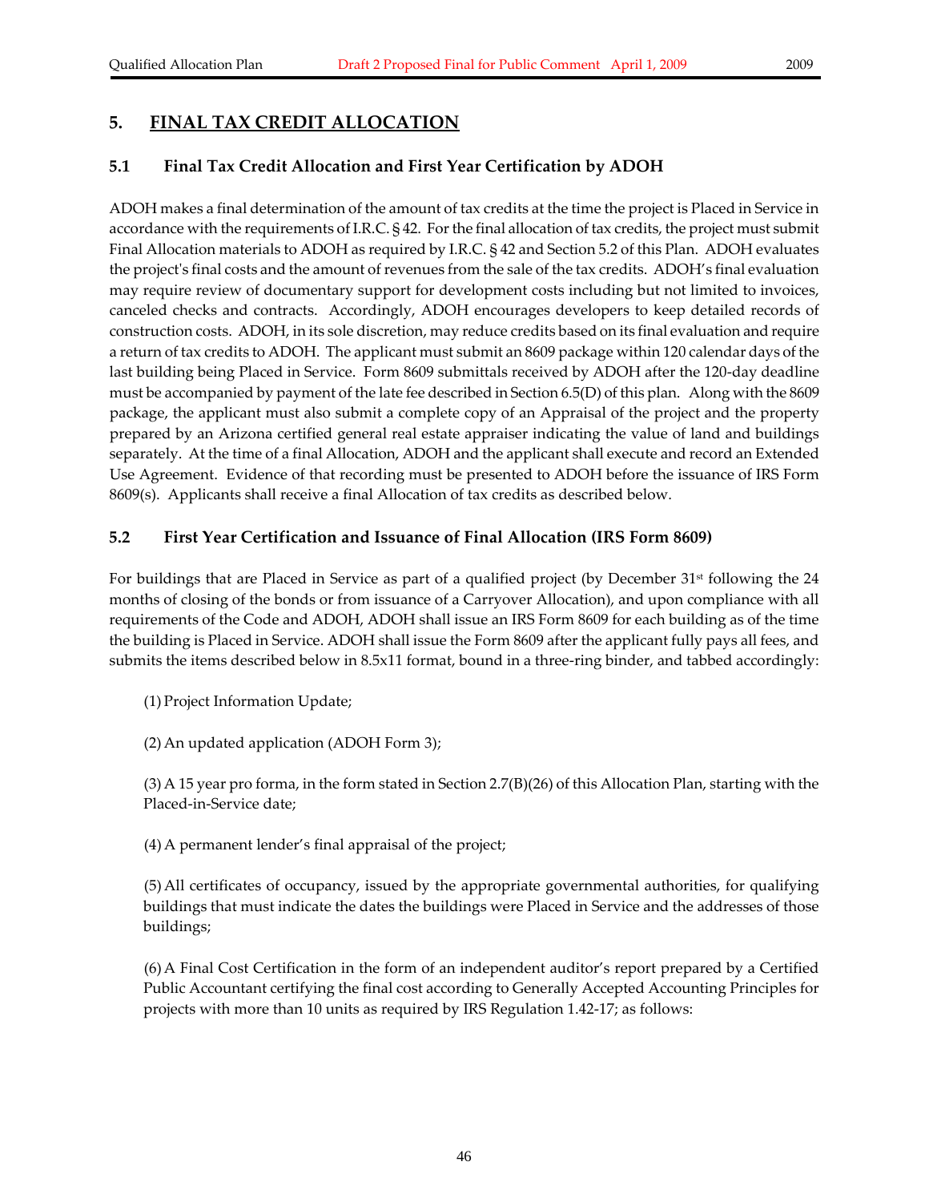## 5. FINAL TAX CREDIT ALLOCATION

### 5.1 Final Tax Credit Allocation and First Year Certification by ADOH

ADOH makes a final determination of the amount of tax credits at the time the project is Placed in Service in accordance with the requirements of I.R.C. § 42. For the final allocation of tax credits, the project must submit Final Allocation materials to ADOH as required by I.R.C. § 42 and Section 5.2 of this Plan. ADOH evaluates the project's final costs and the amount of revenues from the sale of the tax credits. ADOH's final evaluation may require review of documentary support for development costs including but not limited to invoices, canceled checks and contracts. Accordingly, ADOH encourages developers to keep detailed records of construction costs. ADOH, in its sole discretion, may reduce credits based on its final evaluation and require a return of tax credits to ADOH. The applicant must submit an 8609 package within 120 calendar days of the last building being Placed in Service. Form 8609 submittals received by ADOH after the 120-day deadline must be accompanied by payment of the late fee described in Section 6.5(D) of this plan. Along with the 8609 package, the applicant must also submit a complete copy of an Appraisal of the project and the property prepared by an Arizona certified general real estate appraiser indicating the value of land and buildings separately. At the time of a final Allocation, ADOH and the applicant shall execute and record an Extended Use Agreement. Evidence of that recording must be presented to ADOH before the issuance of IRS Form 8609(s). Applicants shall receive a final Allocation of tax credits as described below.

### 5.2 First Year Certification and Issuance of Final Allocation (IRS Form 8609)

For buildings that are Placed in Service as part of a qualified project (by December 31st following the 24 months of closing of the bonds or from issuance of a Carryover Allocation), and upon compliance with all requirements of the Code and ADOH, ADOH shall issue an IRS Form 8609 for each building as of the time the building is Placed in Service. ADOH shall issue the Form 8609 after the applicant fully pays all fees, and submits the items described below in 8.5x11 format, bound in a three-ring binder, and tabbed accordingly:

(1) Project Information Update;

(2) An updated application (ADOH Form 3);

(3) A 15 year pro forma, in the form stated in Section 2.7(B)(26) of this Allocation Plan, starting with the Placed-in-Service date;

(4) A permanent lender's final appraisal of the project;

(5) All certificates of occupancy, issued by the appropriate governmental authorities, for qualifying buildings that must indicate the dates the buildings were Placed in Service and the addresses of those buildings;

(6) A Final Cost Certification in the form of an independent auditor's report prepared by a Certified Public Accountant certifying the final cost according to Generally Accepted Accounting Principles for projects with more than 10 units as required by IRS Regulation 1.42-17; as follows: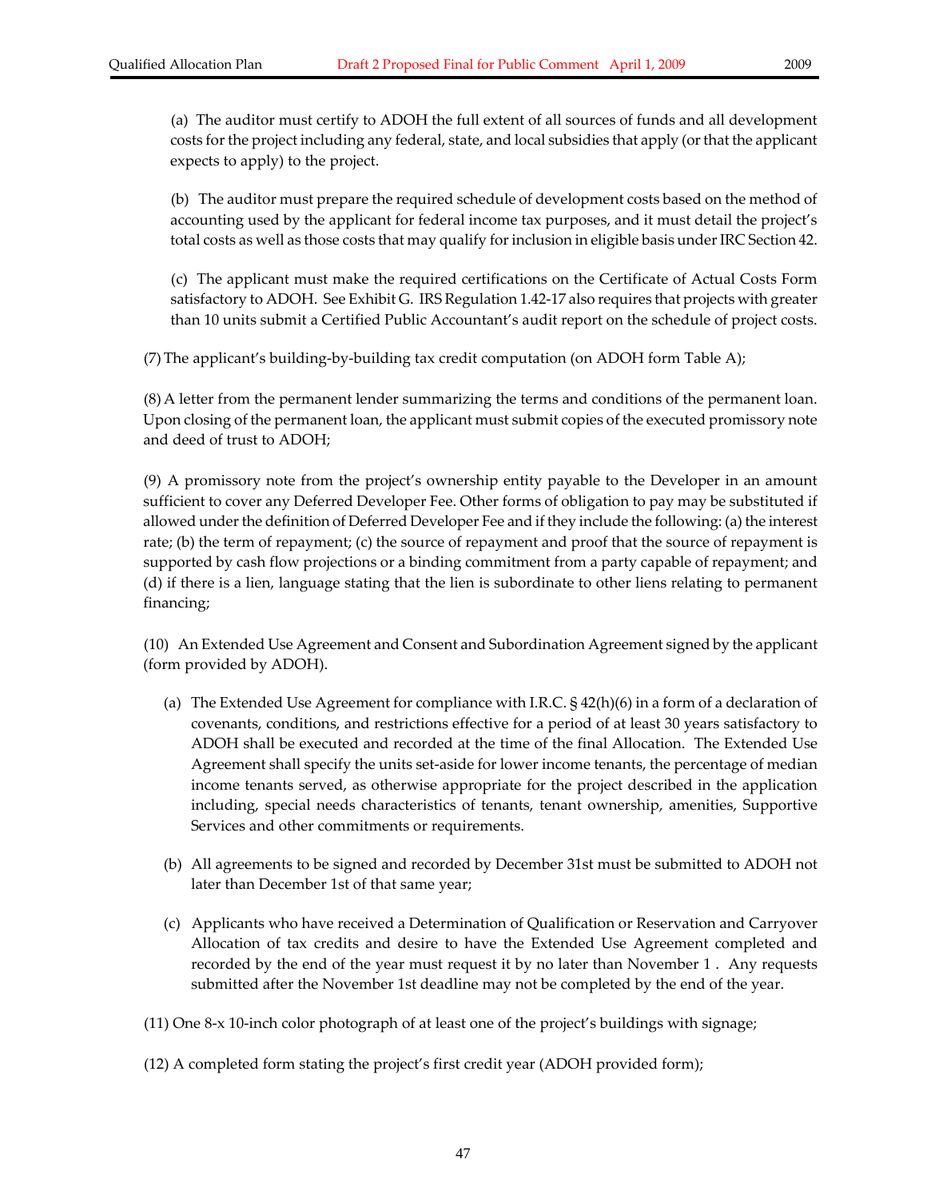(a) The auditor must certify to ADOH the full extent of all sources of funds and all development costs for the project including any federal, state, and local subsidies that apply (or that the applicant expects to apply) to the project.

(b) The auditor must prepare the required schedule of development costs based on the method of accounting used by the applicant for federal income tax purposes, and it must detail the project's total costs as well as those costs that may qualify for inclusion in eligible basis under IRC Section 42.

(c) The applicant must make the required certifications on the Certificate of Actual Costs Form satisfactory to ADOH. See Exhibit G. IRS Regulation 1.42-17 also requires that projects with greater than 10 units submit a Certified Public Accountant's audit report on the schedule of project costs.

(7) The applicant's building-by-building tax credit computation (on ADOH form Table A);

(8) A letter from the permanent lender summarizing the terms and conditions of the permanent loan. Upon closing of the permanent loan, the applicant must submit copies of the executed promissory note and deed of trust to ADOH;

(9) A promissory note from the project's ownership entity payable to the Developer in an amount sufficient to cover any Deferred Developer Fee. Other forms of obligation to pay may be substituted if allowed under the definition of Deferred Developer Fee and if they include the following: (a) the interest rate; (b) the term of repayment; (c) the source of repayment and proof that the source of repayment is supported by cash flow projections or a binding commitment from a party capable of repayment; and (d) if there is a lien, language stating that the lien is subordinate to other liens relating to permanent financing;

(10) An Extended Use Agreement and Consent and Subordination Agreement signed by the applicant (form provided by ADOH).

(a) The Extended Use Agreement for compliance with I.R.C. § 42(h)(6) in a form of a declaration of covenants, conditions, and restrictions effective for a period of at least 30 years satisfactory to ADOH shall be executed and recorded at the time of the final Allocation. The Extended Use Agreement shall specify the units set-aside for lower income tenants, the percentage of median income tenants served, as otherwise appropriate for the project described in the application including, special needs characteristics of tenants, tenant ownership, amenities, Supportive Services and other commitments or requirements.

(b) All agreements to be signed and recorded by December 31st must be submitted to ADOH not later than December 1st of that same year;

(c) Applicants who have received a Determination of Qualification or Reservation and Carryover Allocation of tax credits and desire to have the Extended Use Agreement completed and recorded by the end of the year must request it by no later than November 1 . Any requests submitted after the November 1st deadline may not be completed by the end of the year.

(11) One 8-x 10-inch color photograph of at least one of the project's buildings with signage;

(12) A completed form stating the project's first credit year (ADOH provided form);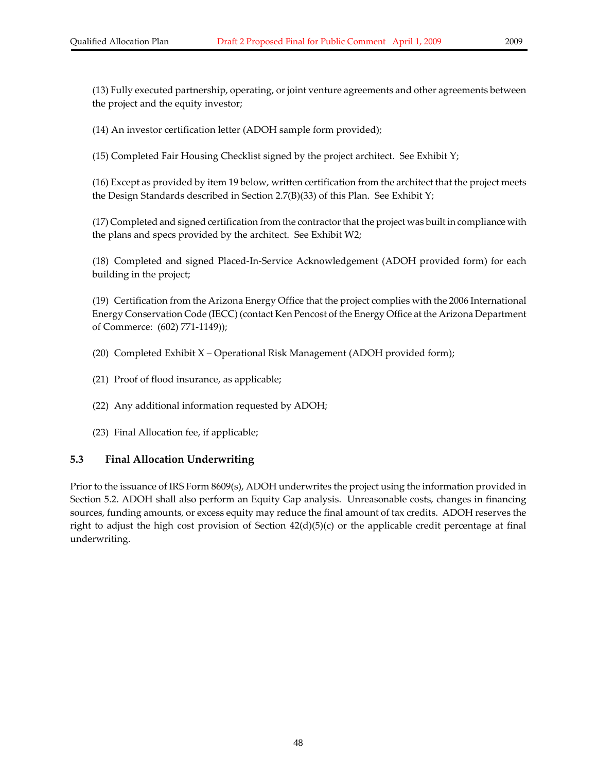(13) Fully executed partnership, operating, or joint venture agreements and other agreements between the project and the equity investor;

(14) An investor certification letter (ADOH sample form provided);

(15) Completed Fair Housing Checklist signed by the project architect. See Exhibit Y;

(16) Except as provided by item 19 below, written certification from the architect that the project meets the Design Standards described in Section 2.7(B)(33) of this Plan. See Exhibit Y;

(17) Completed and signed certification from the contractor that the project was built in compliance with the plans and specs provided by the architect. See Exhibit W2;

(18) Completed and signed Placed-In-Service Acknowledgement (ADOH provided form) for each building in the project;

(19) Certification from the Arizona Energy Office that the project complies with the 2006 International Energy Conservation Code (IECC) (contact Ken Pencost of the Energy Office at the Arizona Department of Commerce: (602) 771-1149));

(20) Completed Exhibit X – Operational Risk Management (ADOH provided form);

(21) Proof of flood insurance, as applicable;

(22) Any additional information requested by ADOH;

(23) Final Allocation fee, if applicable;

### 5.3 Final Allocation Underwriting

Prior to the issuance of IRS Form 8609(s), ADOH underwrites the project using the information provided in Section 5.2. ADOH shall also perform an Equity Gap analysis. Unreasonable costs, changes in financing sources, funding amounts, or excess equity may reduce the final amount of tax credits. ADOH reserves the right to adjust the high cost provision of Section 42(d)(5)(c) or the applicable credit percentage at final underwriting.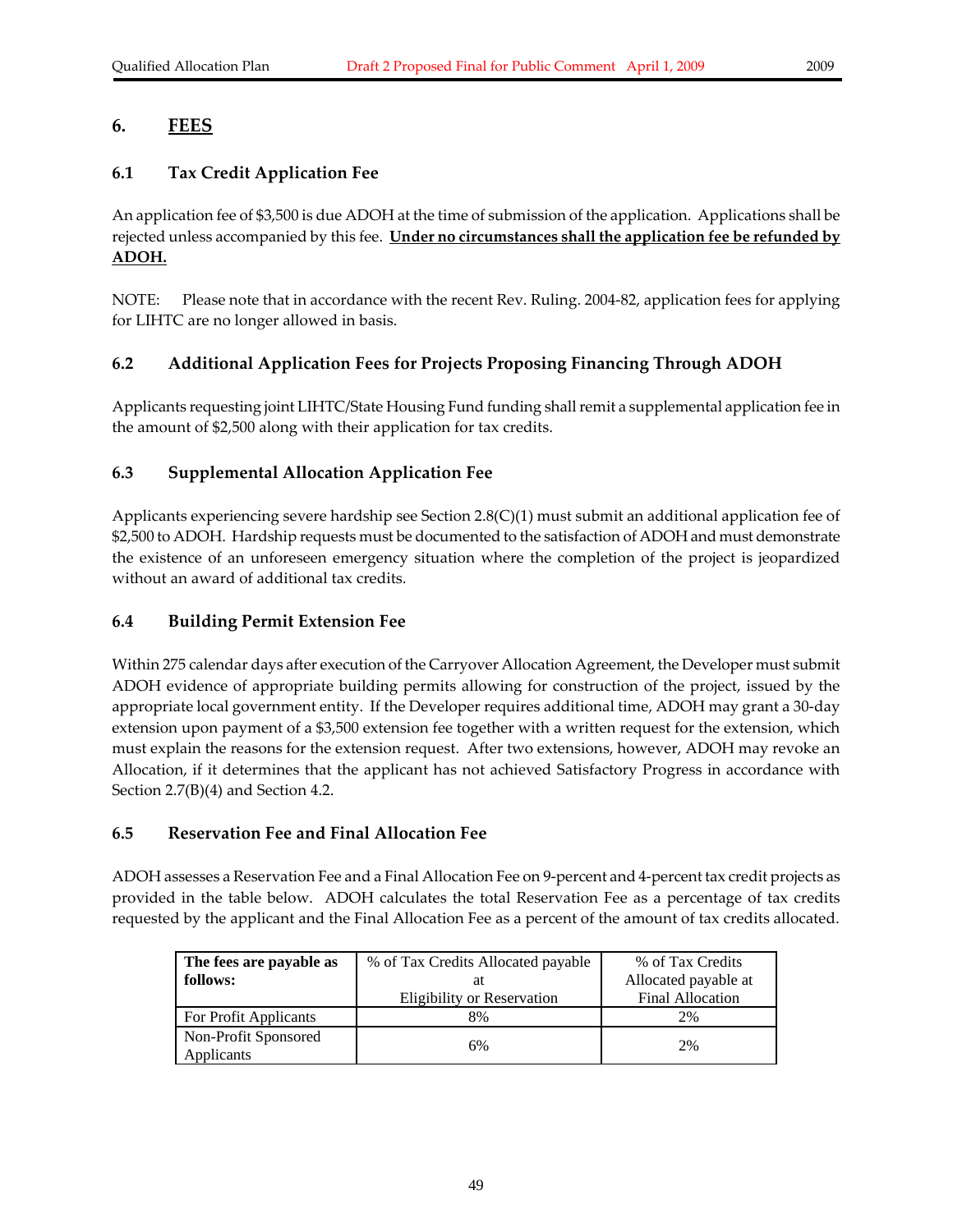# 6. FEES

## 6.1 Tax Credit Application Fee

An application fee of $3,500 is due ADOH at the time of submission of the application. Applications shall be rejected unless accompanied by this fee. **Under no circumstances shall the application fee be refunded by ADOH.**

NOTE: Please note that in accordance with the recent Rev. Ruling. 2004-82, application fees for applying for LIHTC are no longer allowed in basis.

## 6.2 Additional Application Fees for Projects Proposing Financing Through ADOH

Applicants requesting joint LIHTC/State Housing Fund funding shall remit a supplemental application fee in the amount of $2,500 along with their application for tax credits.

## 6.3 Supplemental Allocation Application Fee

Applicants experiencing severe hardship see Section 2.8(C)(1) must submit an additional application fee of $2,500 to ADOH. Hardship requests must be documented to the satisfaction of ADOH and must demonstrate the existence of an unforeseen emergency situation where the completion of the project is jeopardized without an award of additional tax credits.

## 6.4 Building Permit Extension Fee

Within 275 calendar days after execution of the Carryover Allocation Agreement, the Developer must submit ADOH evidence of appropriate building permits allowing for construction of the project, issued by the appropriate local government entity. If the Developer requires additional time, ADOH may grant a 30-day extension upon payment of a $3,500 extension fee together with a written request for the extension, which must explain the reasons for the extension request. After two extensions, however, ADOH may revoke an Allocation, if it determines that the applicant has not achieved Satisfactory Progress in accordance with Section 2.7(B)(4) and Section 4.2.

## 6.5 Reservation Fee and Final Allocation Fee

ADOH assesses a Reservation Fee and a Final Allocation Fee on 9-percent and 4-percent tax credit projects as provided in the table below. ADOH calculates the total Reservation Fee as a percentage of tax credits requested by the applicant and the Final Allocation Fee as a percent of the amount of tax credits allocated.

| **The fees are payable as follows:** | % of Tax Credits Allocated payable at Eligibility or Reservation | % of Tax Credits Allocated payable at Final Allocation |
|---|---|---|
| For Profit Applicants | 8% | 2% |
| Non-Profit Sponsored Applicants | 6% | 2% |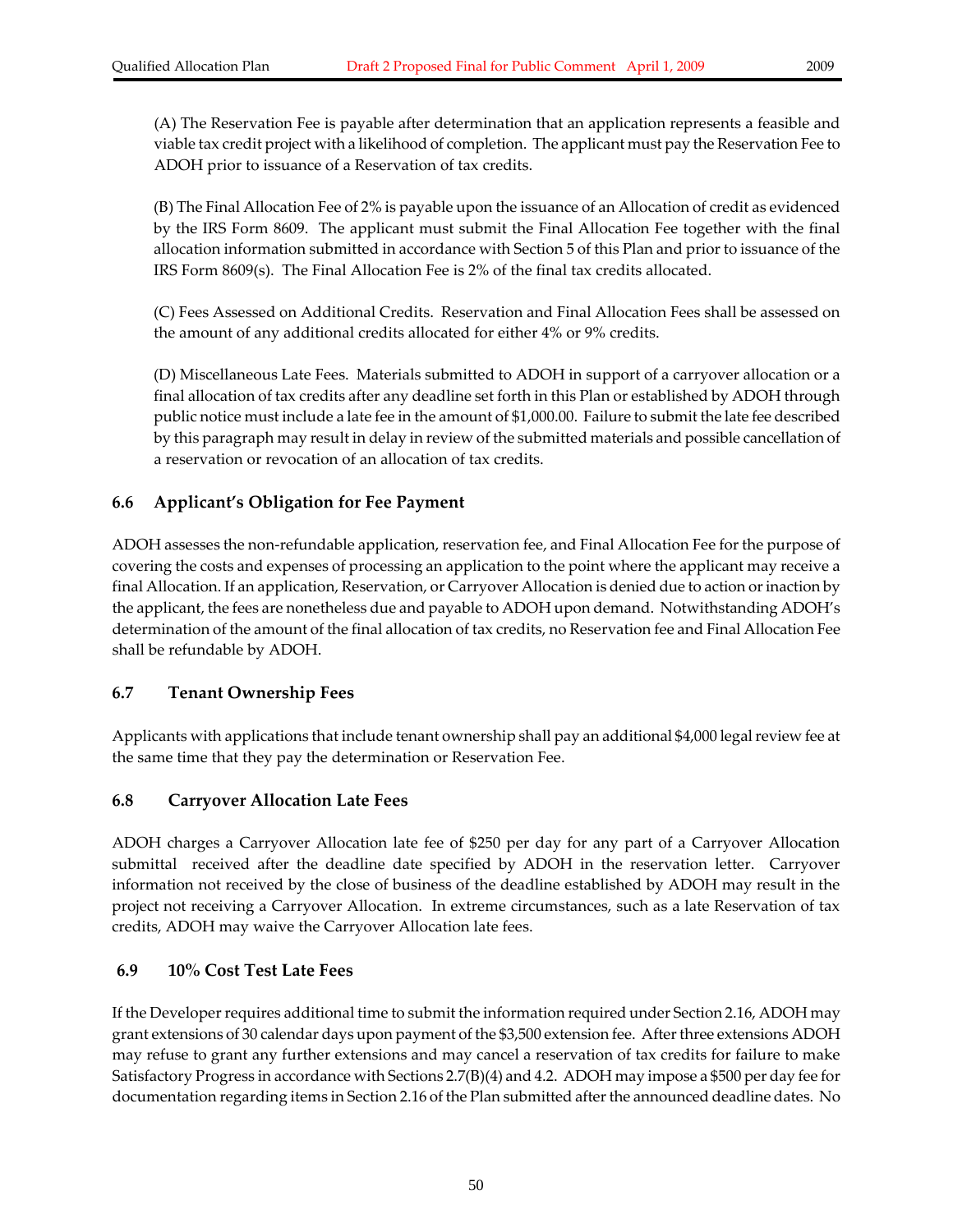(A) The Reservation Fee is payable after determination that an application represents a feasible and viable tax credit project with a likelihood of completion. The applicant must pay the Reservation Fee to ADOH prior to issuance of a Reservation of tax credits.

(B) The Final Allocation Fee of 2% is payable upon the issuance of an Allocation of credit as evidenced by the IRS Form 8609. The applicant must submit the Final Allocation Fee together with the final allocation information submitted in accordance with Section 5 of this Plan and prior to issuance of the IRS Form 8609(s). The Final Allocation Fee is 2% of the final tax credits allocated.

(C) Fees Assessed on Additional Credits. Reservation and Final Allocation Fees shall be assessed on the amount of any additional credits allocated for either 4% or 9% credits.

(D) Miscellaneous Late Fees. Materials submitted to ADOH in support of a carryover allocation or a final allocation of tax credits after any deadline set forth in this Plan or established by ADOH through public notice must include a late fee in the amount of $1,000.00. Failure to submit the late fee described by this paragraph may result in delay in review of the submitted materials and possible cancellation of a reservation or revocation of an allocation of tax credits.

### 6.6 Applicant's Obligation for Fee Payment

ADOH assesses the non-refundable application, reservation fee, and Final Allocation Fee for the purpose of covering the costs and expenses of processing an application to the point where the applicant may receive a final Allocation. If an application, Reservation, or Carryover Allocation is denied due to action or inaction by the applicant, the fees are nonetheless due and payable to ADOH upon demand. Notwithstanding ADOH's determination of the amount of the final allocation of tax credits, no Reservation fee and Final Allocation Fee shall be refundable by ADOH.

### 6.7 Tenant Ownership Fees

Applicants with applications that include tenant ownership shall pay an additional $4,000 legal review fee at the same time that they pay the determination or Reservation Fee.

### 6.8 Carryover Allocation Late Fees

ADOH charges a Carryover Allocation late fee of $250 per day for any part of a Carryover Allocation submittal received after the deadline date specified by ADOH in the reservation letter. Carryover information not received by the close of business of the deadline established by ADOH may result in the project not receiving a Carryover Allocation. In extreme circumstances, such as a late Reservation of tax credits, ADOH may waive the Carryover Allocation late fees.

### 6.9 10% Cost Test Late Fees

If the Developer requires additional time to submit the information required under Section 2.16, ADOH may grant extensions of 30 calendar days upon payment of the $3,500 extension fee. After three extensions ADOH may refuse to grant any further extensions and may cancel a reservation of tax credits for failure to make Satisfactory Progress in accordance with Sections 2.7(B)(4) and 4.2. ADOH may impose a $500 per day fee for documentation regarding items in Section 2.16 of the Plan submitted after the announced deadline dates. No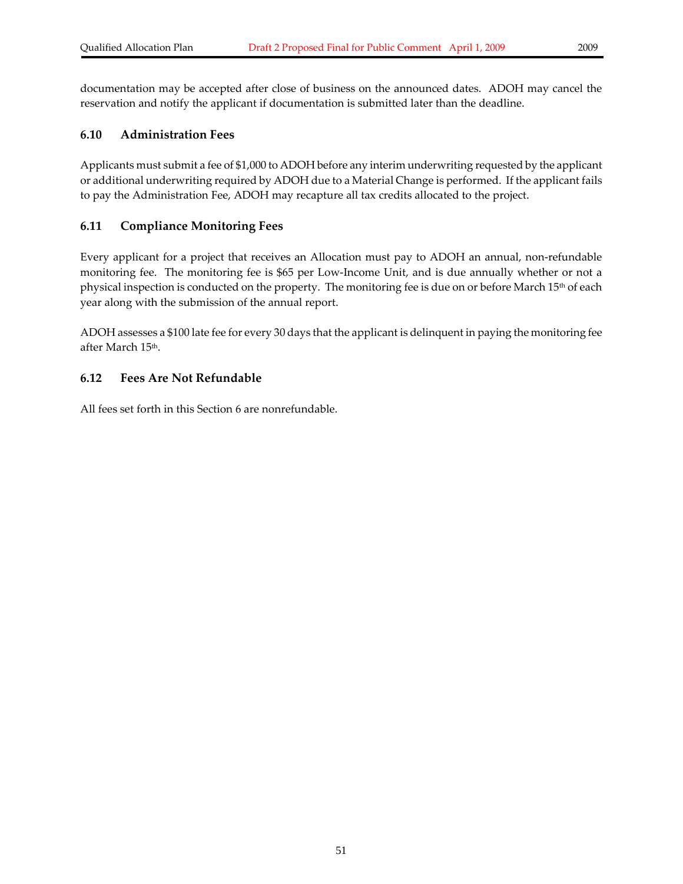documentation may be accepted after close of business on the announced dates. ADOH may cancel the reservation and notify the applicant if documentation is submitted later than the deadline.

### 6.10 Administration Fees

Applicants must submit a fee of $1,000 to ADOH before any interim underwriting requested by the applicant or additional underwriting required by ADOH due to a Material Change is performed. If the applicant fails to pay the Administration Fee, ADOH may recapture all tax credits allocated to the project.

### 6.11 Compliance Monitoring Fees

Every applicant for a project that receives an Allocation must pay to ADOH an annual, non-refundable monitoring fee. The monitoring fee is $65 per Low-Income Unit, and is due annually whether or not a physical inspection is conducted on the property. The monitoring fee is due on or before March 15th of each year along with the submission of the annual report.

ADOH assesses a $100 late fee for every 30 days that the applicant is delinquent in paying the monitoring fee after March 15th.

### 6.12 Fees Are Not Refundable

All fees set forth in this Section 6 are nonrefundable.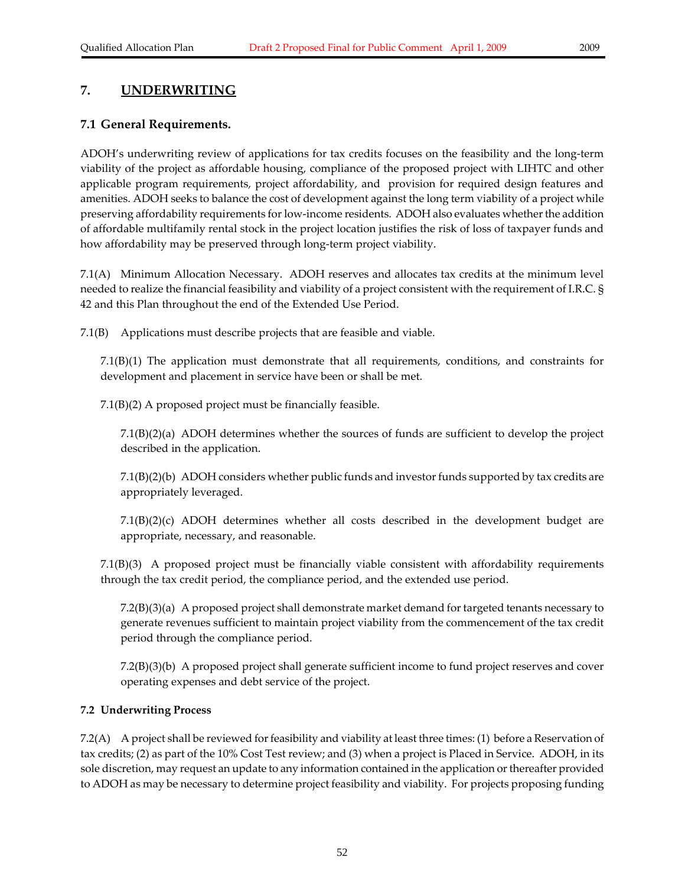## 7. UNDERWRITING

### 7.1 General Requirements.

ADOH's underwriting review of applications for tax credits focuses on the feasibility and the long-term viability of the project as affordable housing, compliance of the proposed project with LIHTC and other applicable program requirements, project affordability, and provision for required design features and amenities. ADOH seeks to balance the cost of development against the long term viability of a project while preserving affordability requirements for low-income residents. ADOH also evaluates whether the addition of affordable multifamily rental stock in the project location justifies the risk of loss of taxpayer funds and how affordability may be preserved through long-term project viability.

7.1(A) Minimum Allocation Necessary. ADOH reserves and allocates tax credits at the minimum level needed to realize the financial feasibility and viability of a project consistent with the requirement of I.R.C. § 42 and this Plan throughout the end of the Extended Use Period.

7.1(B) Applications must describe projects that are feasible and viable.

7.1(B)(1) The application must demonstrate that all requirements, conditions, and constraints for development and placement in service have been or shall be met.

7.1(B)(2) A proposed project must be financially feasible.

7.1(B)(2)(a) ADOH determines whether the sources of funds are sufficient to develop the project described in the application.

7.1(B)(2)(b) ADOH considers whether public funds and investor funds supported by tax credits are appropriately leveraged.

7.1(B)(2)(c) ADOH determines whether all costs described in the development budget are appropriate, necessary, and reasonable.

7.1(B)(3) A proposed project must be financially viable consistent with affordability requirements through the tax credit period, the compliance period, and the extended use period.

7.2(B)(3)(a) A proposed project shall demonstrate market demand for targeted tenants necessary to generate revenues sufficient to maintain project viability from the commencement of the tax credit period through the compliance period.

7.2(B)(3)(b) A proposed project shall generate sufficient income to fund project reserves and cover operating expenses and debt service of the project.

### 7.2 Underwriting Process

7.2(A) A project shall be reviewed for feasibility and viability at least three times: (1) before a Reservation of tax credits; (2) as part of the 10% Cost Test review; and (3) when a project is Placed in Service. ADOH, in its sole discretion, may request an update to any information contained in the application or thereafter provided to ADOH as may be necessary to determine project feasibility and viability. For projects proposing funding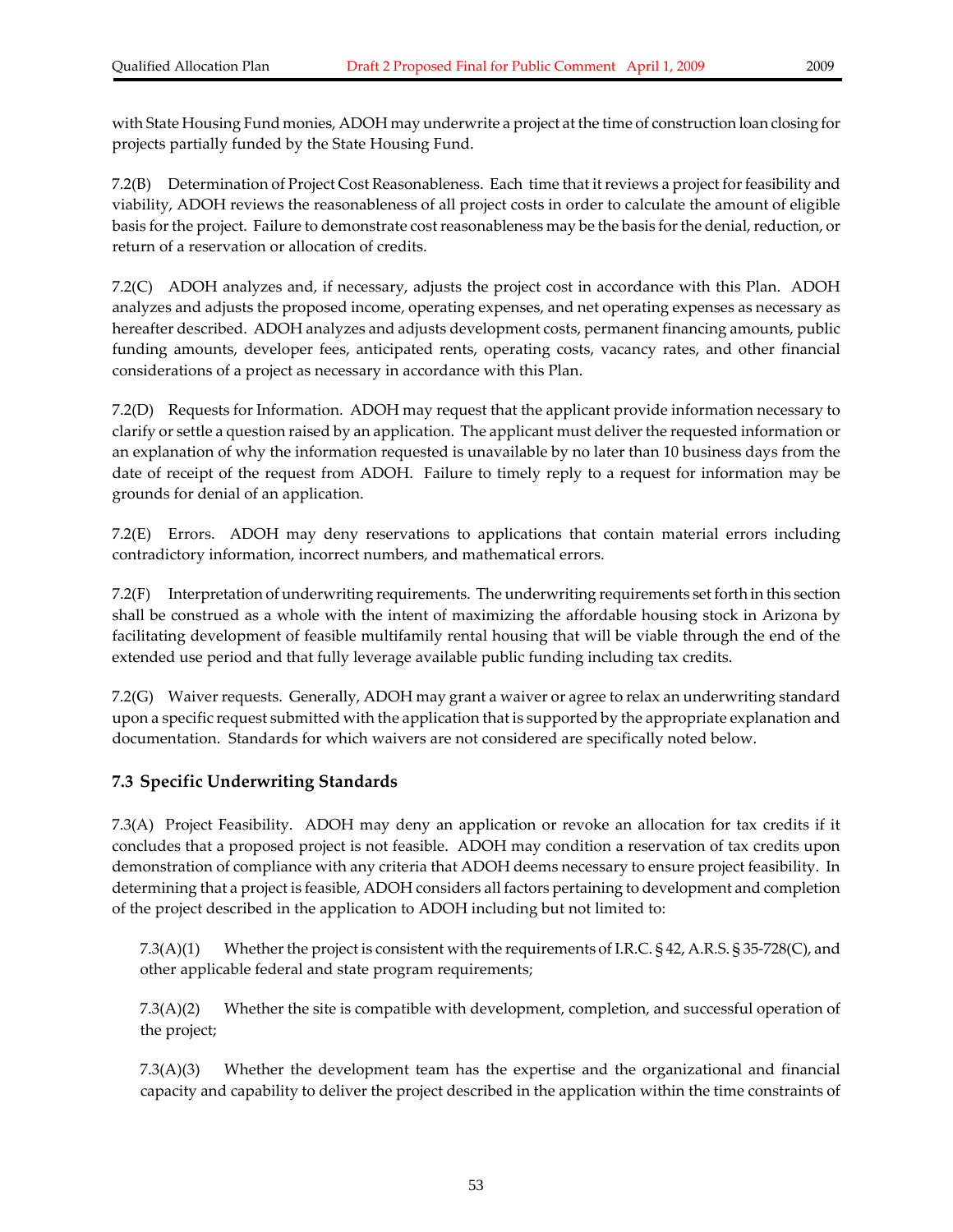with State Housing Fund monies, ADOH may underwrite a project at the time of construction loan closing for projects partially funded by the State Housing Fund.

7.2(B) Determination of Project Cost Reasonableness. Each time that it reviews a project for feasibility and viability, ADOH reviews the reasonableness of all project costs in order to calculate the amount of eligible basis for the project. Failure to demonstrate cost reasonableness may be the basis for the denial, reduction, or return of a reservation or allocation of credits.

7.2(C) ADOH analyzes and, if necessary, adjusts the project cost in accordance with this Plan. ADOH analyzes and adjusts the proposed income, operating expenses, and net operating expenses as necessary as hereafter described. ADOH analyzes and adjusts development costs, permanent financing amounts, public funding amounts, developer fees, anticipated rents, operating costs, vacancy rates, and other financial considerations of a project as necessary in accordance with this Plan.

7.2(D) Requests for Information. ADOH may request that the applicant provide information necessary to clarify or settle a question raised by an application. The applicant must deliver the requested information or an explanation of why the information requested is unavailable by no later than 10 business days from the date of receipt of the request from ADOH. Failure to timely reply to a request for information may be grounds for denial of an application.

7.2(E) Errors. ADOH may deny reservations to applications that contain material errors including contradictory information, incorrect numbers, and mathematical errors.

7.2(F) Interpretation of underwriting requirements. The underwriting requirements set forth in this section shall be construed as a whole with the intent of maximizing the affordable housing stock in Arizona by facilitating development of feasible multifamily rental housing that will be viable through the end of the extended use period and that fully leverage available public funding including tax credits.

7.2(G) Waiver requests. Generally, ADOH may grant a waiver or agree to relax an underwriting standard upon a specific request submitted with the application that is supported by the appropriate explanation and documentation. Standards for which waivers are not considered are specifically noted below.

### 7.3 Specific Underwriting Standards

7.3(A) Project Feasibility. ADOH may deny an application or revoke an allocation for tax credits if it concludes that a proposed project is not feasible. ADOH may condition a reservation of tax credits upon demonstration of compliance with any criteria that ADOH deems necessary to ensure project feasibility. In determining that a project is feasible, ADOH considers all factors pertaining to development and completion of the project described in the application to ADOH including but not limited to:

7.3(A)(1) Whether the project is consistent with the requirements of I.R.C. § 42, A.R.S. § 35-728(C), and other applicable federal and state program requirements;

7.3(A)(2) Whether the site is compatible with development, completion, and successful operation of the project;

7.3(A)(3) Whether the development team has the expertise and the organizational and financial capacity and capability to deliver the project described in the application within the time constraints of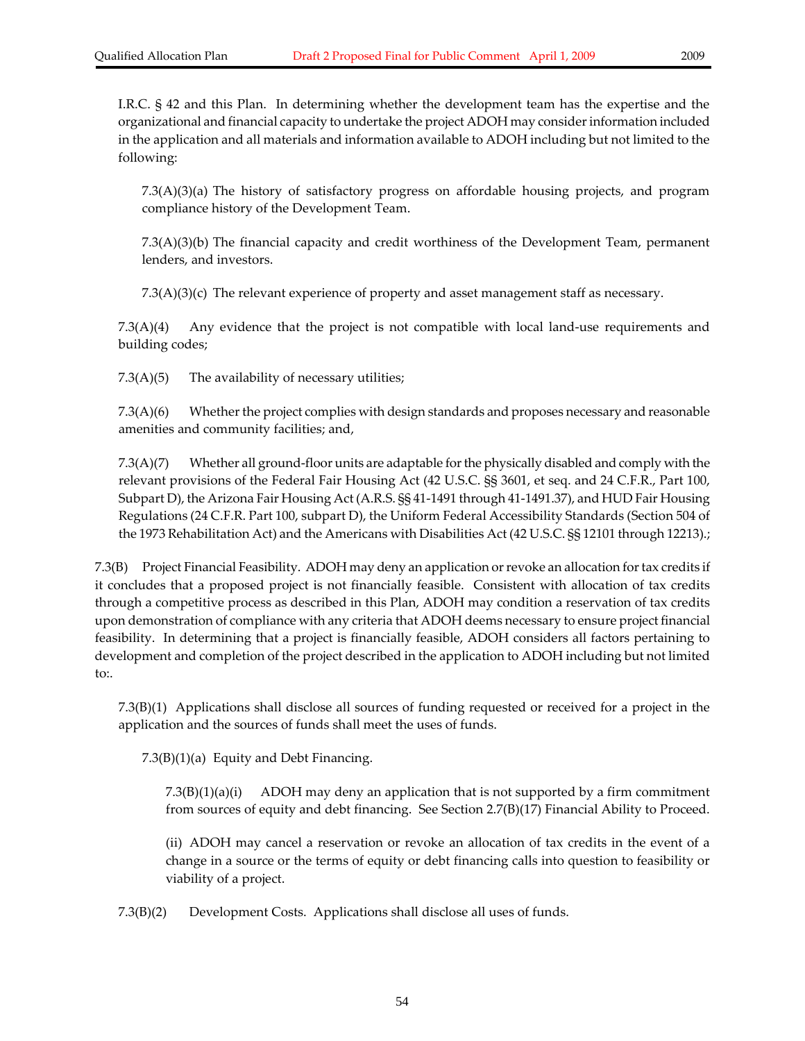I.R.C. § 42 and this Plan. In determining whether the development team has the expertise and the organizational and financial capacity to undertake the project ADOH may consider information included in the application and all materials and information available to ADOH including but not limited to the following:

7.3(A)(3)(a) The history of satisfactory progress on affordable housing projects, and program compliance history of the Development Team.

7.3(A)(3)(b) The financial capacity and credit worthiness of the Development Team, permanent lenders, and investors.

7.3(A)(3)(c) The relevant experience of property and asset management staff as necessary.

7.3(A)(4) Any evidence that the project is not compatible with local land-use requirements and building codes;

7.3(A)(5) The availability of necessary utilities;

7.3(A)(6) Whether the project complies with design standards and proposes necessary and reasonable amenities and community facilities; and,

7.3(A)(7) Whether all ground-floor units are adaptable for the physically disabled and comply with the relevant provisions of the Federal Fair Housing Act (42 U.S.C. §§ 3601, et seq. and 24 C.F.R., Part 100, Subpart D), the Arizona Fair Housing Act (A.R.S. §§ 41-1491 through 41-1491.37), and HUD Fair Housing Regulations (24 C.F.R. Part 100, subpart D), the Uniform Federal Accessibility Standards (Section 504 of the 1973 Rehabilitation Act) and the Americans with Disabilities Act (42 U.S.C. §§ 12101 through 12213).;

7.3(B) Project Financial Feasibility. ADOH may deny an application or revoke an allocation for tax credits if it concludes that a proposed project is not financially feasible. Consistent with allocation of tax credits through a competitive process as described in this Plan, ADOH may condition a reservation of tax credits upon demonstration of compliance with any criteria that ADOH deems necessary to ensure project financial feasibility. In determining that a project is financially feasible, ADOH considers all factors pertaining to development and completion of the project described in the application to ADOH including but not limited to:.

7.3(B)(1) Applications shall disclose all sources of funding requested or received for a project in the application and the sources of funds shall meet the uses of funds.

7.3(B)(1)(a) Equity and Debt Financing.

7.3(B)(1)(a)(i) ADOH may deny an application that is not supported by a firm commitment from sources of equity and debt financing. See Section 2.7(B)(17) Financial Ability to Proceed.

(ii) ADOH may cancel a reservation or revoke an allocation of tax credits in the event of a change in a source or the terms of equity or debt financing calls into question to feasibility or viability of a project.

7.3(B)(2) Development Costs. Applications shall disclose all uses of funds.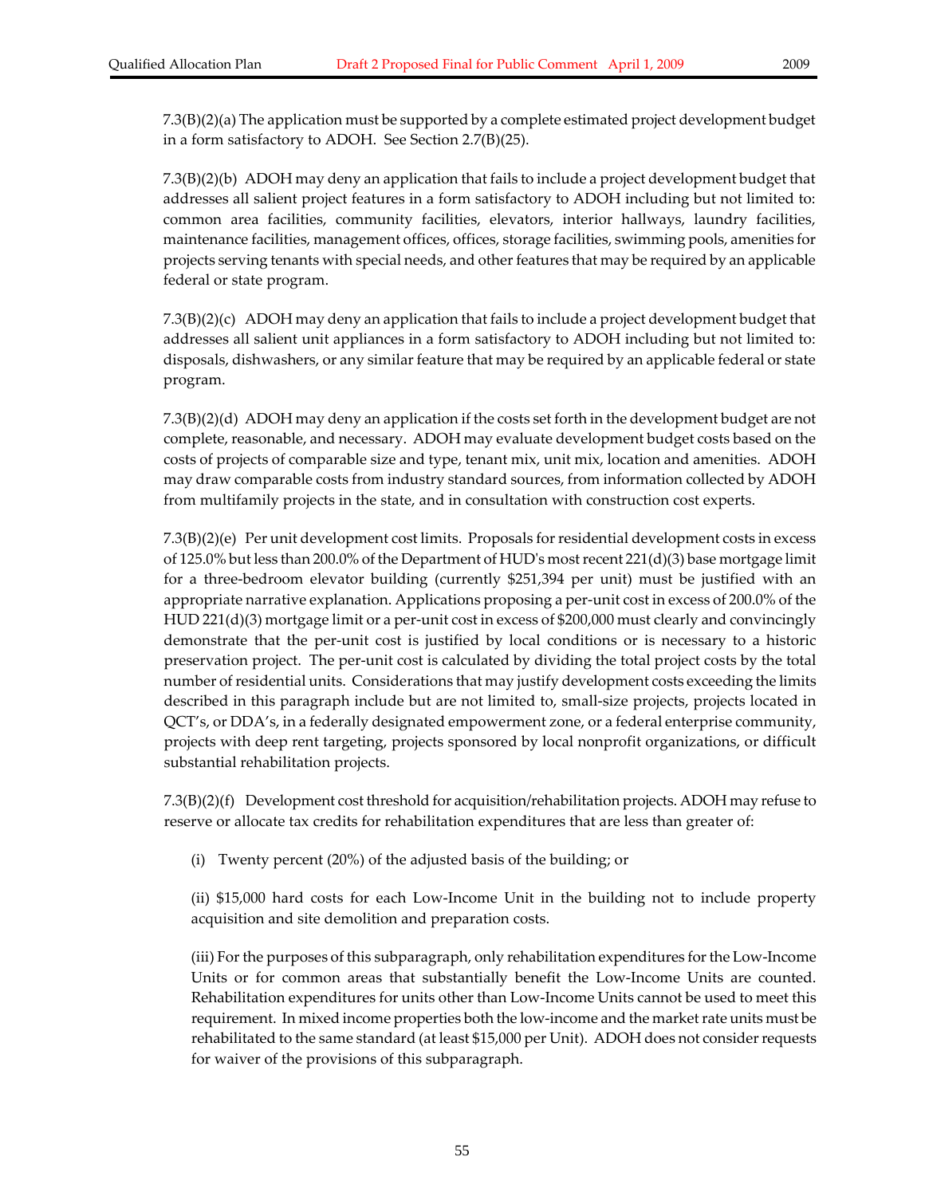7.3(B)(2)(a) The application must be supported by a complete estimated project development budget in a form satisfactory to ADOH. See Section 2.7(B)(25).

7.3(B)(2)(b) ADOH may deny an application that fails to include a project development budget that addresses all salient project features in a form satisfactory to ADOH including but not limited to: common area facilities, community facilities, elevators, interior hallways, laundry facilities, maintenance facilities, management offices, offices, storage facilities, swimming pools, amenities for projects serving tenants with special needs, and other features that may be required by an applicable federal or state program.

7.3(B)(2)(c) ADOH may deny an application that fails to include a project development budget that addresses all salient unit appliances in a form satisfactory to ADOH including but not limited to: disposals, dishwashers, or any similar feature that may be required by an applicable federal or state program.

7.3(B)(2)(d) ADOH may deny an application if the costs set forth in the development budget are not complete, reasonable, and necessary. ADOH may evaluate development budget costs based on the costs of projects of comparable size and type, tenant mix, unit mix, location and amenities. ADOH may draw comparable costs from industry standard sources, from information collected by ADOH from multifamily projects in the state, and in consultation with construction cost experts.

7.3(B)(2)(e) Per unit development cost limits. Proposals for residential development costs in excess of 125.0% but less than 200.0% of the Department of HUD's most recent 221(d)(3) base mortgage limit for a three-bedroom elevator building (currently $251,394 per unit) must be justified with an appropriate narrative explanation. Applications proposing a per-unit cost in excess of 200.0% of the HUD 221(d)(3) mortgage limit or a per-unit cost in excess of $200,000 must clearly and convincingly demonstrate that the per-unit cost is justified by local conditions or is necessary to a historic preservation project. The per-unit cost is calculated by dividing the total project costs by the total number of residential units. Considerations that may justify development costs exceeding the limits described in this paragraph include but are not limited to, small-size projects, projects located in QCT's, or DDA's, in a federally designated empowerment zone, or a federal enterprise community, projects with deep rent targeting, projects sponsored by local nonprofit organizations, or difficult substantial rehabilitation projects.

7.3(B)(2)(f) Development cost threshold for acquisition/rehabilitation projects. ADOH may refuse to reserve or allocate tax credits for rehabilitation expenditures that are less than greater of:

(i) Twenty percent (20%) of the adjusted basis of the building; or

(ii) $15,000 hard costs for each Low-Income Unit in the building not to include property acquisition and site demolition and preparation costs.

(iii) For the purposes of this subparagraph, only rehabilitation expenditures for the Low-Income Units or for common areas that substantially benefit the Low-Income Units are counted. Rehabilitation expenditures for units other than Low-Income Units cannot be used to meet this requirement. In mixed income properties both the low-income and the market rate units must be rehabilitated to the same standard (at least $15,000 per Unit). ADOH does not consider requests for waiver of the provisions of this subparagraph.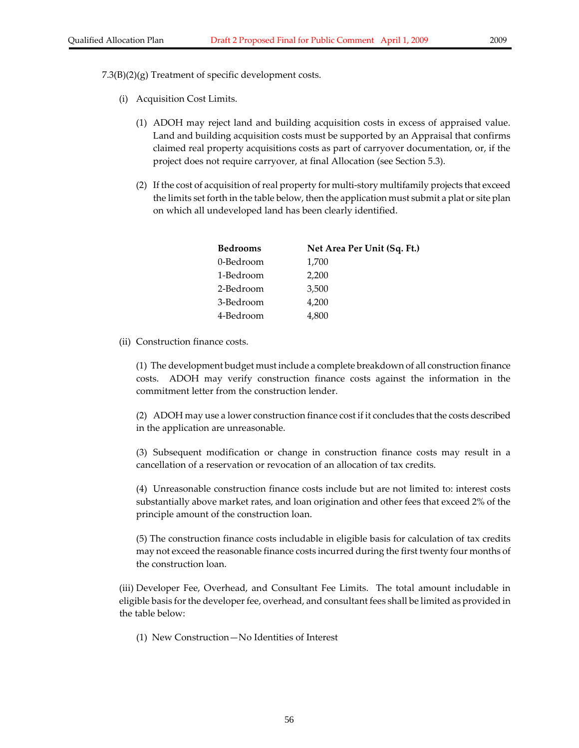7.3(B)(2)(g) Treatment of specific development costs.

(i) Acquisition Cost Limits.

(1) ADOH may reject land and building acquisition costs in excess of appraised value. Land and building acquisition costs must be supported by an Appraisal that confirms claimed real property acquisitions costs as part of carryover documentation, or, if the project does not require carryover, at final Allocation (see Section 5.3).

(2) If the cost of acquisition of real property for multi-story multifamily projects that exceed the limits set forth in the table below, then the application must submit a plat or site plan on which all undeveloped land has been clearly identified.

| Bedrooms | Net Area Per Unit (Sq. Ft.) |
|---|---|
| 0-Bedroom | 1,700 |
| 1-Bedroom | 2,200 |
| 2-Bedroom | 3,500 |
| 3-Bedroom | 4,200 |
| 4-Bedroom | 4,800 |

(ii) Construction finance costs.

(1) The development budget must include a complete breakdown of all construction finance costs. ADOH may verify construction finance costs against the information in the commitment letter from the construction lender.

(2) ADOH may use a lower construction finance cost if it concludes that the costs described in the application are unreasonable.

(3) Subsequent modification or change in construction finance costs may result in a cancellation of a reservation or revocation of an allocation of tax credits.

(4) Unreasonable construction finance costs include but are not limited to: interest costs substantially above market rates, and loan origination and other fees that exceed 2% of the principle amount of the construction loan.

(5) The construction finance costs includable in eligible basis for calculation of tax credits may not exceed the reasonable finance costs incurred during the first twenty four months of the construction loan.

(iii) Developer Fee, Overhead, and Consultant Fee Limits. The total amount includable in eligible basis for the developer fee, overhead, and consultant fees shall be limited as provided in the table below:

(1) New Construction—No Identities of Interest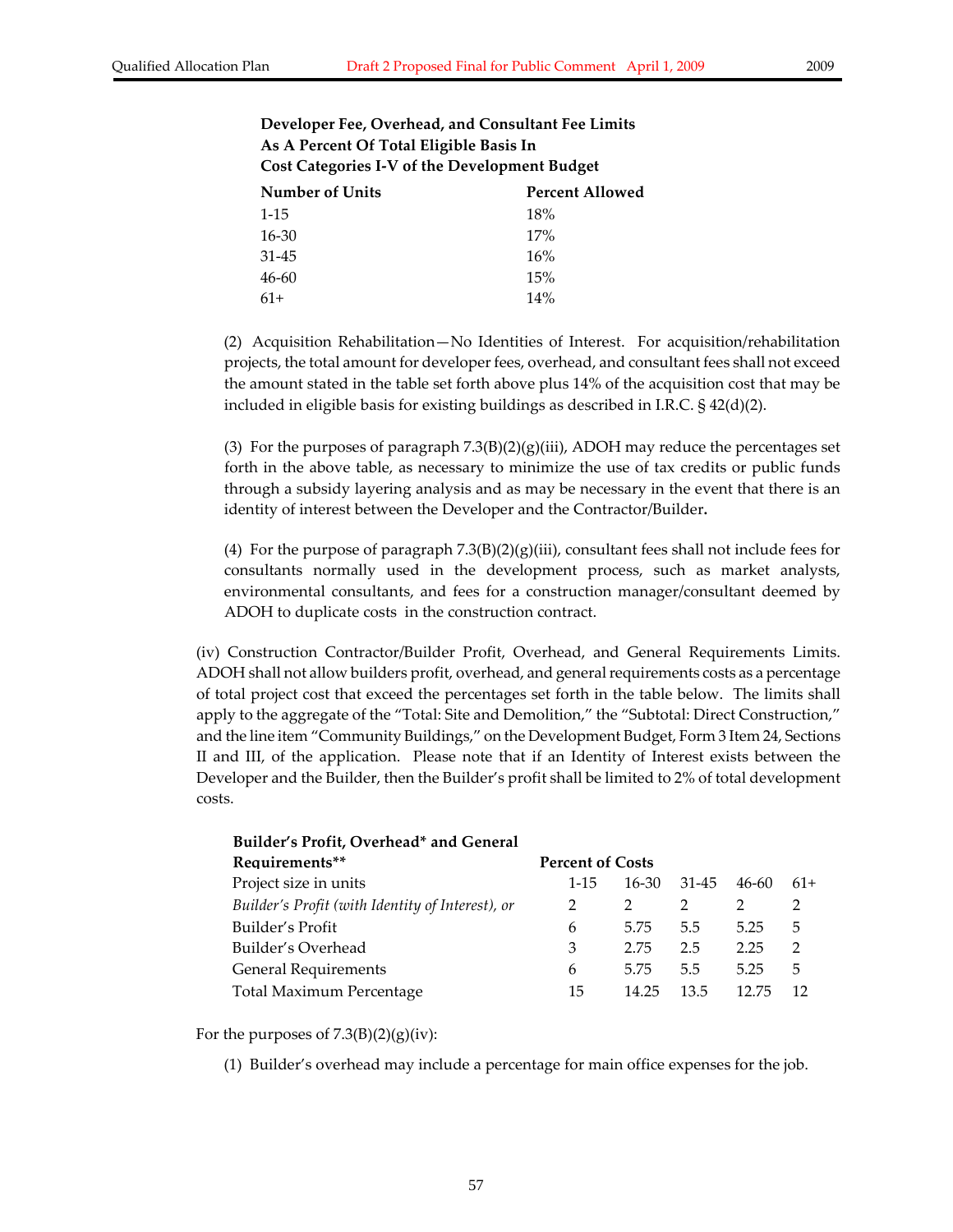**Developer Fee, Overhead, and Consultant Fee Limits**
**As A Percent Of Total Eligible Basis In**
**Cost Categories I-V of the Development Budget**

| Number of Units | Percent Allowed |
|---|---|
| 1-15 | 18% |
| 16-30 | 17% |
| 31-45 | 16% |
| 46-60 | 15% |
| 61+ | 14% |

(2) Acquisition Rehabilitation—No Identities of Interest. For acquisition/rehabilitation projects, the total amount for developer fees, overhead, and consultant fees shall not exceed the amount stated in the table set forth above plus 14% of the acquisition cost that may be included in eligible basis for existing buildings as described in I.R.C. § 42(d)(2).

(3) For the purposes of paragraph 7.3(B)(2)(g)(iii), ADOH may reduce the percentages set forth in the above table, as necessary to minimize the use of tax credits or public funds through a subsidy layering analysis and as may be necessary in the event that there is an identity of interest between the Developer and the Contractor/Builder**.**

(4) For the purpose of paragraph 7.3(B)(2)(g)(iii), consultant fees shall not include fees for consultants normally used in the development process, such as market analysts, environmental consultants, and fees for a construction manager/consultant deemed by ADOH to duplicate costs in the construction contract.

(iv) Construction Contractor/Builder Profit, Overhead, and General Requirements Limits. ADOH shall not allow builders profit, overhead, and general requirements costs as a percentage of total project cost that exceed the percentages set forth in the table below. The limits shall apply to the aggregate of the "Total: Site and Demolition," the "Subtotal: Direct Construction," and the line item "Community Buildings," on the Development Budget, Form 3 Item 24, Sections II and III, of the application. Please note that if an Identity of Interest exists between the Developer and the Builder, then the Builder's profit shall be limited to 2% of total development costs.

| **Builder's Profit, Overhead* and General Requirements**** | **Percent of Costs** | | | | |
|---|---|---|---|---|---|
| Project size in units | 1-15 | 16-30 | 31-45 | 46-60 | 61+ |
| *Builder's Profit (with Identity of Interest), or* | 2 | 2 | 2 | 2 | 2 |
| Builder's Profit | 6 | 5.75 | 5.5 | 5.25 | 5 |
| Builder's Overhead | 3 | 2.75 | 2.5 | 2.25 | 2 |
| General Requirements | 6 | 5.75 | 5.5 | 5.25 | 5 |
| Total Maximum Percentage | 15 | 14.25 | 13.5 | 12.75 | 12 |

For the purposes of 7.3(B)(2)(g)(iv):

(1) Builder's overhead may include a percentage for main office expenses for the job.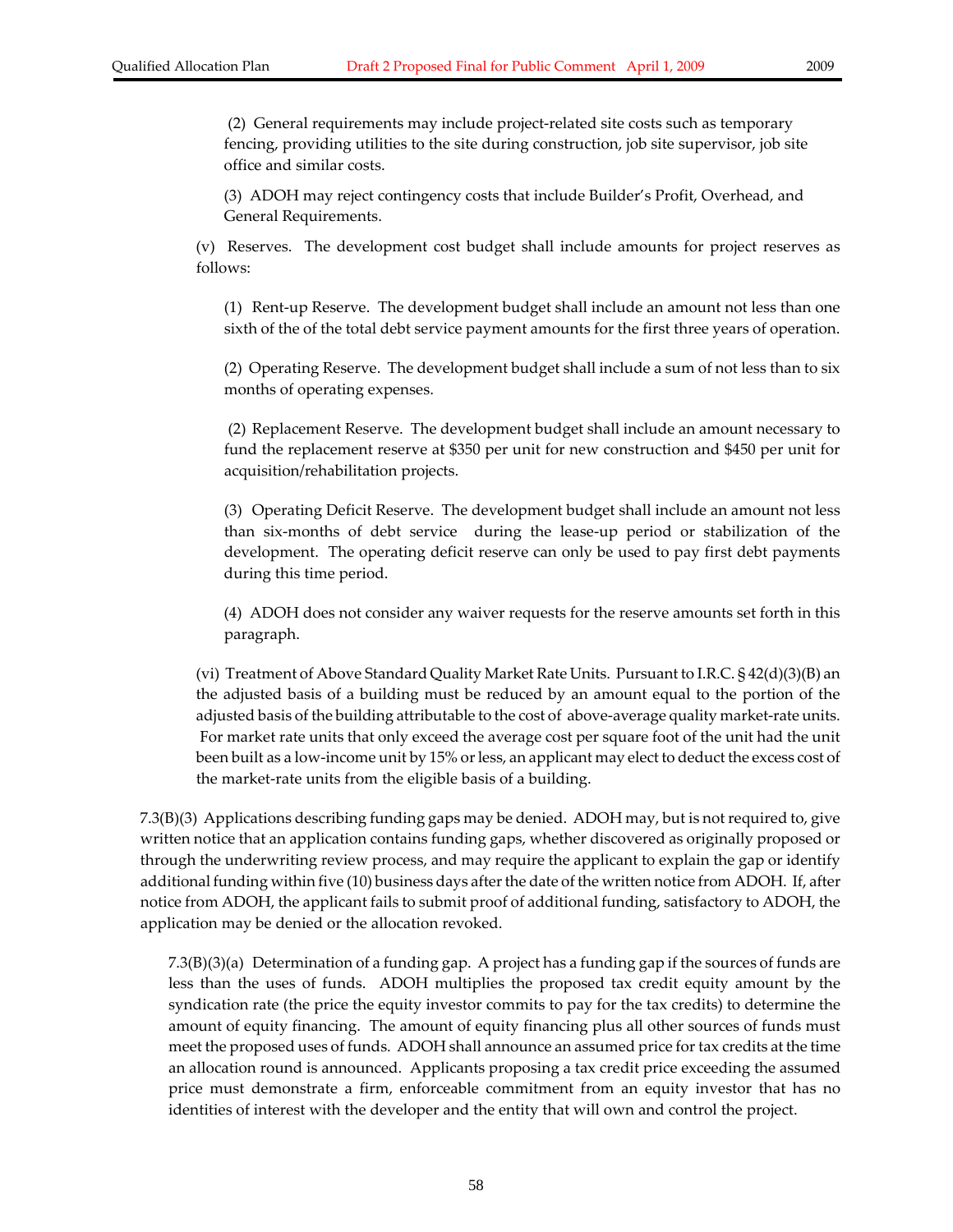(2) General requirements may include project-related site costs such as temporary fencing, providing utilities to the site during construction, job site supervisor, job site office and similar costs.

(3) ADOH may reject contingency costs that include Builder's Profit, Overhead, and General Requirements.

(v) Reserves. The development cost budget shall include amounts for project reserves as follows:

(1) Rent-up Reserve. The development budget shall include an amount not less than one sixth of the of the total debt service payment amounts for the first three years of operation.

(2) Operating Reserve. The development budget shall include a sum of not less than to six months of operating expenses.

(2) Replacement Reserve. The development budget shall include an amount necessary to fund the replacement reserve at $350 per unit for new construction and $450 per unit for acquisition/rehabilitation projects.

(3) Operating Deficit Reserve. The development budget shall include an amount not less than six-months of debt service during the lease-up period or stabilization of the development. The operating deficit reserve can only be used to pay first debt payments during this time period.

(4) ADOH does not consider any waiver requests for the reserve amounts set forth in this paragraph.

(vi) Treatment of Above Standard Quality Market Rate Units. Pursuant to I.R.C. § 42(d)(3)(B) an the adjusted basis of a building must be reduced by an amount equal to the portion of the adjusted basis of the building attributable to the cost of above-average quality market-rate units. For market rate units that only exceed the average cost per square foot of the unit had the unit been built as a low-income unit by 15% or less, an applicant may elect to deduct the excess cost of the market-rate units from the eligible basis of a building.

7.3(B)(3) Applications describing funding gaps may be denied. ADOH may, but is not required to, give written notice that an application contains funding gaps, whether discovered as originally proposed or through the underwriting review process, and may require the applicant to explain the gap or identify additional funding within five (10) business days after the date of the written notice from ADOH. If, after notice from ADOH, the applicant fails to submit proof of additional funding, satisfactory to ADOH, the application may be denied or the allocation revoked.

7.3(B)(3)(a) Determination of a funding gap. A project has a funding gap if the sources of funds are less than the uses of funds. ADOH multiplies the proposed tax credit equity amount by the syndication rate (the price the equity investor commits to pay for the tax credits) to determine the amount of equity financing. The amount of equity financing plus all other sources of funds must meet the proposed uses of funds. ADOH shall announce an assumed price for tax credits at the time an allocation round is announced. Applicants proposing a tax credit price exceeding the assumed price must demonstrate a firm, enforceable commitment from an equity investor that has no identities of interest with the developer and the entity that will own and control the project.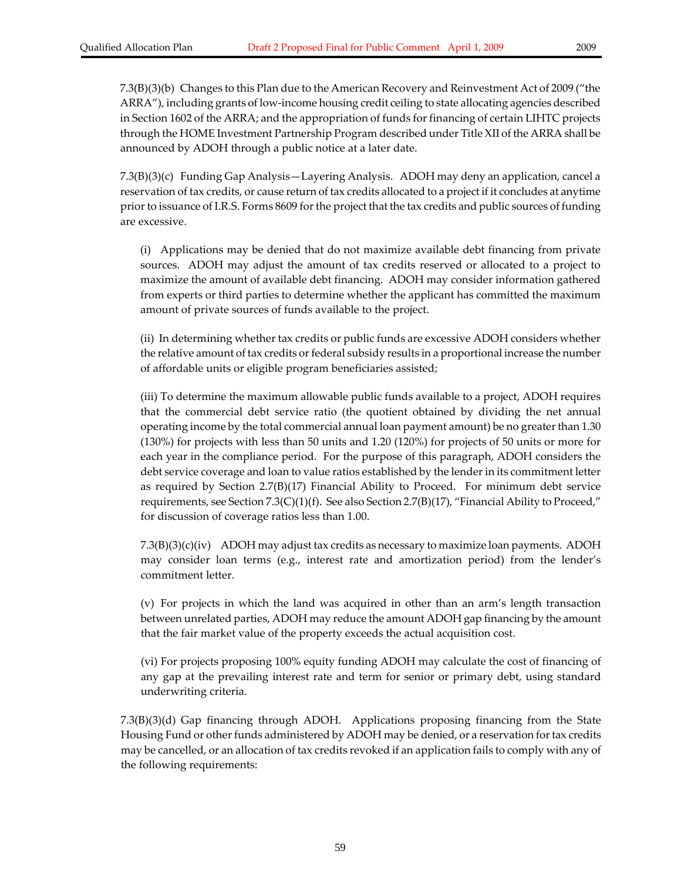7.3(B)(3)(b) Changes to this Plan due to the American Recovery and Reinvestment Act of 2009 ("the ARRA"), including grants of low-income housing credit ceiling to state allocating agencies described in Section 1602 of the ARRA; and the appropriation of funds for financing of certain LIHTC projects through the HOME Investment Partnership Program described under Title XII of the ARRA shall be announced by ADOH through a public notice at a later date.

7.3(B)(3)(c) Funding Gap Analysis—Layering Analysis. ADOH may deny an application, cancel a reservation of tax credits, or cause return of tax credits allocated to a project if it concludes at anytime prior to issuance of I.R.S. Forms 8609 for the project that the tax credits and public sources of funding are excessive.

(i) Applications may be denied that do not maximize available debt financing from private sources. ADOH may adjust the amount of tax credits reserved or allocated to a project to maximize the amount of available debt financing. ADOH may consider information gathered from experts or third parties to determine whether the applicant has committed the maximum amount of private sources of funds available to the project.

(ii) In determining whether tax credits or public funds are excessive ADOH considers whether the relative amount of tax credits or federal subsidy results in a proportional increase the number of affordable units or eligible program beneficiaries assisted;

(iii) To determine the maximum allowable public funds available to a project, ADOH requires that the commercial debt service ratio (the quotient obtained by dividing the net annual operating income by the total commercial annual loan payment amount) be no greater than 1.30 (130%) for projects with less than 50 units and 1.20 (120%) for projects of 50 units or more for each year in the compliance period. For the purpose of this paragraph, ADOH considers the debt service coverage and loan to value ratios established by the lender in its commitment letter as required by Section 2.7(B)(17) Financial Ability to Proceed. For minimum debt service requirements, see Section 7.3(C)(1)(f). See also Section 2.7(B)(17), "Financial Ability to Proceed," for discussion of coverage ratios less than 1.00.

7.3(B)(3)(c)(iv) ADOH may adjust tax credits as necessary to maximize loan payments. ADOH may consider loan terms (e.g., interest rate and amortization period) from the lender's commitment letter.

(v) For projects in which the land was acquired in other than an arm's length transaction between unrelated parties, ADOH may reduce the amount ADOH gap financing by the amount that the fair market value of the property exceeds the actual acquisition cost.

(vi) For projects proposing 100% equity funding ADOH may calculate the cost of financing of any gap at the prevailing interest rate and term for senior or primary debt, using standard underwriting criteria.

7.3(B)(3)(d) Gap financing through ADOH. Applications proposing financing from the State Housing Fund or other funds administered by ADOH may be denied, or a reservation for tax credits may be cancelled, or an allocation of tax credits revoked if an application fails to comply with any of the following requirements: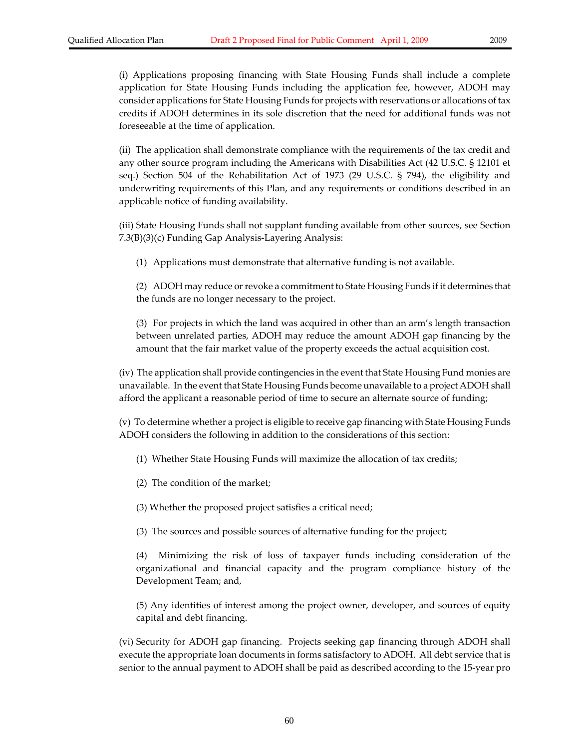(i) Applications proposing financing with State Housing Funds shall include a complete application for State Housing Funds including the application fee, however, ADOH may consider applications for State Housing Funds for projects with reservations or allocations of tax credits if ADOH determines in its sole discretion that the need for additional funds was not foreseeable at the time of application.

(ii) The application shall demonstrate compliance with the requirements of the tax credit and any other source program including the Americans with Disabilities Act (42 U.S.C. § 12101 et seq.) Section 504 of the Rehabilitation Act of 1973 (29 U.S.C. § 794), the eligibility and underwriting requirements of this Plan, and any requirements or conditions described in an applicable notice of funding availability.

(iii) State Housing Funds shall not supplant funding available from other sources, see Section 7.3(B)(3)(c) Funding Gap Analysis-Layering Analysis:

> (1) Applications must demonstrate that alternative funding is not available.
>
> (2) ADOH may reduce or revoke a commitment to State Housing Funds if it determines that the funds are no longer necessary to the project.
>
> (3) For projects in which the land was acquired in other than an arm's length transaction between unrelated parties, ADOH may reduce the amount ADOH gap financing by the amount that the fair market value of the property exceeds the actual acquisition cost.

(iv) The application shall provide contingencies in the event that State Housing Fund monies are unavailable. In the event that State Housing Funds become unavailable to a project ADOH shall afford the applicant a reasonable period of time to secure an alternate source of funding;

(v) To determine whether a project is eligible to receive gap financing with State Housing Funds ADOH considers the following in addition to the considerations of this section:

> (1) Whether State Housing Funds will maximize the allocation of tax credits;
>
> (2) The condition of the market;
>
> (3) Whether the proposed project satisfies a critical need;
>
> (3) The sources and possible sources of alternative funding for the project;
>
> (4) Minimizing the risk of loss of taxpayer funds including consideration of the organizational and financial capacity and the program compliance history of the Development Team; and,
>
> (5) Any identities of interest among the project owner, developer, and sources of equity capital and debt financing.

(vi) Security for ADOH gap financing. Projects seeking gap financing through ADOH shall execute the appropriate loan documents in forms satisfactory to ADOH. All debt service that is senior to the annual payment to ADOH shall be paid as described according to the 15-year pro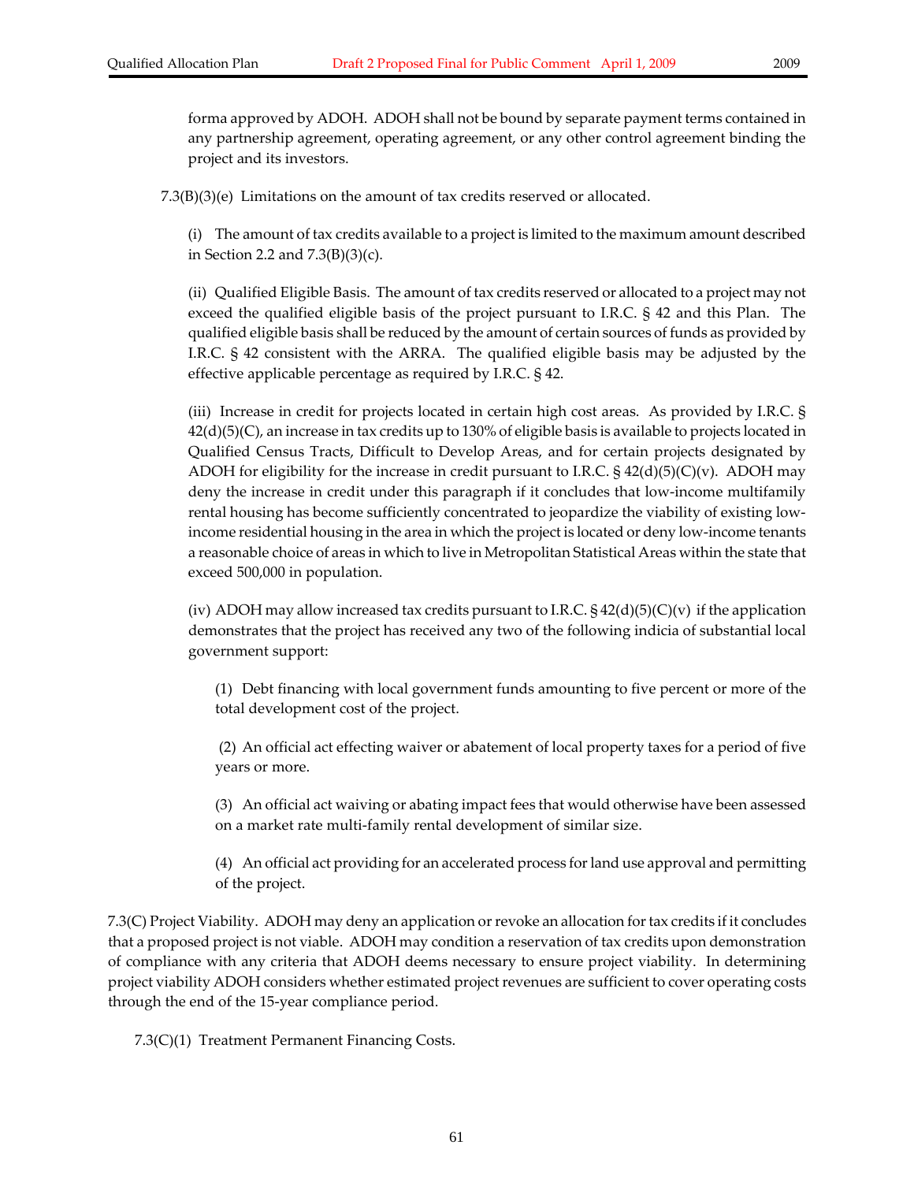forma approved by ADOH. ADOH shall not be bound by separate payment terms contained in any partnership agreement, operating agreement, or any other control agreement binding the project and its investors.

7.3(B)(3)(e) Limitations on the amount of tax credits reserved or allocated.

(i) The amount of tax credits available to a project is limited to the maximum amount described in Section 2.2 and 7.3(B)(3)(c).

(ii) Qualified Eligible Basis. The amount of tax credits reserved or allocated to a project may not exceed the qualified eligible basis of the project pursuant to I.R.C. § 42 and this Plan. The qualified eligible basis shall be reduced by the amount of certain sources of funds as provided by I.R.C. § 42 consistent with the ARRA. The qualified eligible basis may be adjusted by the effective applicable percentage as required by I.R.C. § 42.

(iii) Increase in credit for projects located in certain high cost areas. As provided by I.R.C. § 42(d)(5)(C), an increase in tax credits up to 130% of eligible basis is available to projects located in Qualified Census Tracts, Difficult to Develop Areas, and for certain projects designated by ADOH for eligibility for the increase in credit pursuant to I.R.C. § 42(d)(5)(C)(v). ADOH may deny the increase in credit under this paragraph if it concludes that low-income multifamily rental housing has become sufficiently concentrated to jeopardize the viability of existing low-income residential housing in the area in which the project is located or deny low-income tenants a reasonable choice of areas in which to live in Metropolitan Statistical Areas within the state that exceed 500,000 in population.

(iv) ADOH may allow increased tax credits pursuant to I.R.C. § 42(d)(5)(C)(v) if the application demonstrates that the project has received any two of the following indicia of substantial local government support:

(1) Debt financing with local government funds amounting to five percent or more of the total development cost of the project.

(2) An official act effecting waiver or abatement of local property taxes for a period of five years or more.

(3) An official act waiving or abating impact fees that would otherwise have been assessed on a market rate multi-family rental development of similar size.

(4) An official act providing for an accelerated process for land use approval and permitting of the project.

7.3(C) Project Viability. ADOH may deny an application or revoke an allocation for tax credits if it concludes that a proposed project is not viable. ADOH may condition a reservation of tax credits upon demonstration of compliance with any criteria that ADOH deems necessary to ensure project viability. In determining project viability ADOH considers whether estimated project revenues are sufficient to cover operating costs through the end of the 15-year compliance period.

7.3(C)(1) Treatment Permanent Financing Costs.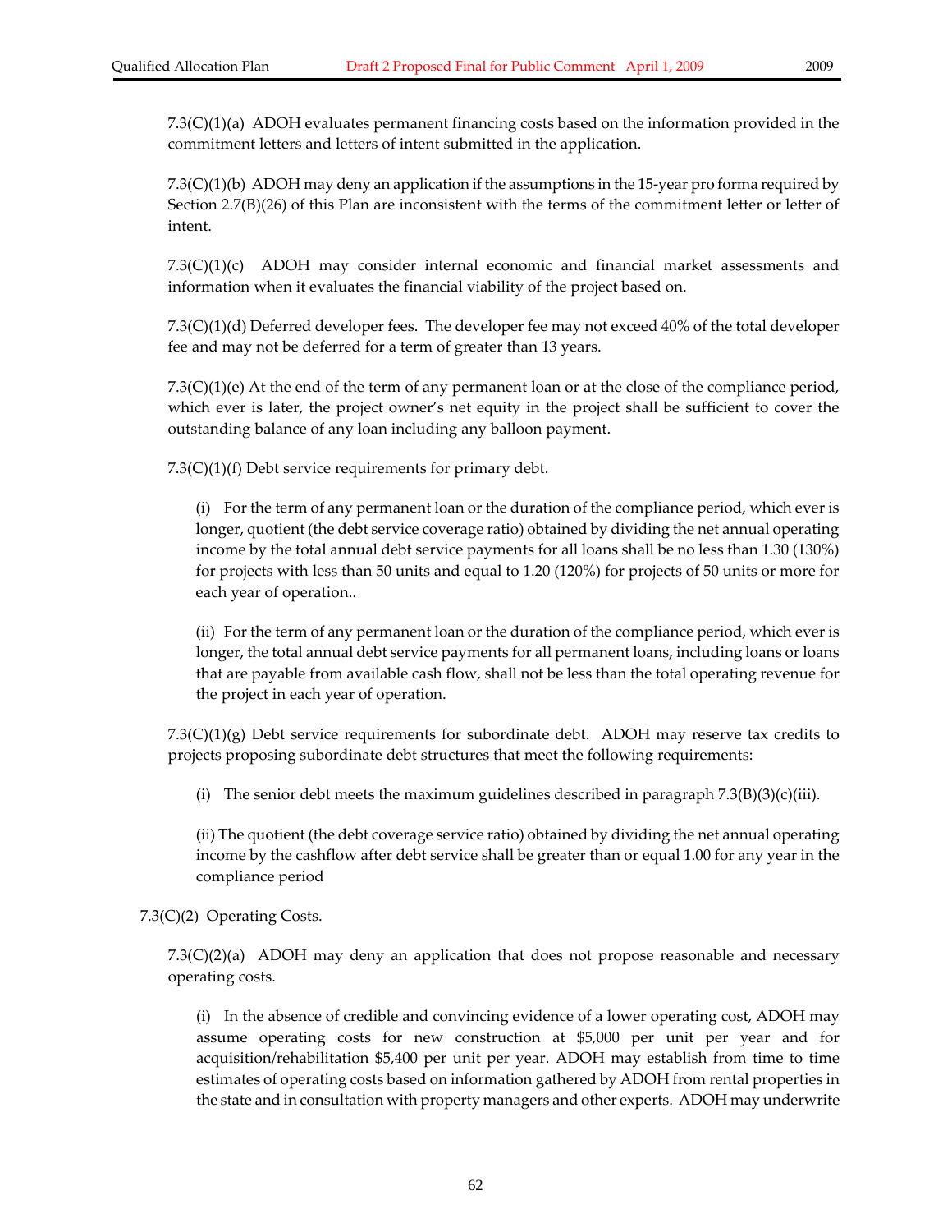7.3(C)(1)(a) ADOH evaluates permanent financing costs based on the information provided in the commitment letters and letters of intent submitted in the application.

7.3(C)(1)(b) ADOH may deny an application if the assumptions in the 15-year pro forma required by Section 2.7(B)(26) of this Plan are inconsistent with the terms of the commitment letter or letter of intent.

7.3(C)(1)(c) ADOH may consider internal economic and financial market assessments and information when it evaluates the financial viability of the project based on.

7.3(C)(1)(d) Deferred developer fees. The developer fee may not exceed 40% of the total developer fee and may not be deferred for a term of greater than 13 years.

7.3(C)(1)(e) At the end of the term of any permanent loan or at the close of the compliance period, which ever is later, the project owner's net equity in the project shall be sufficient to cover the outstanding balance of any loan including any balloon payment.

7.3(C)(1)(f) Debt service requirements for primary debt.

(i) For the term of any permanent loan or the duration of the compliance period, which ever is longer, quotient (the debt service coverage ratio) obtained by dividing the net annual operating income by the total annual debt service payments for all loans shall be no less than 1.30 (130%) for projects with less than 50 units and equal to 1.20 (120%) for projects of 50 units or more for each year of operation..

(ii) For the term of any permanent loan or the duration of the compliance period, which ever is longer, the total annual debt service payments for all permanent loans, including loans or loans that are payable from available cash flow, shall not be less than the total operating revenue for the project in each year of operation.

7.3(C)(1)(g) Debt service requirements for subordinate debt. ADOH may reserve tax credits to projects proposing subordinate debt structures that meet the following requirements:

(i) The senior debt meets the maximum guidelines described in paragraph 7.3(B)(3)(c)(iii).

(ii) The quotient (the debt coverage service ratio) obtained by dividing the net annual operating income by the cashflow after debt service shall be greater than or equal 1.00 for any year in the compliance period

7.3(C)(2) Operating Costs.

7.3(C)(2)(a) ADOH may deny an application that does not propose reasonable and necessary operating costs.

(i) In the absence of credible and convincing evidence of a lower operating cost, ADOH may assume operating costs for new construction at $5,000 per unit per year and for acquisition/rehabilitation $5,400 per unit per year. ADOH may establish from time to time estimates of operating costs based on information gathered by ADOH from rental properties in the state and in consultation with property managers and other experts. ADOH may underwrite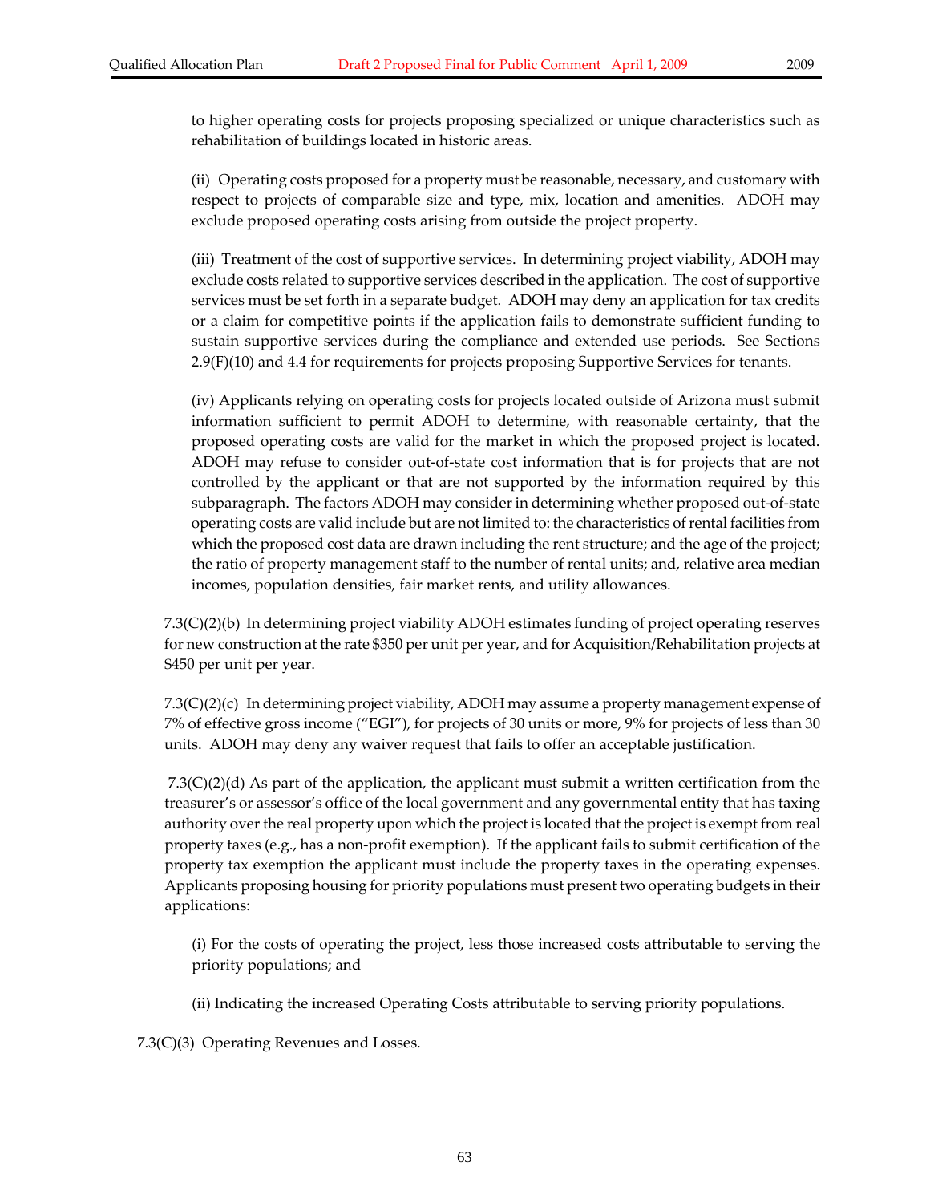to higher operating costs for projects proposing specialized or unique characteristics such as rehabilitation of buildings located in historic areas.

(ii) Operating costs proposed for a property must be reasonable, necessary, and customary with respect to projects of comparable size and type, mix, location and amenities. ADOH may exclude proposed operating costs arising from outside the project property.

(iii) Treatment of the cost of supportive services. In determining project viability, ADOH may exclude costs related to supportive services described in the application. The cost of supportive services must be set forth in a separate budget. ADOH may deny an application for tax credits or a claim for competitive points if the application fails to demonstrate sufficient funding to sustain supportive services during the compliance and extended use periods. See Sections 2.9(F)(10) and 4.4 for requirements for projects proposing Supportive Services for tenants.

(iv) Applicants relying on operating costs for projects located outside of Arizona must submit information sufficient to permit ADOH to determine, with reasonable certainty, that the proposed operating costs are valid for the market in which the proposed project is located. ADOH may refuse to consider out-of-state cost information that is for projects that are not controlled by the applicant or that are not supported by the information required by this subparagraph. The factors ADOH may consider in determining whether proposed out-of-state operating costs are valid include but are not limited to: the characteristics of rental facilities from which the proposed cost data are drawn including the rent structure; and the age of the project; the ratio of property management staff to the number of rental units; and, relative area median incomes, population densities, fair market rents, and utility allowances.

7.3(C)(2)(b) In determining project viability ADOH estimates funding of project operating reserves for new construction at the rate $350 per unit per year, and for Acquisition/Rehabilitation projects at $450 per unit per year.

7.3(C)(2)(c) In determining project viability, ADOH may assume a property management expense of 7% of effective gross income ("EGI"), for projects of 30 units or more, 9% for projects of less than 30 units. ADOH may deny any waiver request that fails to offer an acceptable justification.

7.3(C)(2)(d) As part of the application, the applicant must submit a written certification from the treasurer's or assessor's office of the local government and any governmental entity that has taxing authority over the real property upon which the project is located that the project is exempt from real property taxes (e.g., has a non-profit exemption). If the applicant fails to submit certification of the property tax exemption the applicant must include the property taxes in the operating expenses. Applicants proposing housing for priority populations must present two operating budgets in their applications:

(i) For the costs of operating the project, less those increased costs attributable to serving the priority populations; and

(ii) Indicating the increased Operating Costs attributable to serving priority populations.

7.3(C)(3) Operating Revenues and Losses.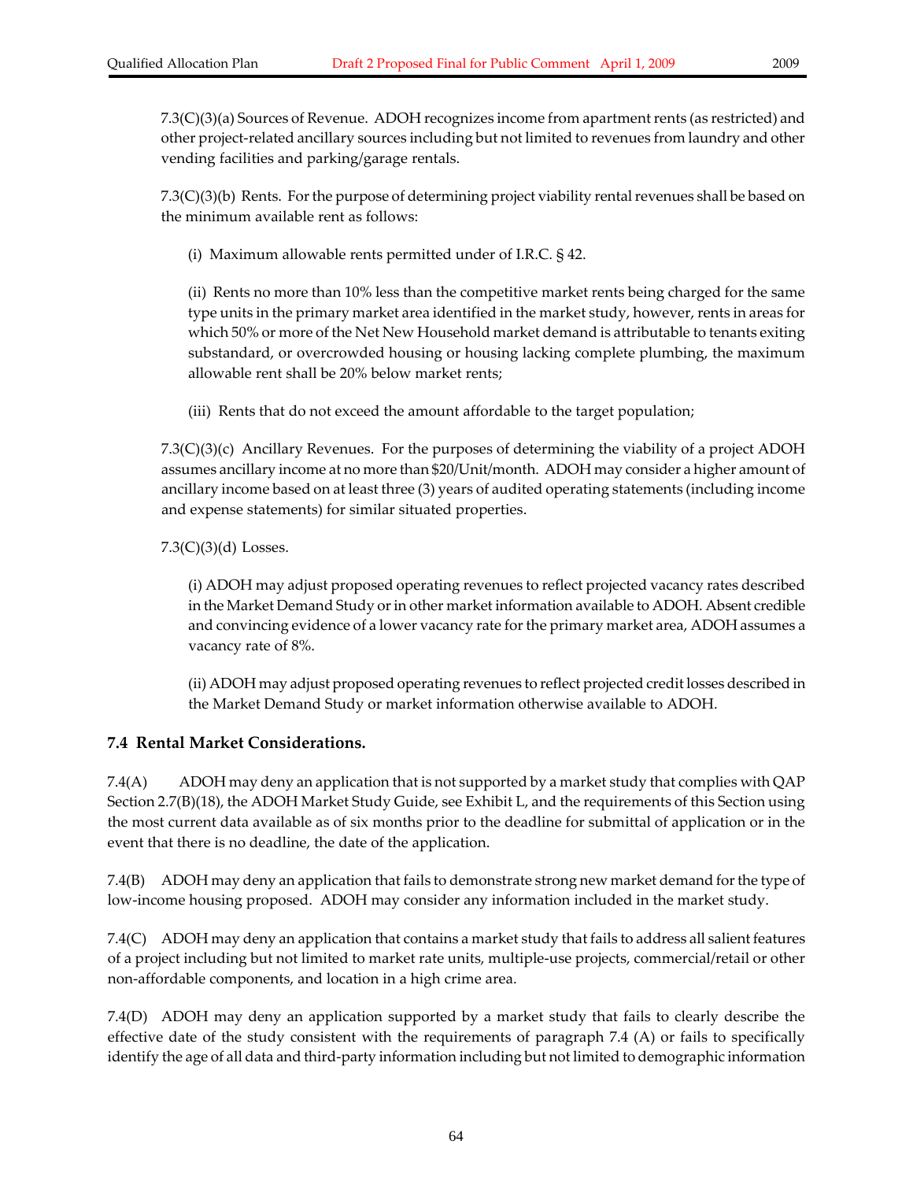7.3(C)(3)(a) Sources of Revenue. ADOH recognizes income from apartment rents (as restricted) and other project-related ancillary sources including but not limited to revenues from laundry and other vending facilities and parking/garage rentals.

7.3(C)(3)(b) Rents. For the purpose of determining project viability rental revenues shall be based on the minimum available rent as follows:

(i) Maximum allowable rents permitted under of I.R.C. § 42.

(ii) Rents no more than 10% less than the competitive market rents being charged for the same type units in the primary market area identified in the market study, however, rents in areas for which 50% or more of the Net New Household market demand is attributable to tenants exiting substandard, or overcrowded housing or housing lacking complete plumbing, the maximum allowable rent shall be 20% below market rents;

(iii) Rents that do not exceed the amount affordable to the target population;

7.3(C)(3)(c) Ancillary Revenues. For the purposes of determining the viability of a project ADOH assumes ancillary income at no more than $20/Unit/month. ADOH may consider a higher amount of ancillary income based on at least three (3) years of audited operating statements (including income and expense statements) for similar situated properties.

7.3(C)(3)(d) Losses.

(i) ADOH may adjust proposed operating revenues to reflect projected vacancy rates described in the Market Demand Study or in other market information available to ADOH. Absent credible and convincing evidence of a lower vacancy rate for the primary market area, ADOH assumes a vacancy rate of 8%.

(ii) ADOH may adjust proposed operating revenues to reflect projected credit losses described in the Market Demand Study or market information otherwise available to ADOH.

### 7.4 Rental Market Considerations.

7.4(A) ADOH may deny an application that is not supported by a market study that complies with QAP Section 2.7(B)(18), the ADOH Market Study Guide, see Exhibit L, and the requirements of this Section using the most current data available as of six months prior to the deadline for submittal of application or in the event that there is no deadline, the date of the application.

7.4(B) ADOH may deny an application that fails to demonstrate strong new market demand for the type of low-income housing proposed. ADOH may consider any information included in the market study.

7.4(C) ADOH may deny an application that contains a market study that fails to address all salient features of a project including but not limited to market rate units, multiple-use projects, commercial/retail or other non-affordable components, and location in a high crime area.

7.4(D) ADOH may deny an application supported by a market study that fails to clearly describe the effective date of the study consistent with the requirements of paragraph 7.4 (A) or fails to specifically identify the age of all data and third-party information including but not limited to demographic information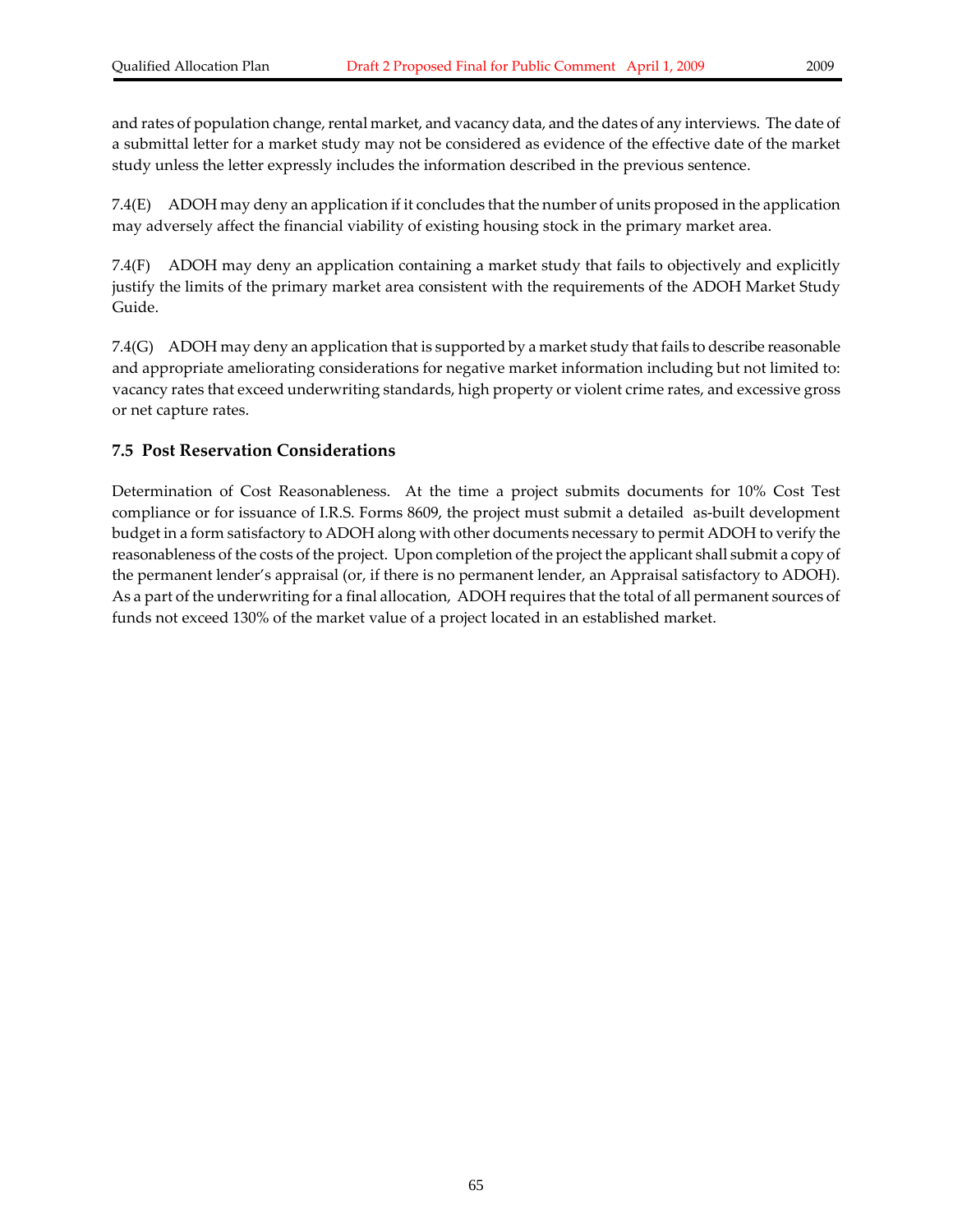and rates of population change, rental market, and vacancy data, and the dates of any interviews. The date of a submittal letter for a market study may not be considered as evidence of the effective date of the market study unless the letter expressly includes the information described in the previous sentence.

7.4(E) ADOH may deny an application if it concludes that the number of units proposed in the application may adversely affect the financial viability of existing housing stock in the primary market area.

7.4(F) ADOH may deny an application containing a market study that fails to objectively and explicitly justify the limits of the primary market area consistent with the requirements of the ADOH Market Study Guide.

7.4(G) ADOH may deny an application that is supported by a market study that fails to describe reasonable and appropriate ameliorating considerations for negative market information including but not limited to: vacancy rates that exceed underwriting standards, high property or violent crime rates, and excessive gross or net capture rates.

### 7.5 Post Reservation Considerations

Determination of Cost Reasonableness. At the time a project submits documents for 10% Cost Test compliance or for issuance of I.R.S. Forms 8609, the project must submit a detailed as-built development budget in a form satisfactory to ADOH along with other documents necessary to permit ADOH to verify the reasonableness of the costs of the project. Upon completion of the project the applicant shall submit a copy of the permanent lender's appraisal (or, if there is no permanent lender, an Appraisal satisfactory to ADOH). As a part of the underwriting for a final allocation, ADOH requires that the total of all permanent sources of funds not exceed 130% of the market value of a project located in an established market.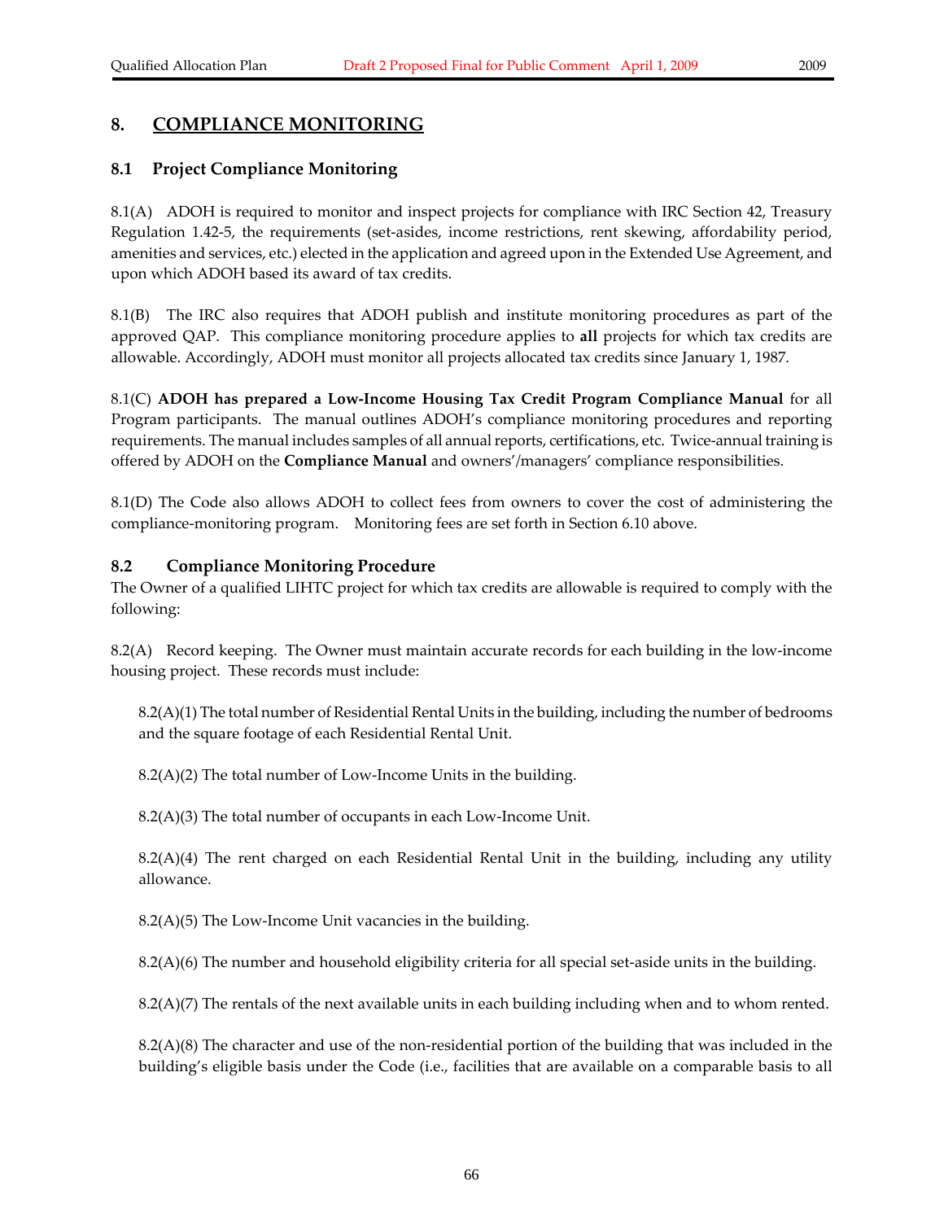## 8. COMPLIANCE MONITORING

### 8.1 Project Compliance Monitoring

8.1(A) ADOH is required to monitor and inspect projects for compliance with IRC Section 42, Treasury Regulation 1.42-5, the requirements (set-asides, income restrictions, rent skewing, affordability period, amenities and services, etc.) elected in the application and agreed upon in the Extended Use Agreement, and upon which ADOH based its award of tax credits.

8.1(B) The IRC also requires that ADOH publish and institute monitoring procedures as part of the approved QAP. This compliance monitoring procedure applies to **all** projects for which tax credits are allowable. Accordingly, ADOH must monitor all projects allocated tax credits since January 1, 1987.

8.1(C) **ADOH has prepared a Low-Income Housing Tax Credit Program Compliance Manual** for all Program participants. The manual outlines ADOH's compliance monitoring procedures and reporting requirements. The manual includes samples of all annual reports, certifications, etc. Twice-annual training is offered by ADOH on the **Compliance Manual** and owners'/managers' compliance responsibilities.

8.1(D) The Code also allows ADOH to collect fees from owners to cover the cost of administering the compliance-monitoring program. Monitoring fees are set forth in Section 6.10 above.

### 8.2 Compliance Monitoring Procedure

The Owner of a qualified LIHTC project for which tax credits are allowable is required to comply with the following:

8.2(A) Record keeping. The Owner must maintain accurate records for each building in the low-income housing project. These records must include:

> 8.2(A)(1) The total number of Residential Rental Units in the building, including the number of bedrooms and the square footage of each Residential Rental Unit.
>
> 8.2(A)(2) The total number of Low-Income Units in the building.
>
> 8.2(A)(3) The total number of occupants in each Low-Income Unit.
>
> 8.2(A)(4) The rent charged on each Residential Rental Unit in the building, including any utility allowance.
>
> 8.2(A)(5) The Low-Income Unit vacancies in the building.
>
> 8.2(A)(6) The number and household eligibility criteria for all special set-aside units in the building.
>
> 8.2(A)(7) The rentals of the next available units in each building including when and to whom rented.
>
> 8.2(A)(8) The character and use of the non-residential portion of the building that was included in the building's eligible basis under the Code (i.e., facilities that are available on a comparable basis to all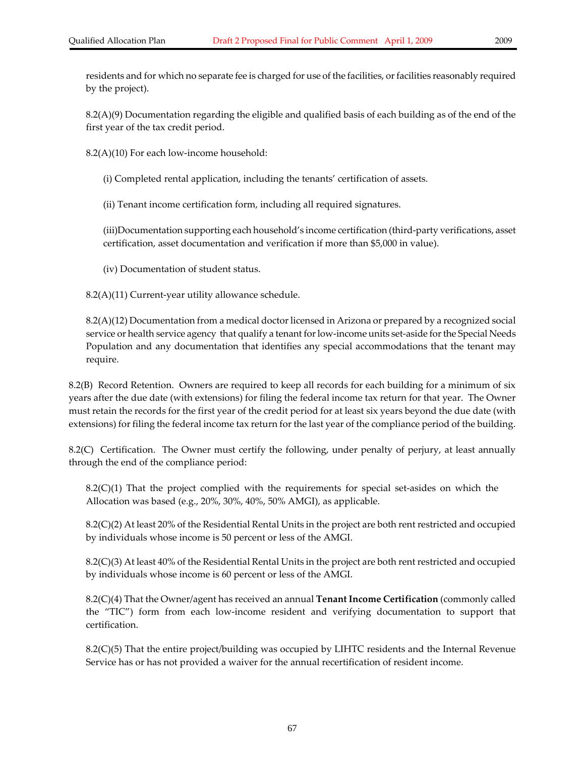residents and for which no separate fee is charged for use of the facilities, or facilities reasonably required by the project).

8.2(A)(9) Documentation regarding the eligible and qualified basis of each building as of the end of the first year of the tax credit period.

8.2(A)(10) For each low-income household:

(i) Completed rental application, including the tenants' certification of assets.

(ii) Tenant income certification form, including all required signatures.

(iii)Documentation supporting each household's income certification (third-party verifications, asset certification, asset documentation and verification if more than $5,000 in value).

(iv) Documentation of student status.

8.2(A)(11) Current-year utility allowance schedule.

8.2(A)(12) Documentation from a medical doctor licensed in Arizona or prepared by a recognized social service or health service agency that qualify a tenant for low-income units set-aside for the Special Needs Population and any documentation that identifies any special accommodations that the tenant may require.

8.2(B) Record Retention. Owners are required to keep all records for each building for a minimum of six years after the due date (with extensions) for filing the federal income tax return for that year. The Owner must retain the records for the first year of the credit period for at least six years beyond the due date (with extensions) for filing the federal income tax return for the last year of the compliance period of the building.

8.2(C) Certification. The Owner must certify the following, under penalty of perjury, at least annually through the end of the compliance period:

8.2(C)(1) That the project complied with the requirements for special set-asides on which the Allocation was based (e.g., 20%, 30%, 40%, 50% AMGI), as applicable.

8.2(C)(2) At least 20% of the Residential Rental Units in the project are both rent restricted and occupied by individuals whose income is 50 percent or less of the AMGI.

8.2(C)(3) At least 40% of the Residential Rental Units in the project are both rent restricted and occupied by individuals whose income is 60 percent or less of the AMGI.

8.2(C)(4) That the Owner/agent has received an annual **Tenant Income Certification** (commonly called the "TIC") form from each low-income resident and verifying documentation to support that certification.

8.2(C)(5) That the entire project/building was occupied by LIHTC residents and the Internal Revenue Service has or has not provided a waiver for the annual recertification of resident income.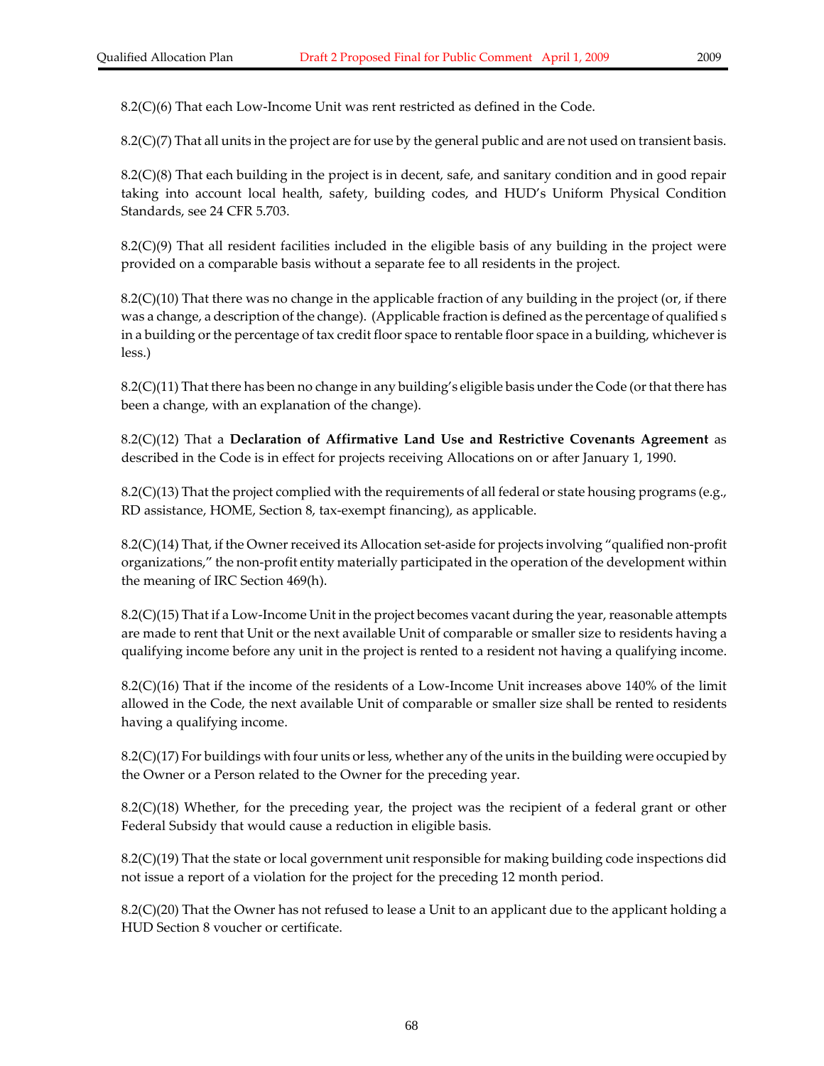8.2(C)(6) That each Low-Income Unit was rent restricted as defined in the Code.

8.2(C)(7) That all units in the project are for use by the general public and are not used on transient basis.

8.2(C)(8) That each building in the project is in decent, safe, and sanitary condition and in good repair taking into account local health, safety, building codes, and HUD's Uniform Physical Condition Standards, see 24 CFR 5.703.

8.2(C)(9) That all resident facilities included in the eligible basis of any building in the project were provided on a comparable basis without a separate fee to all residents in the project.

8.2(C)(10) That there was no change in the applicable fraction of any building in the project (or, if there was a change, a description of the change). (Applicable fraction is defined as the percentage of qualified s in a building or the percentage of tax credit floor space to rentable floor space in a building, whichever is less.)

8.2(C)(11) That there has been no change in any building's eligible basis under the Code (or that there has been a change, with an explanation of the change).

8.2(C)(12) That a **Declaration of Affirmative Land Use and Restrictive Covenants Agreement** as described in the Code is in effect for projects receiving Allocations on or after January 1, 1990.

8.2(C)(13) That the project complied with the requirements of all federal or state housing programs (e.g., RD assistance, HOME, Section 8, tax-exempt financing), as applicable.

8.2(C)(14) That, if the Owner received its Allocation set-aside for projects involving "qualified non-profit organizations," the non-profit entity materially participated in the operation of the development within the meaning of IRC Section 469(h).

8.2(C)(15) That if a Low-Income Unit in the project becomes vacant during the year, reasonable attempts are made to rent that Unit or the next available Unit of comparable or smaller size to residents having a qualifying income before any unit in the project is rented to a resident not having a qualifying income.

8.2(C)(16) That if the income of the residents of a Low-Income Unit increases above 140% of the limit allowed in the Code, the next available Unit of comparable or smaller size shall be rented to residents having a qualifying income.

8.2(C)(17) For buildings with four units or less, whether any of the units in the building were occupied by the Owner or a Person related to the Owner for the preceding year.

8.2(C)(18) Whether, for the preceding year, the project was the recipient of a federal grant or other Federal Subsidy that would cause a reduction in eligible basis.

8.2(C)(19) That the state or local government unit responsible for making building code inspections did not issue a report of a violation for the project for the preceding 12 month period.

8.2(C)(20) That the Owner has not refused to lease a Unit to an applicant due to the applicant holding a HUD Section 8 voucher or certificate.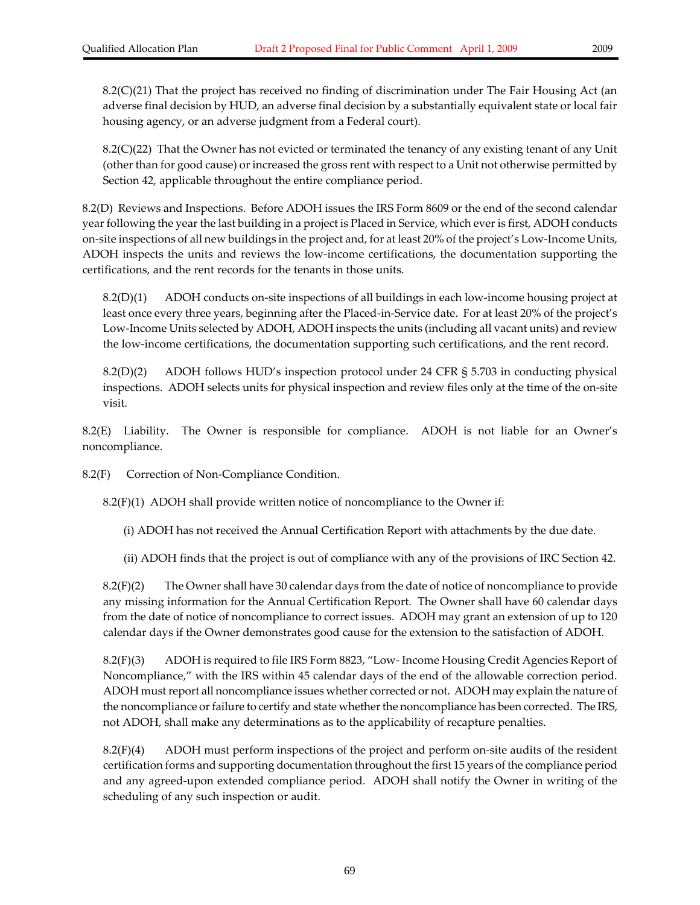8.2(C)(21) That the project has received no finding of discrimination under The Fair Housing Act (an adverse final decision by HUD, an adverse final decision by a substantially equivalent state or local fair housing agency, or an adverse judgment from a Federal court).

8.2(C)(22) That the Owner has not evicted or terminated the tenancy of any existing tenant of any Unit (other than for good cause) or increased the gross rent with respect to a Unit not otherwise permitted by Section 42, applicable throughout the entire compliance period.

8.2(D) Reviews and Inspections. Before ADOH issues the IRS Form 8609 or the end of the second calendar year following the year the last building in a project is Placed in Service, which ever is first, ADOH conducts on-site inspections of all new buildings in the project and, for at least 20% of the project's Low-Income Units, ADOH inspects the units and reviews the low-income certifications, the documentation supporting the certifications, and the rent records for the tenants in those units.

8.2(D)(1) ADOH conducts on-site inspections of all buildings in each low-income housing project at least once every three years, beginning after the Placed-in-Service date. For at least 20% of the project's Low-Income Units selected by ADOH, ADOH inspects the units (including all vacant units) and review the low-income certifications, the documentation supporting such certifications, and the rent record.

8.2(D)(2) ADOH follows HUD's inspection protocol under 24 CFR § 5.703 in conducting physical inspections. ADOH selects units for physical inspection and review files only at the time of the on-site visit.

8.2(E) Liability. The Owner is responsible for compliance. ADOH is not liable for an Owner's noncompliance.

8.2(F) Correction of Non-Compliance Condition.

8.2(F)(1) ADOH shall provide written notice of noncompliance to the Owner if:

(i) ADOH has not received the Annual Certification Report with attachments by the due date.

(ii) ADOH finds that the project is out of compliance with any of the provisions of IRC Section 42.

8.2(F)(2) The Owner shall have 30 calendar days from the date of notice of noncompliance to provide any missing information for the Annual Certification Report. The Owner shall have 60 calendar days from the date of notice of noncompliance to correct issues. ADOH may grant an extension of up to 120 calendar days if the Owner demonstrates good cause for the extension to the satisfaction of ADOH.

8.2(F)(3) ADOH is required to file IRS Form 8823, "Low- Income Housing Credit Agencies Report of Noncompliance," with the IRS within 45 calendar days of the end of the allowable correction period. ADOH must report all noncompliance issues whether corrected or not. ADOH may explain the nature of the noncompliance or failure to certify and state whether the noncompliance has been corrected. The IRS, not ADOH, shall make any determinations as to the applicability of recapture penalties.

8.2(F)(4) ADOH must perform inspections of the project and perform on-site audits of the resident certification forms and supporting documentation throughout the first 15 years of the compliance period and any agreed-upon extended compliance period. ADOH shall notify the Owner in writing of the scheduling of any such inspection or audit.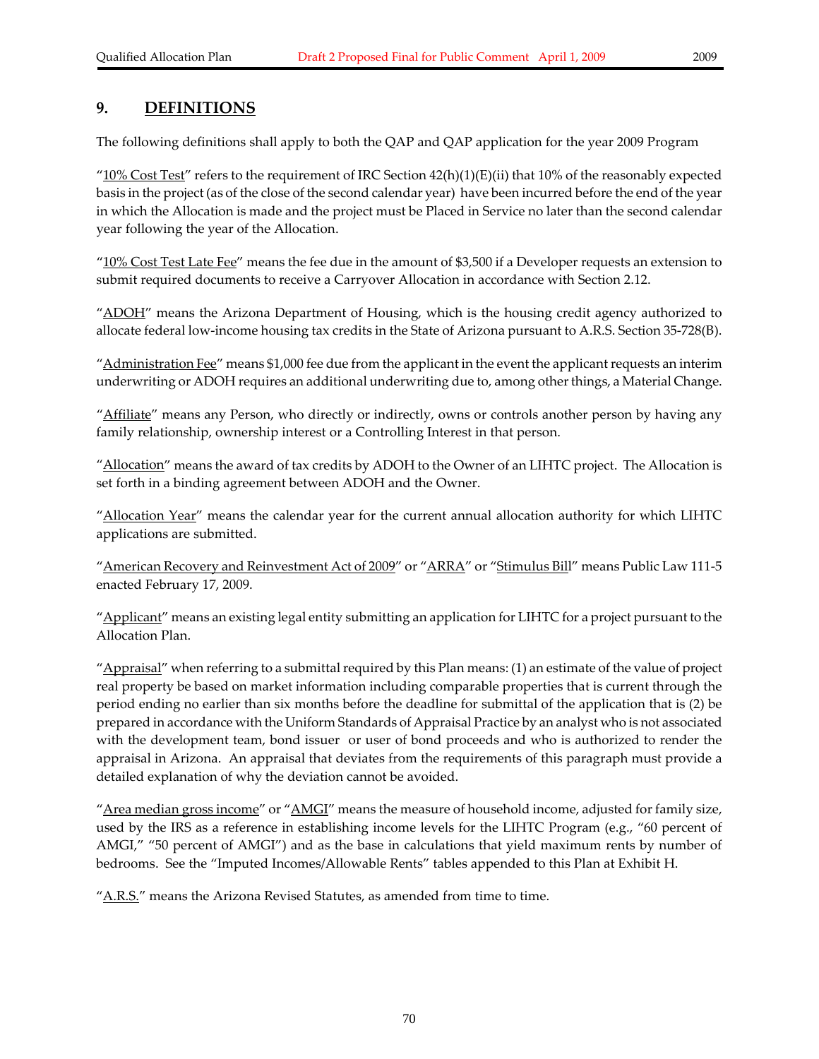## 9. DEFINITIONS

The following definitions shall apply to both the QAP and QAP application for the year 2009 Program

"10% Cost Test" refers to the requirement of IRC Section 42(h)(1)(E)(ii) that 10% of the reasonably expected basis in the project (as of the close of the second calendar year) have been incurred before the end of the year in which the Allocation is made and the project must be Placed in Service no later than the second calendar year following the year of the Allocation.

"10% Cost Test Late Fee" means the fee due in the amount of $3,500 if a Developer requests an extension to submit required documents to receive a Carryover Allocation in accordance with Section 2.12.

"ADOH" means the Arizona Department of Housing, which is the housing credit agency authorized to allocate federal low-income housing tax credits in the State of Arizona pursuant to A.R.S. Section 35-728(B).

"Administration Fee" means $1,000 fee due from the applicant in the event the applicant requests an interim underwriting or ADOH requires an additional underwriting due to, among other things, a Material Change.

"Affiliate" means any Person, who directly or indirectly, owns or controls another person by having any family relationship, ownership interest or a Controlling Interest in that person.

"Allocation" means the award of tax credits by ADOH to the Owner of an LIHTC project. The Allocation is set forth in a binding agreement between ADOH and the Owner.

"Allocation Year" means the calendar year for the current annual allocation authority for which LIHTC applications are submitted.

"American Recovery and Reinvestment Act of 2009" or "ARRA" or "Stimulus Bill" means Public Law 111-5 enacted February 17, 2009.

"Applicant" means an existing legal entity submitting an application for LIHTC for a project pursuant to the Allocation Plan.

"Appraisal" when referring to a submittal required by this Plan means: (1) an estimate of the value of project real property be based on market information including comparable properties that is current through the period ending no earlier than six months before the deadline for submittal of the application that is (2) be prepared in accordance with the Uniform Standards of Appraisal Practice by an analyst who is not associated with the development team, bond issuer or user of bond proceeds and who is authorized to render the appraisal in Arizona. An appraisal that deviates from the requirements of this paragraph must provide a detailed explanation of why the deviation cannot be avoided.

"Area median gross income" or "AMGI" means the measure of household income, adjusted for family size, used by the IRS as a reference in establishing income levels for the LIHTC Program (e.g., "60 percent of AMGI," "50 percent of AMGI") and as the base in calculations that yield maximum rents by number of bedrooms. See the "Imputed Incomes/Allowable Rents" tables appended to this Plan at Exhibit H.

"A.R.S." means the Arizona Revised Statutes, as amended from time to time.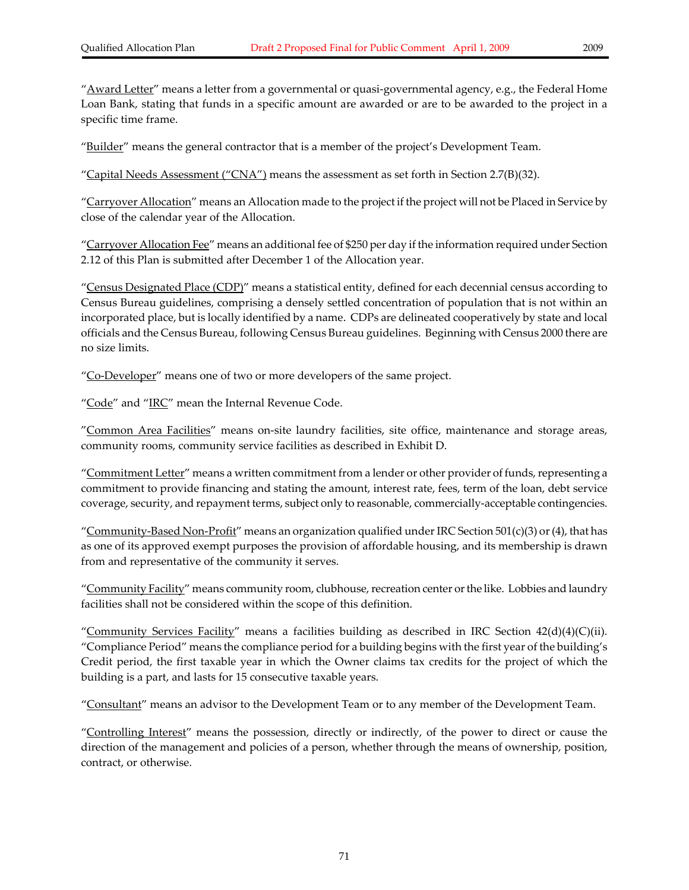"Award Letter" means a letter from a governmental or quasi-governmental agency, e.g., the Federal Home Loan Bank, stating that funds in a specific amount are awarded or are to be awarded to the project in a specific time frame.

"Builder" means the general contractor that is a member of the project's Development Team.

"Capital Needs Assessment ("CNA") means the assessment as set forth in Section 2.7(B)(32).

"Carryover Allocation" means an Allocation made to the project if the project will not be Placed in Service by close of the calendar year of the Allocation.

"Carryover Allocation Fee" means an additional fee of $250 per day if the information required under Section 2.12 of this Plan is submitted after December 1 of the Allocation year.

"Census Designated Place (CDP)" means a statistical entity, defined for each decennial census according to Census Bureau guidelines, comprising a densely settled concentration of population that is not within an incorporated place, but is locally identified by a name. CDPs are delineated cooperatively by state and local officials and the Census Bureau, following Census Bureau guidelines. Beginning with Census 2000 there are no size limits.

"Co-Developer" means one of two or more developers of the same project.

"Code" and "IRC" mean the Internal Revenue Code.

"Common Area Facilities" means on-site laundry facilities, site office, maintenance and storage areas, community rooms, community service facilities as described in Exhibit D.

"Commitment Letter" means a written commitment from a lender or other provider of funds, representing a commitment to provide financing and stating the amount, interest rate, fees, term of the loan, debt service coverage, security, and repayment terms, subject only to reasonable, commercially-acceptable contingencies.

"Community-Based Non-Profit" means an organization qualified under IRC Section 501(c)(3) or (4), that has as one of its approved exempt purposes the provision of affordable housing, and its membership is drawn from and representative of the community it serves.

"Community Facility" means community room, clubhouse, recreation center or the like. Lobbies and laundry facilities shall not be considered within the scope of this definition.

"Community Services Facility" means a facilities building as described in IRC Section 42(d)(4)(C)(ii). "Compliance Period" means the compliance period for a building begins with the first year of the building's Credit period, the first taxable year in which the Owner claims tax credits for the project of which the building is a part, and lasts for 15 consecutive taxable years.

"Consultant" means an advisor to the Development Team or to any member of the Development Team.

"Controlling Interest" means the possession, directly or indirectly, of the power to direct or cause the direction of the management and policies of a person, whether through the means of ownership, position, contract, or otherwise.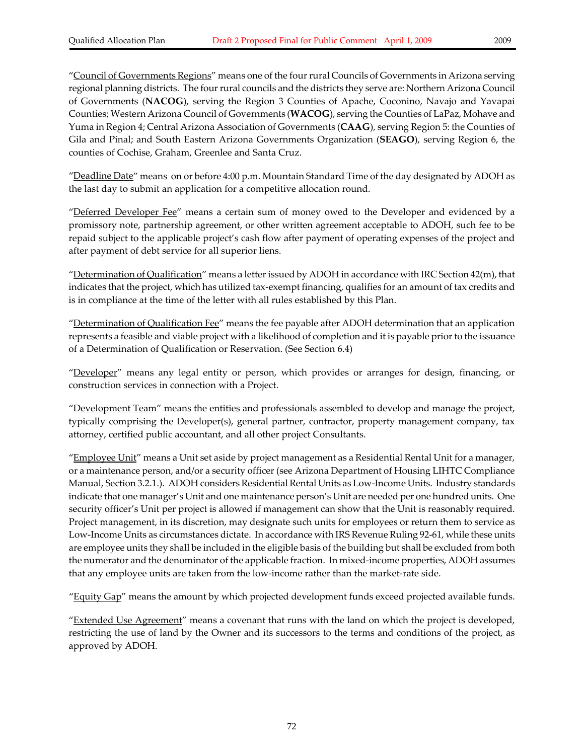"Council of Governments Regions" means one of the four rural Councils of Governments in Arizona serving regional planning districts. The four rural councils and the districts they serve are: Northern Arizona Council of Governments (**NACOG**), serving the Region 3 Counties of Apache, Coconino, Navajo and Yavapai Counties; Western Arizona Council of Governments (**WACOG**), serving the Counties of LaPaz, Mohave and Yuma in Region 4; Central Arizona Association of Governments (**CAAG**), serving Region 5: the Counties of Gila and Pinal; and South Eastern Arizona Governments Organization (**SEAGO**), serving Region 6, the counties of Cochise, Graham, Greenlee and Santa Cruz.

"Deadline Date" means on or before 4:00 p.m. Mountain Standard Time of the day designated by ADOH as the last day to submit an application for a competitive allocation round.

"Deferred Developer Fee" means a certain sum of money owed to the Developer and evidenced by a promissory note, partnership agreement, or other written agreement acceptable to ADOH, such fee to be repaid subject to the applicable project's cash flow after payment of operating expenses of the project and after payment of debt service for all superior liens.

"Determination of Qualification" means a letter issued by ADOH in accordance with IRC Section 42(m), that indicates that the project, which has utilized tax-exempt financing, qualifies for an amount of tax credits and is in compliance at the time of the letter with all rules established by this Plan.

"Determination of Qualification Fee" means the fee payable after ADOH determination that an application represents a feasible and viable project with a likelihood of completion and it is payable prior to the issuance of a Determination of Qualification or Reservation. (See Section 6.4)

"Developer" means any legal entity or person, which provides or arranges for design, financing, or construction services in connection with a Project.

"Development Team" means the entities and professionals assembled to develop and manage the project, typically comprising the Developer(s), general partner, contractor, property management company, tax attorney, certified public accountant, and all other project Consultants.

"Employee Unit" means a Unit set aside by project management as a Residential Rental Unit for a manager, or a maintenance person, and/or a security officer (see Arizona Department of Housing LIHTC Compliance Manual, Section 3.2.1.). ADOH considers Residential Rental Units as Low-Income Units. Industry standards indicate that one manager's Unit and one maintenance person's Unit are needed per one hundred units. One security officer's Unit per project is allowed if management can show that the Unit is reasonably required. Project management, in its discretion, may designate such units for employees or return them to service as Low-Income Units as circumstances dictate. In accordance with IRS Revenue Ruling 92-61, while these units are employee units they shall be included in the eligible basis of the building but shall be excluded from both the numerator and the denominator of the applicable fraction. In mixed-income properties, ADOH assumes that any employee units are taken from the low-income rather than the market-rate side.

"Equity Gap" means the amount by which projected development funds exceed projected available funds.

"Extended Use Agreement" means a covenant that runs with the land on which the project is developed, restricting the use of land by the Owner and its successors to the terms and conditions of the project, as approved by ADOH.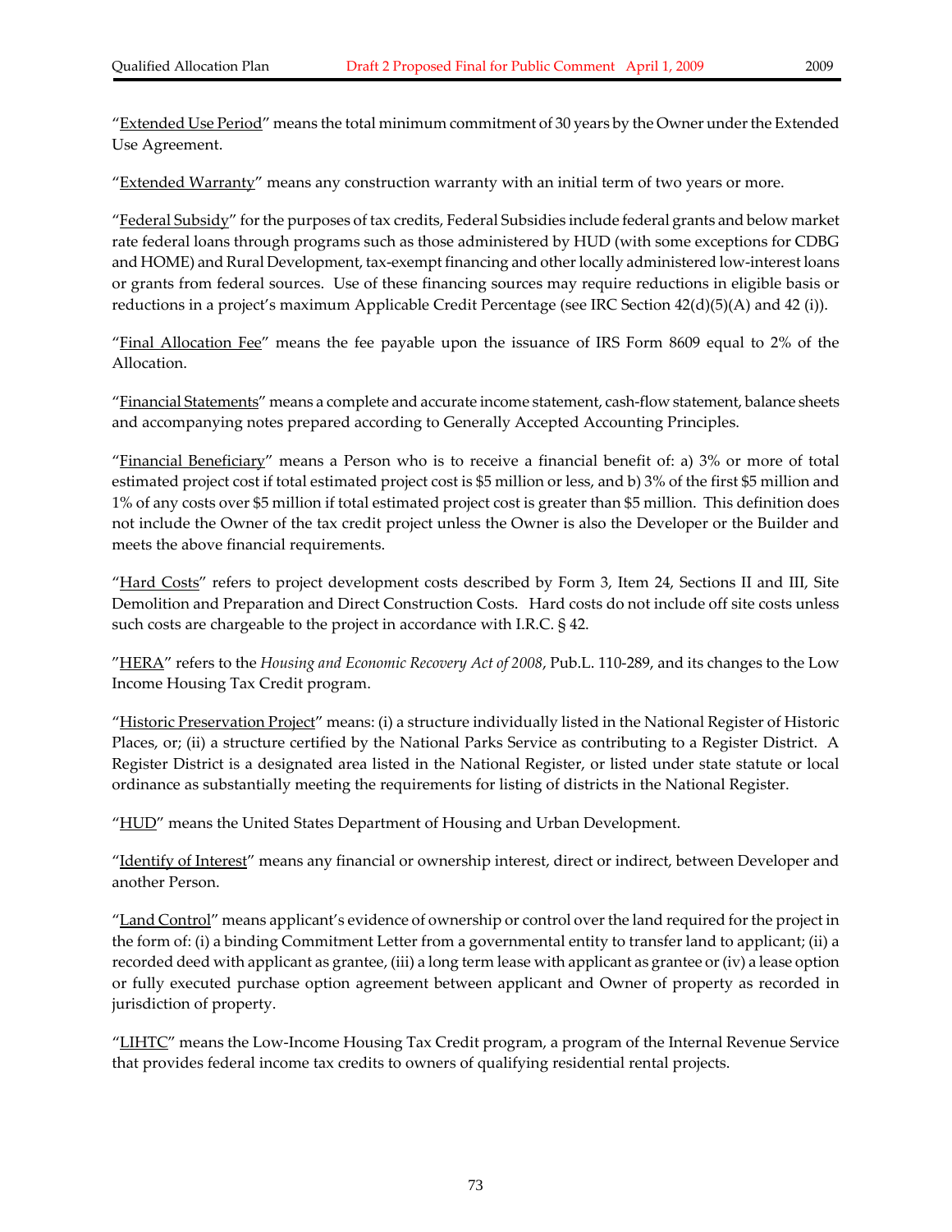"<u>Extended Use Period</u>" means the total minimum commitment of 30 years by the Owner under the Extended Use Agreement.

"<u>Extended Warranty</u>" means any construction warranty with an initial term of two years or more.

"<u>Federal Subsidy</u>" for the purposes of tax credits, Federal Subsidies include federal grants and below market rate federal loans through programs such as those administered by HUD (with some exceptions for CDBG and HOME) and Rural Development, tax-exempt financing and other locally administered low-interest loans or grants from federal sources. Use of these financing sources may require reductions in eligible basis or reductions in a project's maximum Applicable Credit Percentage (see IRC Section 42(d)(5)(A) and 42 (i)).

"<u>Final Allocation Fee</u>" means the fee payable upon the issuance of IRS Form 8609 equal to 2% of the Allocation.

"<u>Financial Statements</u>" means a complete and accurate income statement, cash-flow statement, balance sheets and accompanying notes prepared according to Generally Accepted Accounting Principles.

"<u>Financial Beneficiary</u>" means a Person who is to receive a financial benefit of: a) 3% or more of total estimated project cost if total estimated project cost is $5 million or less, and b) 3% of the first $5 million and 1% of any costs over $5 million if total estimated project cost is greater than $5 million. This definition does not include the Owner of the tax credit project unless the Owner is also the Developer or the Builder and meets the above financial requirements.

"<u>Hard Costs</u>" refers to project development costs described by Form 3, Item 24, Sections II and III, Site Demolition and Preparation and Direct Construction Costs. Hard costs do not include off site costs unless such costs are chargeable to the project in accordance with I.R.C. § 42.

"<u>HERA</u>" refers to the *Housing and Economic Recovery Act of 2008*, Pub.L. 110-289, and its changes to the Low Income Housing Tax Credit program.

"<u>Historic Preservation Project</u>" means: (i) a structure individually listed in the National Register of Historic Places, or; (ii) a structure certified by the National Parks Service as contributing to a Register District. A Register District is a designated area listed in the National Register, or listed under state statute or local ordinance as substantially meeting the requirements for listing of districts in the National Register.

"<u>HUD</u>" means the United States Department of Housing and Urban Development.

"<u>Identify of Interest</u>" means any financial or ownership interest, direct or indirect, between Developer and another Person.

"<u>Land Control</u>" means applicant's evidence of ownership or control over the land required for the project in the form of: (i) a binding Commitment Letter from a governmental entity to transfer land to applicant; (ii) a recorded deed with applicant as grantee, (iii) a long term lease with applicant as grantee or (iv) a lease option or fully executed purchase option agreement between applicant and Owner of property as recorded in jurisdiction of property.

"<u>LIHTC</u>" means the Low-Income Housing Tax Credit program, a program of the Internal Revenue Service that provides federal income tax credits to owners of qualifying residential rental projects.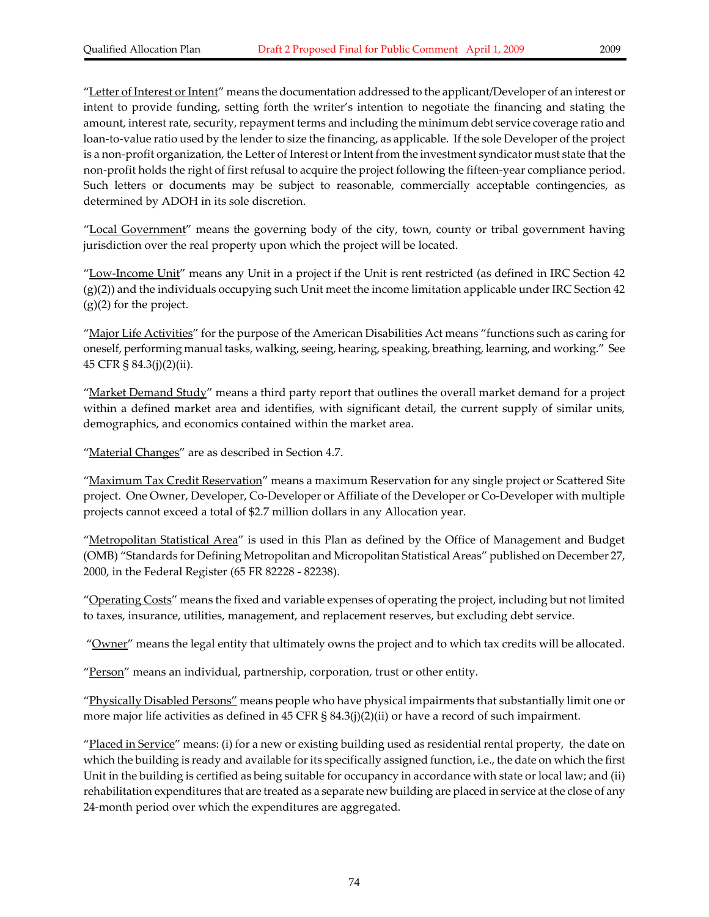"Letter of Interest or Intent" means the documentation addressed to the applicant/Developer of an interest or intent to provide funding, setting forth the writer's intention to negotiate the financing and stating the amount, interest rate, security, repayment terms and including the minimum debt service coverage ratio and loan-to-value ratio used by the lender to size the financing, as applicable. If the sole Developer of the project is a non-profit organization, the Letter of Interest or Intent from the investment syndicator must state that the non-profit holds the right of first refusal to acquire the project following the fifteen-year compliance period. Such letters or documents may be subject to reasonable, commercially acceptable contingencies, as determined by ADOH in its sole discretion.

"Local Government" means the governing body of the city, town, county or tribal government having jurisdiction over the real property upon which the project will be located.

"Low-Income Unit" means any Unit in a project if the Unit is rent restricted (as defined in IRC Section 42 (g)(2)) and the individuals occupying such Unit meet the income limitation applicable under IRC Section 42 (g)(2) for the project.

"Major Life Activities" for the purpose of the American Disabilities Act means "functions such as caring for oneself, performing manual tasks, walking, seeing, hearing, speaking, breathing, learning, and working." See 45 CFR § 84.3(j)(2)(ii).

"Market Demand Study" means a third party report that outlines the overall market demand for a project within a defined market area and identifies, with significant detail, the current supply of similar units, demographics, and economics contained within the market area.

"Material Changes" are as described in Section 4.7.

"Maximum Tax Credit Reservation" means a maximum Reservation for any single project or Scattered Site project. One Owner, Developer, Co-Developer or Affiliate of the Developer or Co-Developer with multiple projects cannot exceed a total of $2.7 million dollars in any Allocation year.

"Metropolitan Statistical Area" is used in this Plan as defined by the Office of Management and Budget (OMB) "Standards for Defining Metropolitan and Micropolitan Statistical Areas" published on December 27, 2000, in the Federal Register (65 FR 82228 - 82238).

"Operating Costs" means the fixed and variable expenses of operating the project, including but not limited to taxes, insurance, utilities, management, and replacement reserves, but excluding debt service.

"Owner" means the legal entity that ultimately owns the project and to which tax credits will be allocated.

"Person" means an individual, partnership, corporation, trust or other entity.

"Physically Disabled Persons" means people who have physical impairments that substantially limit one or more major life activities as defined in 45 CFR § 84.3(j)(2)(ii) or have a record of such impairment.

"Placed in Service" means: (i) for a new or existing building used as residential rental property, the date on which the building is ready and available for its specifically assigned function, i.e., the date on which the first Unit in the building is certified as being suitable for occupancy in accordance with state or local law; and (ii) rehabilitation expenditures that are treated as a separate new building are placed in service at the close of any 24-month period over which the expenditures are aggregated.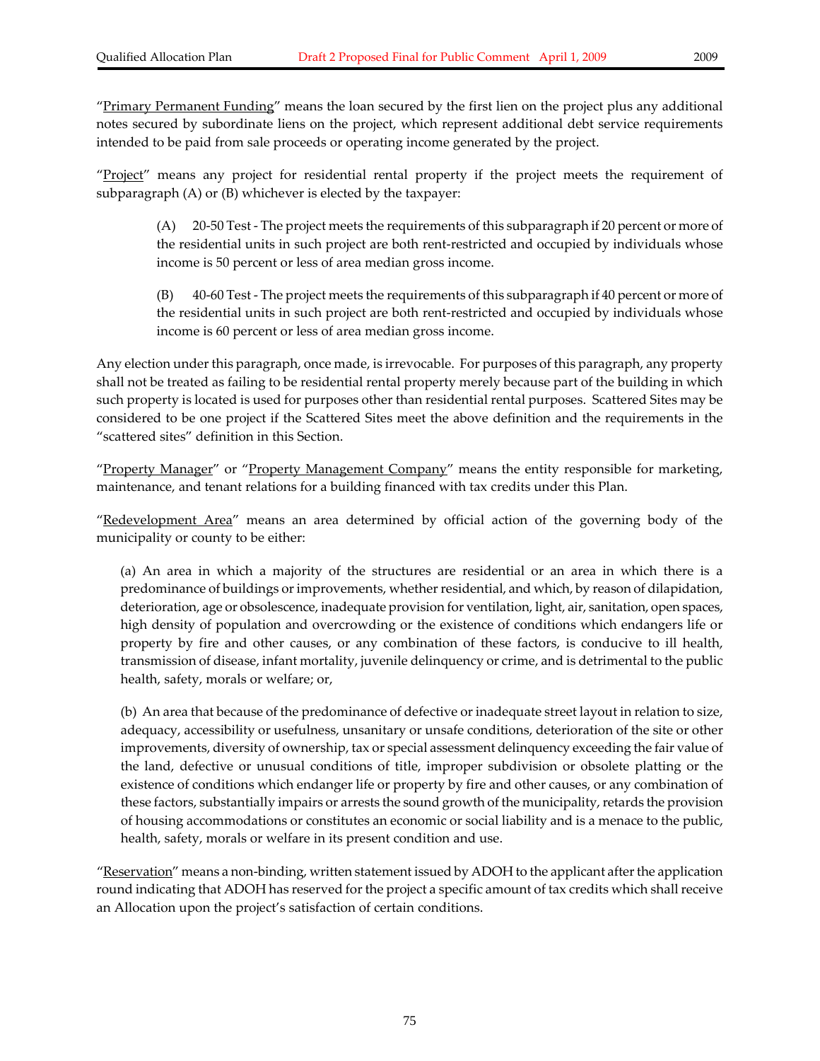"Primary Permanent Funding" means the loan secured by the first lien on the project plus any additional notes secured by subordinate liens on the project, which represent additional debt service requirements intended to be paid from sale proceeds or operating income generated by the project.

"Project" means any project for residential rental property if the project meets the requirement of subparagraph (A) or (B) whichever is elected by the taxpayer:

> (A) 20-50 Test - The project meets the requirements of this subparagraph if 20 percent or more of the residential units in such project are both rent-restricted and occupied by individuals whose income is 50 percent or less of area median gross income.
>
> (B) 40-60 Test - The project meets the requirements of this subparagraph if 40 percent or more of the residential units in such project are both rent-restricted and occupied by individuals whose income is 60 percent or less of area median gross income.

Any election under this paragraph, once made, is irrevocable. For purposes of this paragraph, any property shall not be treated as failing to be residential rental property merely because part of the building in which such property is located is used for purposes other than residential rental purposes. Scattered Sites may be considered to be one project if the Scattered Sites meet the above definition and the requirements in the "scattered sites" definition in this Section.

"Property Manager" or "Property Management Company" means the entity responsible for marketing, maintenance, and tenant relations for a building financed with tax credits under this Plan.

"Redevelopment Area" means an area determined by official action of the governing body of the municipality or county to be either:

> (a) An area in which a majority of the structures are residential or an area in which there is a predominance of buildings or improvements, whether residential, and which, by reason of dilapidation, deterioration, age or obsolescence, inadequate provision for ventilation, light, air, sanitation, open spaces, high density of population and overcrowding or the existence of conditions which endangers life or property by fire and other causes, or any combination of these factors, is conducive to ill health, transmission of disease, infant mortality, juvenile delinquency or crime, and is detrimental to the public health, safety, morals or welfare; or,
>
> (b) An area that because of the predominance of defective or inadequate street layout in relation to size, adequacy, accessibility or usefulness, unsanitary or unsafe conditions, deterioration of the site or other improvements, diversity of ownership, tax or special assessment delinquency exceeding the fair value of the land, defective or unusual conditions of title, improper subdivision or obsolete platting or the existence of conditions which endanger life or property by fire and other causes, or any combination of these factors, substantially impairs or arrests the sound growth of the municipality, retards the provision of housing accommodations or constitutes an economic or social liability and is a menace to the public, health, safety, morals or welfare in its present condition and use.

"Reservation" means a non-binding, written statement issued by ADOH to the applicant after the application round indicating that ADOH has reserved for the project a specific amount of tax credits which shall receive an Allocation upon the project's satisfaction of certain conditions.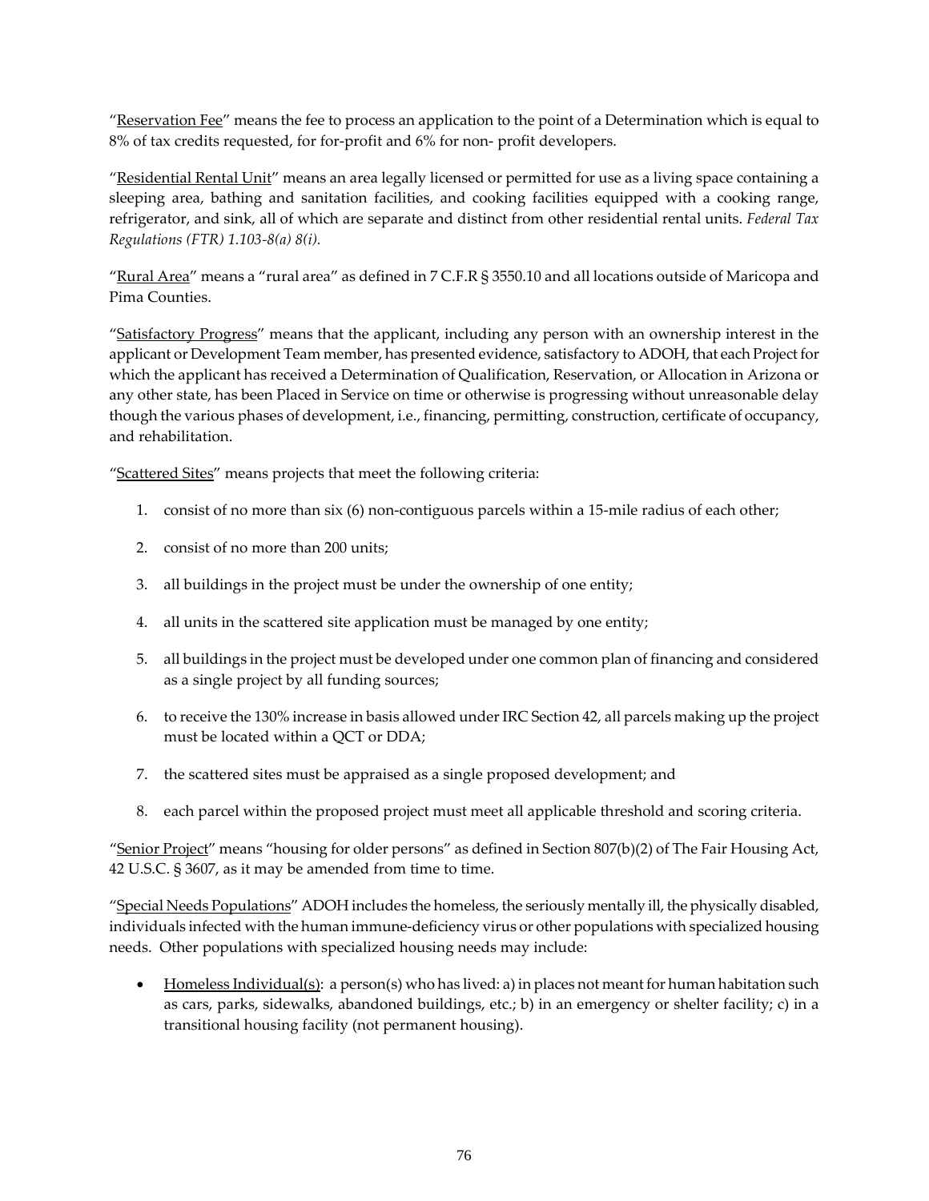"Reservation Fee" means the fee to process an application to the point of a Determination which is equal to 8% of tax credits requested, for for-profit and 6% for non- profit developers.

"Residential Rental Unit" means an area legally licensed or permitted for use as a living space containing a sleeping area, bathing and sanitation facilities, and cooking facilities equipped with a cooking range, refrigerator, and sink, all of which are separate and distinct from other residential rental units. *Federal Tax Regulations (FTR) 1.103-8(a) 8(i).*

"Rural Area" means a "rural area" as defined in 7 C.F.R § 3550.10 and all locations outside of Maricopa and Pima Counties.

"Satisfactory Progress" means that the applicant, including any person with an ownership interest in the applicant or Development Team member, has presented evidence, satisfactory to ADOH, that each Project for which the applicant has received a Determination of Qualification, Reservation, or Allocation in Arizona or any other state, has been Placed in Service on time or otherwise is progressing without unreasonable delay though the various phases of development, i.e., financing, permitting, construction, certificate of occupancy, and rehabilitation.

"Scattered Sites" means projects that meet the following criteria:

1. consist of no more than six (6) non-contiguous parcels within a 15-mile radius of each other;
2. consist of no more than 200 units;
3. all buildings in the project must be under the ownership of one entity;
4. all units in the scattered site application must be managed by one entity;
5. all buildings in the project must be developed under one common plan of financing and considered as a single project by all funding sources;
6. to receive the 130% increase in basis allowed under IRC Section 42, all parcels making up the project must be located within a QCT or DDA;
7. the scattered sites must be appraised as a single proposed development; and
8. each parcel within the proposed project must meet all applicable threshold and scoring criteria.

"Senior Project" means "housing for older persons" as defined in Section 807(b)(2) of The Fair Housing Act, 42 U.S.C. § 3607, as it may be amended from time to time.

"Special Needs Populations" ADOH includes the homeless, the seriously mentally ill, the physically disabled, individuals infected with the human immune-deficiency virus or other populations with specialized housing needs. Other populations with specialized housing needs may include:

- Homeless Individual(s): a person(s) who has lived: a) in places not meant for human habitation such as cars, parks, sidewalks, abandoned buildings, etc.; b) in an emergency or shelter facility; c) in a transitional housing facility (not permanent housing).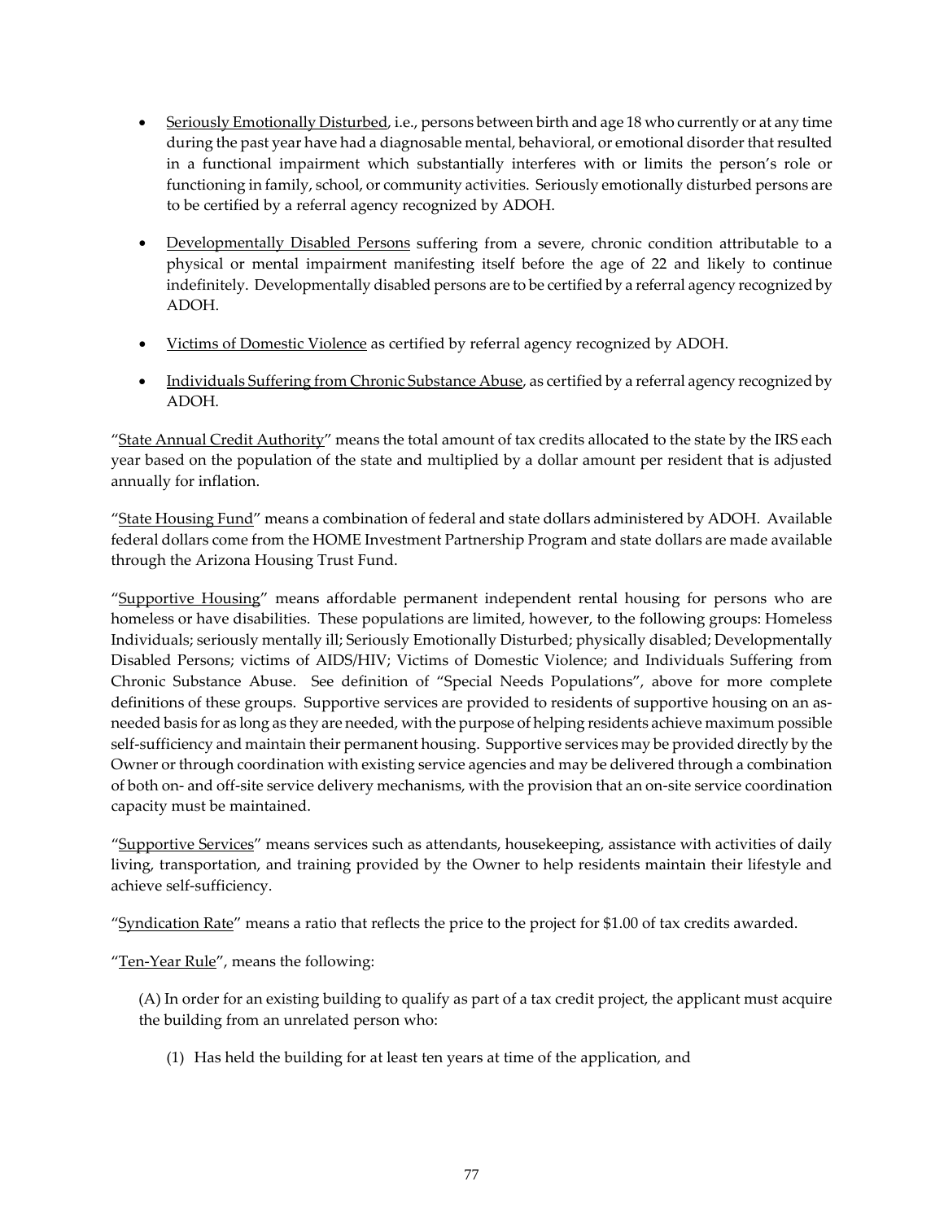- Seriously Emotionally Disturbed, i.e., persons between birth and age 18 who currently or at any time during the past year have had a diagnosable mental, behavioral, or emotional disorder that resulted in a functional impairment which substantially interferes with or limits the person's role or functioning in family, school, or community activities. Seriously emotionally disturbed persons are to be certified by a referral agency recognized by ADOH.

- Developmentally Disabled Persons suffering from a severe, chronic condition attributable to a physical or mental impairment manifesting itself before the age of 22 and likely to continue indefinitely. Developmentally disabled persons are to be certified by a referral agency recognized by ADOH.

- Victims of Domestic Violence as certified by referral agency recognized by ADOH.

- Individuals Suffering from Chronic Substance Abuse, as certified by a referral agency recognized by ADOH.

"State Annual Credit Authority" means the total amount of tax credits allocated to the state by the IRS each year based on the population of the state and multiplied by a dollar amount per resident that is adjusted annually for inflation.

"State Housing Fund" means a combination of federal and state dollars administered by ADOH. Available federal dollars come from the HOME Investment Partnership Program and state dollars are made available through the Arizona Housing Trust Fund.

"Supportive Housing" means affordable permanent independent rental housing for persons who are homeless or have disabilities. These populations are limited, however, to the following groups: Homeless Individuals; seriously mentally ill; Seriously Emotionally Disturbed; physically disabled; Developmentally Disabled Persons; victims of AIDS/HIV; Victims of Domestic Violence; and Individuals Suffering from Chronic Substance Abuse. See definition of "Special Needs Populations", above for more complete definitions of these groups. Supportive services are provided to residents of supportive housing on an as-needed basis for as long as they are needed, with the purpose of helping residents achieve maximum possible self-sufficiency and maintain their permanent housing. Supportive services may be provided directly by the Owner or through coordination with existing service agencies and may be delivered through a combination of both on- and off-site service delivery mechanisms, with the provision that an on-site service coordination capacity must be maintained.

"Supportive Services" means services such as attendants, housekeeping, assistance with activities of daily living, transportation, and training provided by the Owner to help residents maintain their lifestyle and achieve self-sufficiency.

"Syndication Rate" means a ratio that reflects the price to the project for $1.00 of tax credits awarded.

"Ten-Year Rule", means the following:

(A) In order for an existing building to qualify as part of a tax credit project, the applicant must acquire the building from an unrelated person who:

(1) Has held the building for at least ten years at time of the application, and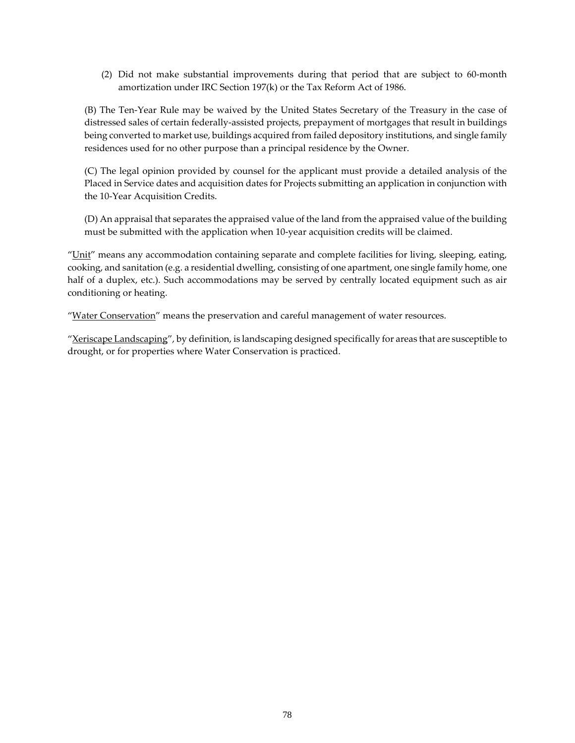(2) Did not make substantial improvements during that period that are subject to 60-month amortization under IRC Section 197(k) or the Tax Reform Act of 1986.

(B) The Ten-Year Rule may be waived by the United States Secretary of the Treasury in the case of distressed sales of certain federally-assisted projects, prepayment of mortgages that result in buildings being converted to market use, buildings acquired from failed depository institutions, and single family residences used for no other purpose than a principal residence by the Owner.

(C) The legal opinion provided by counsel for the applicant must provide a detailed analysis of the Placed in Service dates and acquisition dates for Projects submitting an application in conjunction with the 10-Year Acquisition Credits.

(D) An appraisal that separates the appraised value of the land from the appraised value of the building must be submitted with the application when 10-year acquisition credits will be claimed.

"Unit" means any accommodation containing separate and complete facilities for living, sleeping, eating, cooking, and sanitation (e.g. a residential dwelling, consisting of one apartment, one single family home, one half of a duplex, etc.). Such accommodations may be served by centrally located equipment such as air conditioning or heating.

"Water Conservation" means the preservation and careful management of water resources.

"Xeriscape Landscaping", by definition, is landscaping designed specifically for areas that are susceptible to drought, or for properties where Water Conservation is practiced.